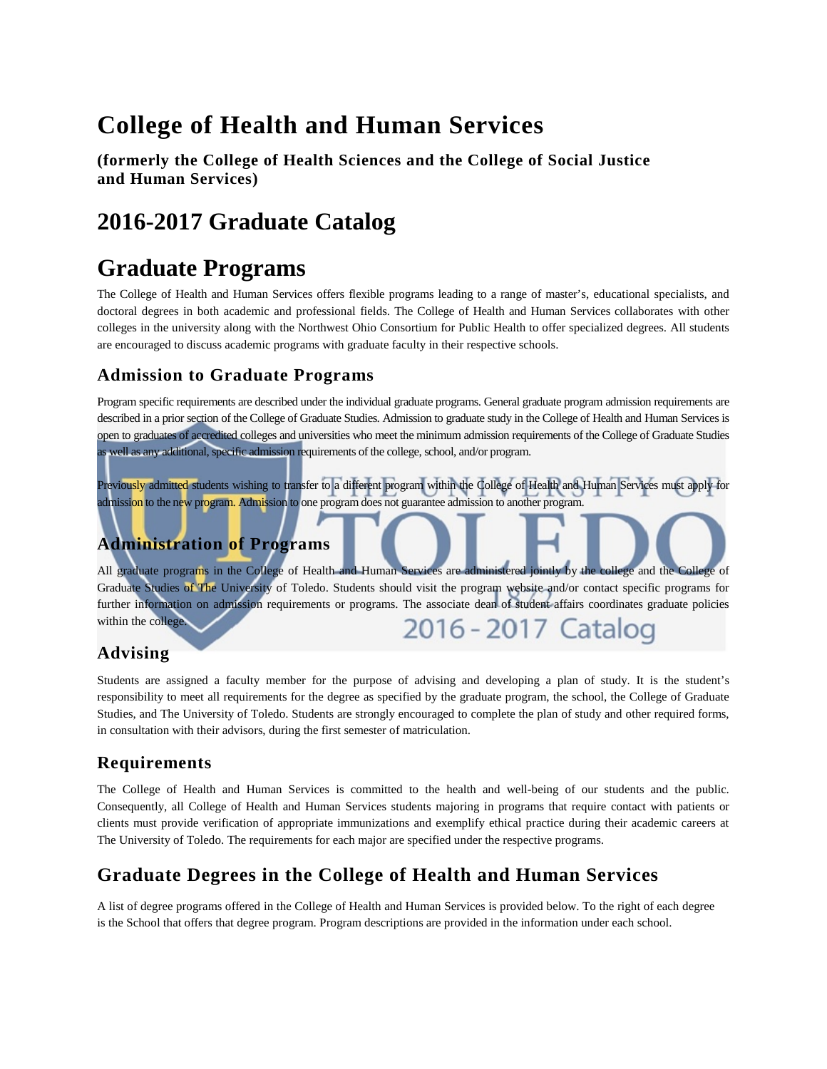# College of Health and Human Services

**(formerly the College of Health Sciences and the College of Social Justice and Human Services)**

# 2016-2017 Graduate Catalog

# Graduate Programs

The College of Health and Human Services offers flexible programs leading to a range of master's, educational specialists, and doctoral degrees in both academic and professional fields. The College of Health and Human Services collaborates with other colleges in the university along with the Northwest Ohio Consortium for Public Health to offer specialized degrees. All students are encouraged to discuss academic programs with graduate faculty in their respective schools.

## Admission to Graduate Programs

Program specific requirements are described under the individual graduate programs. General graduate program admission requirements are described in a prior section of the College of Graduate Studies. Admission to graduate study in the College of Health and Human Services is open to graduates of accredited colleges and universities who meet the minimum admission requirements of the College of Graduate Studies as well as any additional, specific admission requirements of the college, school, and/or program.

Previously admitted students wishing to transfer to a different program within the College of Health and Human Services must apply for admission to the new program. Admission to one program does not guarantee admission to another program.

## Administration of Programs

All graduate programs in the College of Health and Human Services are administered jointly by the college and the College of Graduate Studies of The University of Toledo. Students should visit the program website and/or contact specific programs for further information on admission requirements or programs. The associate dean of student affairs coordinates graduate policies within the college.

## Advising

Students are assigned a faculty member for the purpose of advising and developing a plan of study. It is the student's responsibility to meet all requirements for the degree as specified by the graduate program, the school, the College of Graduate Studies, and The University of Toledo. Students are strongly encouraged to complete the plan of study and other required forms, in consultation with their advisors, during the first semester of matriculation.

## Requirements

The College of Health and Human Services is committed to the health and well-being of our students and the public. Consequently, all College of Health and Human Services students majoring in programs that require contact with patients or clients must provide verification of appropriate immunizations and exemplify ethical practice during their academic careers at The University of Toledo. The requirements for each major are specified under the respective programs.

## Graduate Degrees in the College of Health and Human Services

A list of degree programs offered in the College of Health and Human Services is provided below. To the right of each degree is the School that offers that degree program. Program descriptions are provided in the information under each school.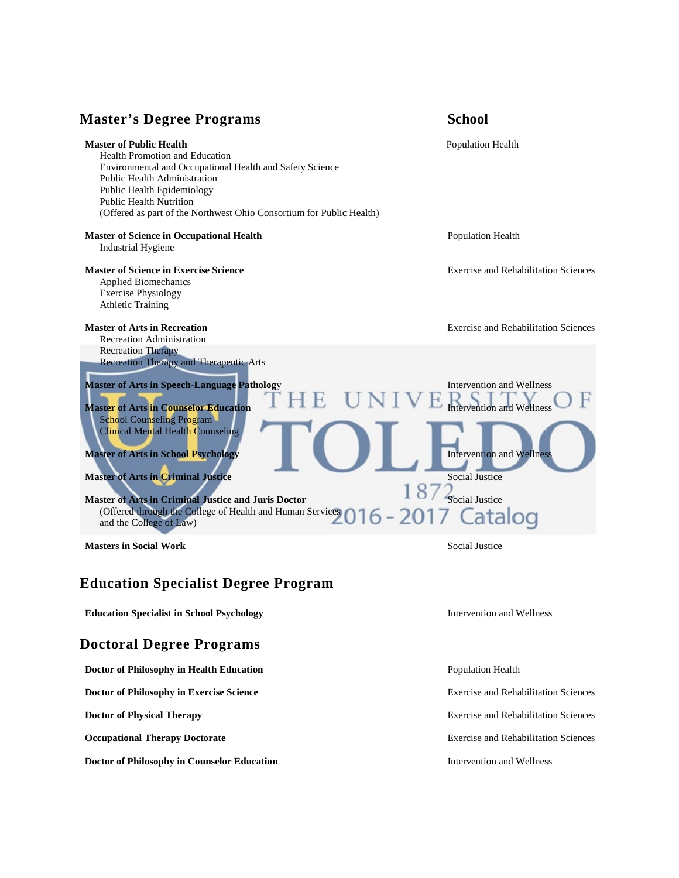## Master's Degree Programs

| Program | School |
|---|---|
| **Master of Public Health**<br>Health Promotion and Education<br>Environmental and Occupational Health and Safety Science<br>Public Health Administration<br>Public Health Epidemiology<br>Public Health Nutrition<br>(Offered as part of the Northwest Ohio Consortium for Public Health) | Population Health |
| **Master of Science in Occupational Health**<br>Industrial Hygiene | Population Health |
| **Master of Science in Exercise Science**<br>Applied Biomechanics<br>Exercise Physiology<br>Athletic Training | Exercise and Rehabilitation Sciences |
| **Master of Arts in Recreation**<br>Recreation Administration<br>Recreation Therapy<br>Recreation Therapy and Therapeutic Arts | Exercise and Rehabilitation Sciences |
| **Master of Arts in Speech-Language Pathology** | Intervention and Wellness |
| **Master of Arts in Counselor Education**<br>School Counseling Program<br>Clinical Mental Health Counseling | Intervention and Wellness |
| **Master of Arts in School Psychology** | Intervention and Wellness |
| **Master of Arts in Criminal Justice** | Social Justice |
| **Master of Arts in Criminal Justice and Juris Doctor**<br>(Offered through the College of Health and Human Services and the College of Law) | Social Justice |
| **Masters in Social Work** | Social Justice |

## Education Specialist Degree Program

| Program | School |
|---|---|
| **Education Specialist in School Psychology** | Intervention and Wellness |

## Doctoral Degree Programs

| Program | School |
|---|---|
| **Doctor of Philosophy in Health Education** | Population Health |
| **Doctor of Philosophy in Exercise Science** | Exercise and Rehabilitation Sciences |
| **Doctor of Physical Therapy** | Exercise and Rehabilitation Sciences |
| **Occupational Therapy Doctorate** | Exercise and Rehabilitation Sciences |
| **Doctor of Philosophy in Counselor Education** | Intervention and Wellness |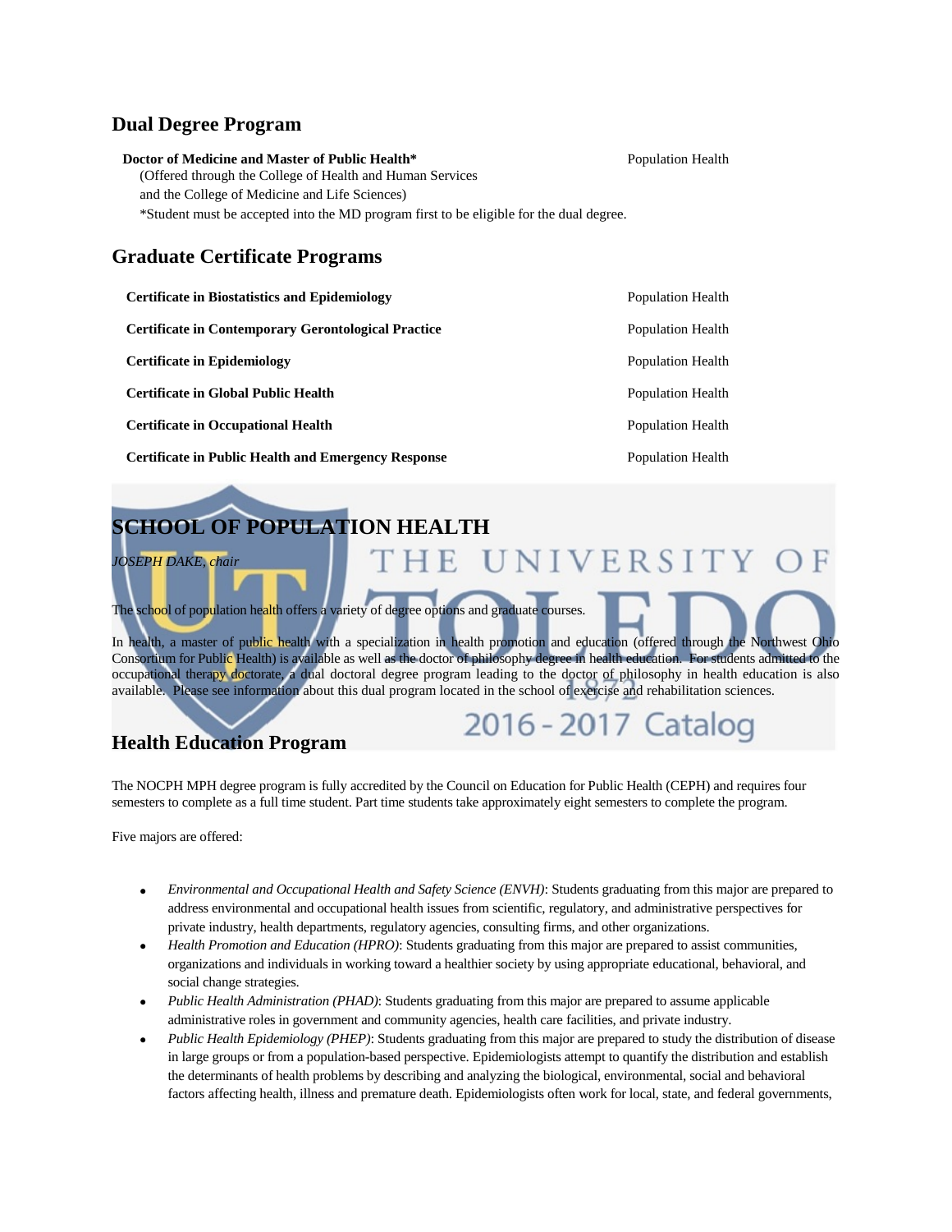## Dual Degree Program

| | |
|---|---|
| **Doctor of Medicine and Master of Public Health*** (Offered through the College of Health and Human Services and the College of Medicine and Life Sciences) | Population Health |

*Student must be accepted into the MD program first to be eligible for the dual degree.

## Graduate Certificate Programs

| | |
|---|---|
| **Certificate in Biostatistics and Epidemiology** | Population Health |
| **Certificate in Contemporary Gerontological Practice** | Population Health |
| **Certificate in Epidemiology** | Population Health |
| **Certificate in Global Public Health** | Population Health |
| **Certificate in Occupational Health** | Population Health |
| **Certificate in Public Health and Emergency Response** | Population Health |

# SCHOOL OF POPULATION HEALTH

*JOSEPH DAKE, chair*

The school of population health offers a variety of degree options and graduate courses.

In health, a master of public health with a specialization in health promotion and education (offered through the Northwest Ohio Consortium for Public Health) is available as well as the doctor of philosophy degree in health education. For students admitted to the occupational therapy doctorate, a dual doctoral degree program leading to the doctor of philosophy in health education is also available. Please see information about this dual program located in the school of exercise and rehabilitation sciences.

## Health Education Program

The NOCPH MPH degree program is fully accredited by the Council on Education for Public Health (CEPH) and requires four semesters to complete as a full time student. Part time students take approximately eight semesters to complete the program.

Five majors are offered:

- *Environmental and Occupational Health and Safety Science (ENVH)*: Students graduating from this major are prepared to address environmental and occupational health issues from scientific, regulatory, and administrative perspectives for private industry, health departments, regulatory agencies, consulting firms, and other organizations.
- *Health Promotion and Education (HPRO)*: Students graduating from this major are prepared to assist communities, organizations and individuals in working toward a healthier society by using appropriate educational, behavioral, and social change strategies.
- *Public Health Administration (PHAD)*: Students graduating from this major are prepared to assume applicable administrative roles in government and community agencies, health care facilities, and private industry.
- *Public Health Epidemiology (PHEP)*: Students graduating from this major are prepared to study the distribution of disease in large groups or from a population-based perspective. Epidemiologists attempt to quantify the distribution and establish the determinants of health problems by describing and analyzing the biological, environmental, social and behavioral factors affecting health, illness and premature death. Epidemiologists often work for local, state, and federal governments,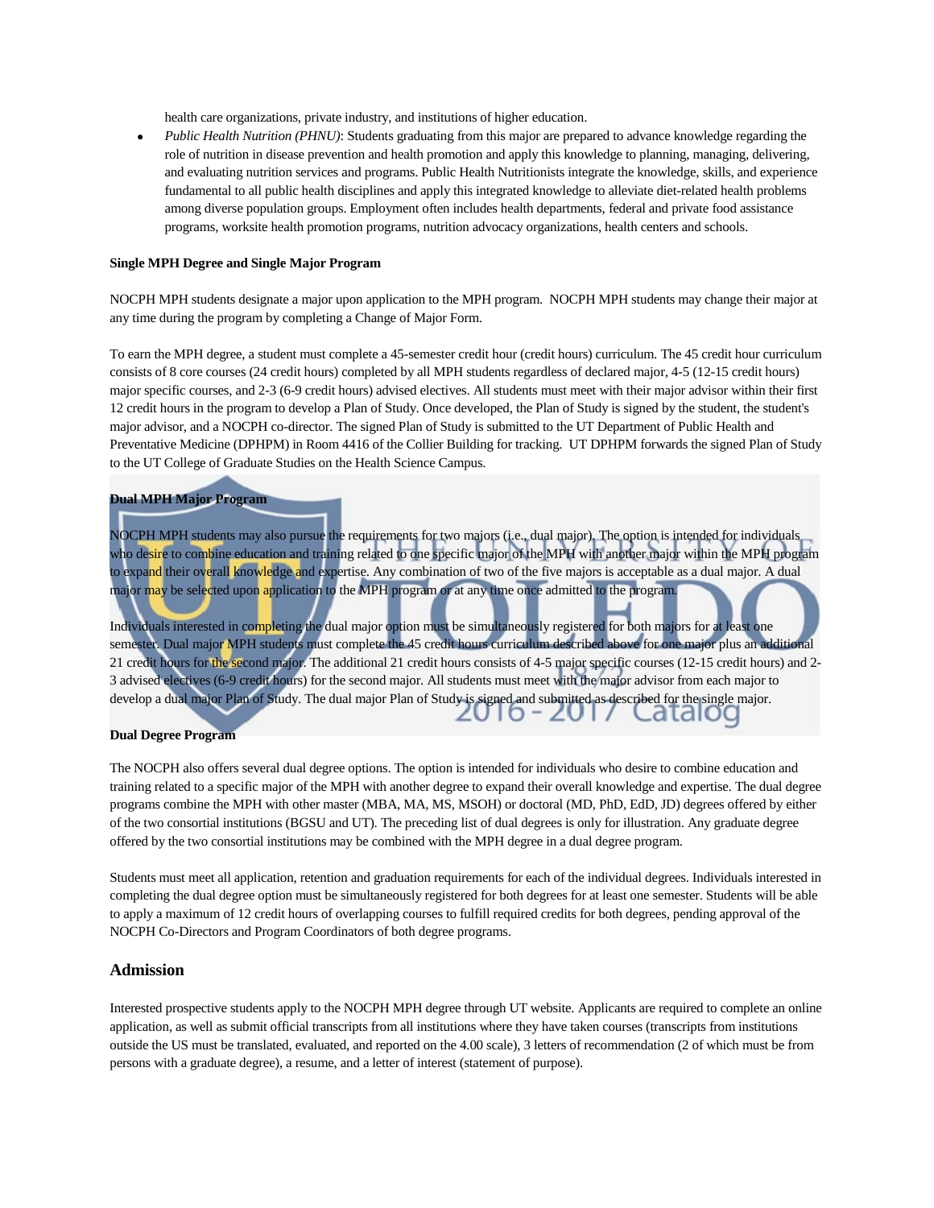health care organizations, private industry, and institutions of higher education.

- *Public Health Nutrition (PHNU)*: Students graduating from this major are prepared to advance knowledge regarding the role of nutrition in disease prevention and health promotion and apply this knowledge to planning, managing, delivering, and evaluating nutrition services and programs. Public Health Nutritionists integrate the knowledge, skills, and experience fundamental to all public health disciplines and apply this integrated knowledge to alleviate diet-related health problems among diverse population groups. Employment often includes health departments, federal and private food assistance programs, worksite health promotion programs, nutrition advocacy organizations, health centers and schools.

**Single MPH Degree and Single Major Program**

NOCPH MPH students designate a major upon application to the MPH program. NOCPH MPH students may change their major at any time during the program by completing a Change of Major Form.

To earn the MPH degree, a student must complete a 45-semester credit hour (credit hours) curriculum. The 45 credit hour curriculum consists of 8 core courses (24 credit hours) completed by all MPH students regardless of declared major, 4-5 (12-15 credit hours) major specific courses, and 2-3 (6-9 credit hours) advised electives. All students must meet with their major advisor within their first 12 credit hours in the program to develop a Plan of Study. Once developed, the Plan of Study is signed by the student, the student's major advisor, and a NOCPH co-director. The signed Plan of Study is submitted to the UT Department of Public Health and Preventative Medicine (DPHPM) in Room 4416 of the Collier Building for tracking. UT DPHPM forwards the signed Plan of Study to the UT College of Graduate Studies on the Health Science Campus.

**Dual MPH Major Program**

NOCPH MPH students may also pursue the requirements for two majors (i.e., dual major). The option is intended for individuals who desire to combine education and training related to one specific major of the MPH with another major within the MPH program to expand their overall knowledge and expertise. Any combination of two of the five majors is acceptable as a dual major. A dual major may be selected upon application to the MPH program or at any time once admitted to the program.

Individuals interested in completing the dual major option must be simultaneously registered for both majors for at least one semester. Dual major MPH students must complete the 45 credit hours curriculum described above for one major plus an additional 21 credit hours for the second major. The additional 21 credit hours consists of 4-5 major specific courses (12-15 credit hours) and 2-3 advised electives (6-9 credit hours) for the second major. All students must meet with the major advisor from each major to develop a dual major Plan of Study. The dual major Plan of Study is signed and submitted as described for the single major.

**Dual Degree Program**

The NOCPH also offers several dual degree options. The option is intended for individuals who desire to combine education and training related to a specific major of the MPH with another degree to expand their overall knowledge and expertise. The dual degree programs combine the MPH with other master (MBA, MA, MS, MSOH) or doctoral (MD, PhD, EdD, JD) degrees offered by either of the two consortial institutions (BGSU and UT). The preceding list of dual degrees is only for illustration. Any graduate degree offered by the two consortial institutions may be combined with the MPH degree in a dual degree program.

Students must meet all application, retention and graduation requirements for each of the individual degrees. Individuals interested in completing the dual degree option must be simultaneously registered for both degrees for at least one semester. Students will be able to apply a maximum of 12 credit hours of overlapping courses to fulfill required credits for both degrees, pending approval of the NOCPH Co-Directors and Program Coordinators of both degree programs.

## Admission

Interested prospective students apply to the NOCPH MPH degree through UT website. Applicants are required to complete an online application, as well as submit official transcripts from all institutions where they have taken courses (transcripts from institutions outside the US must be translated, evaluated, and reported on the 4.00 scale), 3 letters of recommendation (2 of which must be from persons with a graduate degree), a resume, and a letter of interest (statement of purpose).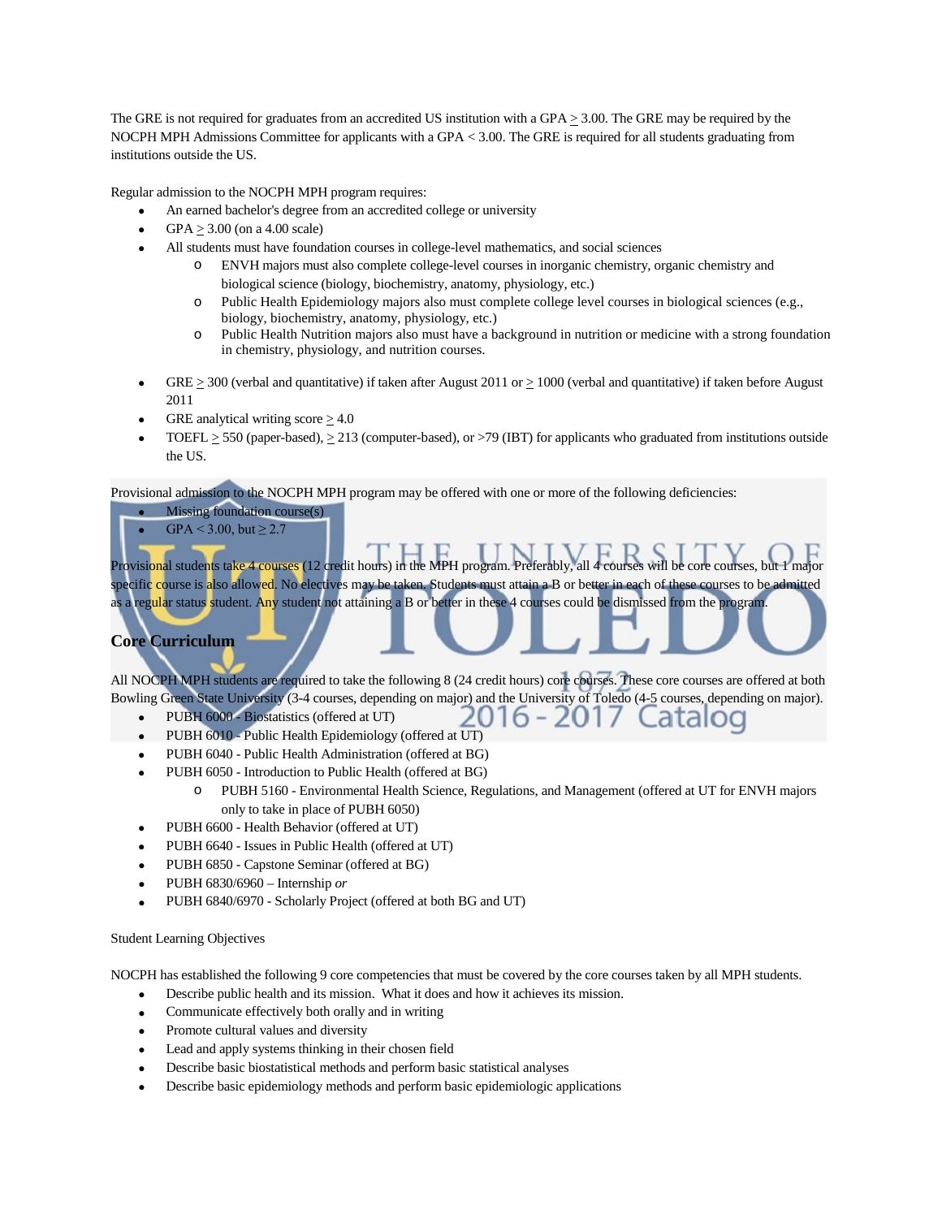The GRE is not required for graduates from an accredited US institution with a GPA ≥ 3.00. The GRE may be required by the NOCPH MPH Admissions Committee for applicants with a GPA < 3.00. The GRE is required for all students graduating from institutions outside the US.

Regular admission to the NOCPH MPH program requires:

- An earned bachelor's degree from an accredited college or university
- GPA ≥ 3.00 (on a 4.00 scale)
- All students must have foundation courses in college-level mathematics, and social sciences
  - ENVH majors must also complete college-level courses in inorganic chemistry, organic chemistry and biological science (biology, biochemistry, anatomy, physiology, etc.)
  - Public Health Epidemiology majors also must complete college level courses in biological sciences (e.g., biology, biochemistry, anatomy, physiology, etc.)
  - Public Health Nutrition majors also must have a background in nutrition or medicine with a strong foundation in chemistry, physiology, and nutrition courses.
- GRE ≥ 300 (verbal and quantitative) if taken after August 2011 or ≥ 1000 (verbal and quantitative) if taken before August 2011
- GRE analytical writing score ≥ 4.0
- TOEFL ≥ 550 (paper-based), ≥ 213 (computer-based), or >79 (IBT) for applicants who graduated from institutions outside the US.

Provisional admission to the NOCPH MPH program may be offered with one or more of the following deficiencies:

- Missing foundation course(s)
- GPA < 3.00, but ≥ 2.7

Provisional students take 4 courses (12 credit hours) in the MPH program. Preferably, all 4 courses will be core courses, but 1 major specific course is also allowed. No electives may be taken. Students must attain a B or better in each of these courses to be admitted as a regular status student. Any student not attaining a B or better in these 4 courses could be dismissed from the program.

## Core Curriculum

All NOCPH MPH students are required to take the following 8 (24 credit hours) core courses. These core courses are offered at both Bowling Green State University (3-4 courses, depending on major) and the University of Toledo (4-5 courses, depending on major).

- PUBH 6000 - Biostatistics (offered at UT)
- PUBH 6010 - Public Health Epidemiology (offered at UT)
- PUBH 6040 - Public Health Administration (offered at BG)
- PUBH 6050 - Introduction to Public Health (offered at BG)
  - PUBH 5160 - Environmental Health Science, Regulations, and Management (offered at UT for ENVH majors only to take in place of PUBH 6050)
- PUBH 6600 - Health Behavior (offered at UT)
- PUBH 6640 - Issues in Public Health (offered at UT)
- PUBH 6850 - Capstone Seminar (offered at BG)
- PUBH 6830/6960 – Internship *or*
- PUBH 6840/6970 - Scholarly Project (offered at both BG and UT)

Student Learning Objectives

NOCPH has established the following 9 core competencies that must be covered by the core courses taken by all MPH students.

- Describe public health and its mission. What it does and how it achieves its mission.
- Communicate effectively both orally and in writing
- Promote cultural values and diversity
- Lead and apply systems thinking in their chosen field
- Describe basic biostatistical methods and perform basic statistical analyses
- Describe basic epidemiology methods and perform basic epidemiologic applications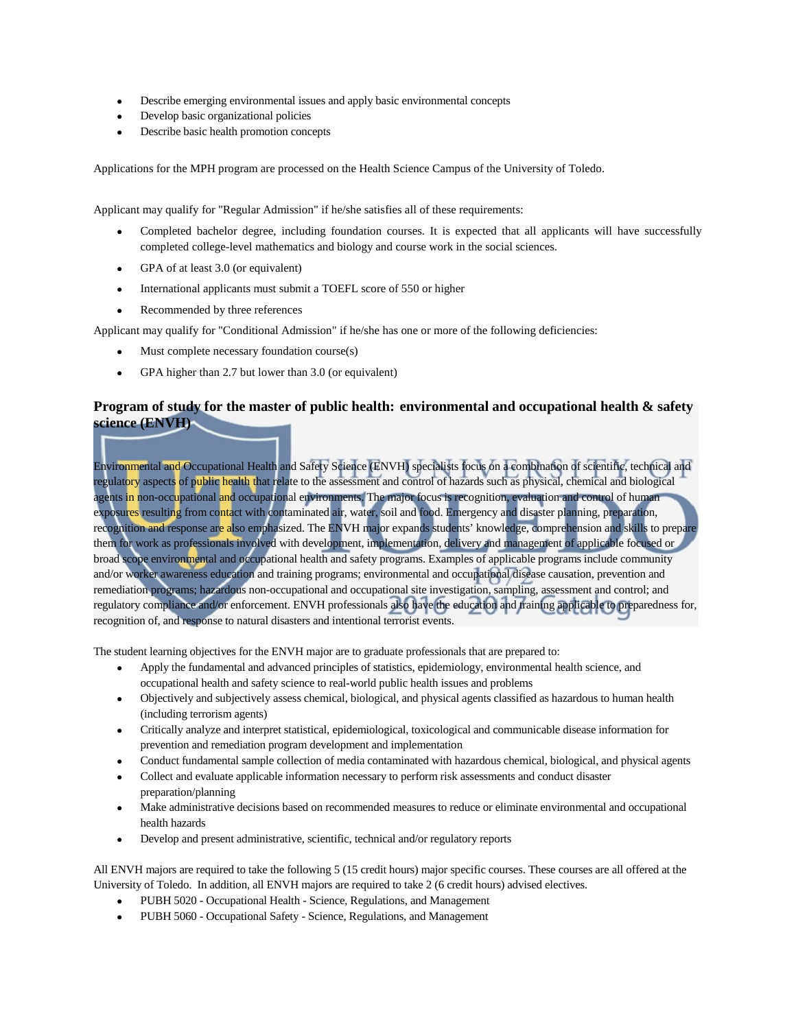- Describe emerging environmental issues and apply basic environmental concepts
- Develop basic organizational policies
- Describe basic health promotion concepts

Applications for the MPH program are processed on the Health Science Campus of the University of Toledo.

Applicant may qualify for "Regular Admission" if he/she satisfies all of these requirements:

- Completed bachelor degree, including foundation courses. It is expected that all applicants will have successfully completed college-level mathematics and biology and course work in the social sciences.
- GPA of at least 3.0 (or equivalent)
- International applicants must submit a TOEFL score of 550 or higher
- Recommended by three references

Applicant may qualify for "Conditional Admission" if he/she has one or more of the following deficiencies:

- Must complete necessary foundation course(s)
- GPA higher than 2.7 but lower than 3.0 (or equivalent)

### Program of study for the master of public health: environmental and occupational health & safety science (ENVH)

Environmental and Occupational Health and Safety Science (ENVH) specialists focus on a combination of scientific, technical and regulatory aspects of public health that relate to the assessment and control of hazards such as physical, chemical and biological agents in non-occupational and occupational environments. The major focus is recognition, evaluation and control of human exposures resulting from contact with contaminated air, water, soil and food. Emergency and disaster planning, preparation, recognition and response are also emphasized. The ENVH major expands students' knowledge, comprehension and skills to prepare them for work as professionals involved with development, implementation, delivery and management of applicable focused or broad scope environmental and occupational health and safety programs. Examples of applicable programs include community and/or worker awareness education and training programs; environmental and occupational disease causation, prevention and remediation programs; hazardous non-occupational and occupational site investigation, sampling, assessment and control; and regulatory compliance and/or enforcement. ENVH professionals also have the education and training applicable to preparedness for, recognition of, and response to natural disasters and intentional terrorist events.

The student learning objectives for the ENVH major are to graduate professionals that are prepared to:

- Apply the fundamental and advanced principles of statistics, epidemiology, environmental health science, and occupational health and safety science to real-world public health issues and problems
- Objectively and subjectively assess chemical, biological, and physical agents classified as hazardous to human health (including terrorism agents)
- Critically analyze and interpret statistical, epidemiological, toxicological and communicable disease information for prevention and remediation program development and implementation
- Conduct fundamental sample collection of media contaminated with hazardous chemical, biological, and physical agents
- Collect and evaluate applicable information necessary to perform risk assessments and conduct disaster preparation/planning
- Make administrative decisions based on recommended measures to reduce or eliminate environmental and occupational health hazards
- Develop and present administrative, scientific, technical and/or regulatory reports

All ENVH majors are required to take the following 5 (15 credit hours) major specific courses. These courses are all offered at the University of Toledo. In addition, all ENVH majors are required to take 2 (6 credit hours) advised electives.

- PUBH 5020 - Occupational Health - Science, Regulations, and Management
- PUBH 5060 - Occupational Safety - Science, Regulations, and Management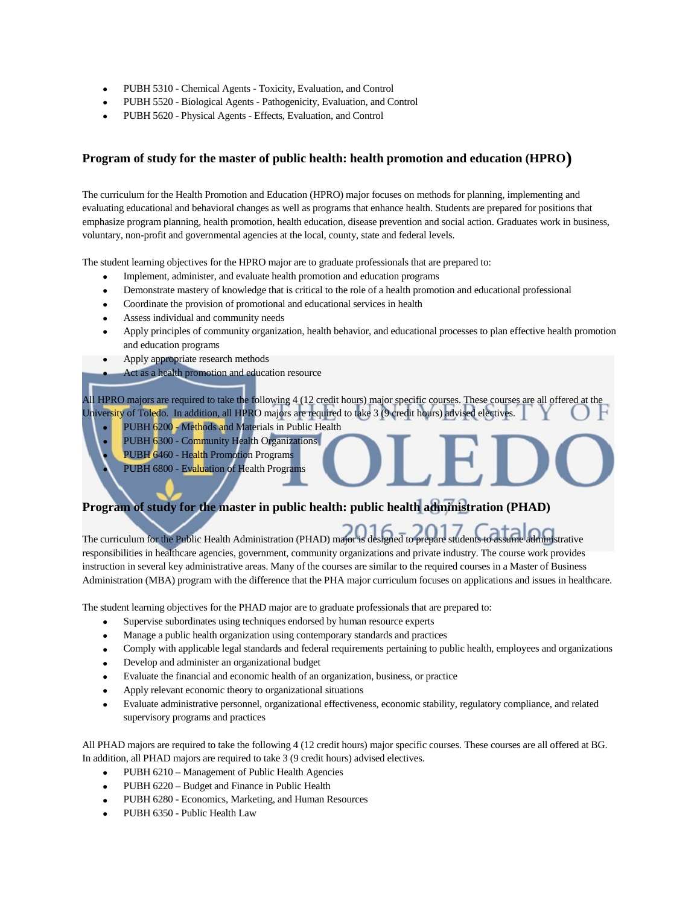- PUBH 5310 - Chemical Agents - Toxicity, Evaluation, and Control
- PUBH 5520 - Biological Agents - Pathogenicity, Evaluation, and Control
- PUBH 5620 - Physical Agents - Effects, Evaluation, and Control

## Program of study for the master of public health: health promotion and education (HPRO)

The curriculum for the Health Promotion and Education (HPRO) major focuses on methods for planning, implementing and evaluating educational and behavioral changes as well as programs that enhance health. Students are prepared for positions that emphasize program planning, health promotion, health education, disease prevention and social action. Graduates work in business, voluntary, non-profit and governmental agencies at the local, county, state and federal levels.

The student learning objectives for the HPRO major are to graduate professionals that are prepared to:

- Implement, administer, and evaluate health promotion and education programs
- Demonstrate mastery of knowledge that is critical to the role of a health promotion and educational professional
- Coordinate the provision of promotional and educational services in health
- Assess individual and community needs
- Apply principles of community organization, health behavior, and educational processes to plan effective health promotion and education programs
- Apply appropriate research methods
- Act as a health promotion and education resource

All HPRO majors are required to take the following 4 (12 credit hours) major specific courses. These courses are all offered at the University of Toledo. In addition, all HPRO majors are required to take 3 (9 credit hours) advised electives.

- PUBH 6200 - Methods and Materials in Public Health
- PUBH 6300 - Community Health Organizations
- PUBH 6460 - Health Promotion Programs
- PUBH 6800 - Evaluation of Health Programs

## Program of study for the master in public health: public health administration (PHAD)

The curriculum for the Public Health Administration (PHAD) major is designed to prepare students to assume administrative responsibilities in healthcare agencies, government, community organizations and private industry. The course work provides instruction in several key administrative areas. Many of the courses are similar to the required courses in a Master of Business Administration (MBA) program with the difference that the PHA major curriculum focuses on applications and issues in healthcare.

The student learning objectives for the PHAD major are to graduate professionals that are prepared to:

- Supervise subordinates using techniques endorsed by human resource experts
- Manage a public health organization using contemporary standards and practices
- Comply with applicable legal standards and federal requirements pertaining to public health, employees and organizations
- Develop and administer an organizational budget
- Evaluate the financial and economic health of an organization, business, or practice
- Apply relevant economic theory to organizational situations
- Evaluate administrative personnel, organizational effectiveness, economic stability, regulatory compliance, and related supervisory programs and practices

All PHAD majors are required to take the following 4 (12 credit hours) major specific courses. These courses are all offered at BG. In addition, all PHAD majors are required to take 3 (9 credit hours) advised electives.

- PUBH 6210 – Management of Public Health Agencies
- PUBH 6220 – Budget and Finance in Public Health
- PUBH 6280 - Economics, Marketing, and Human Resources
- PUBH 6350 - Public Health Law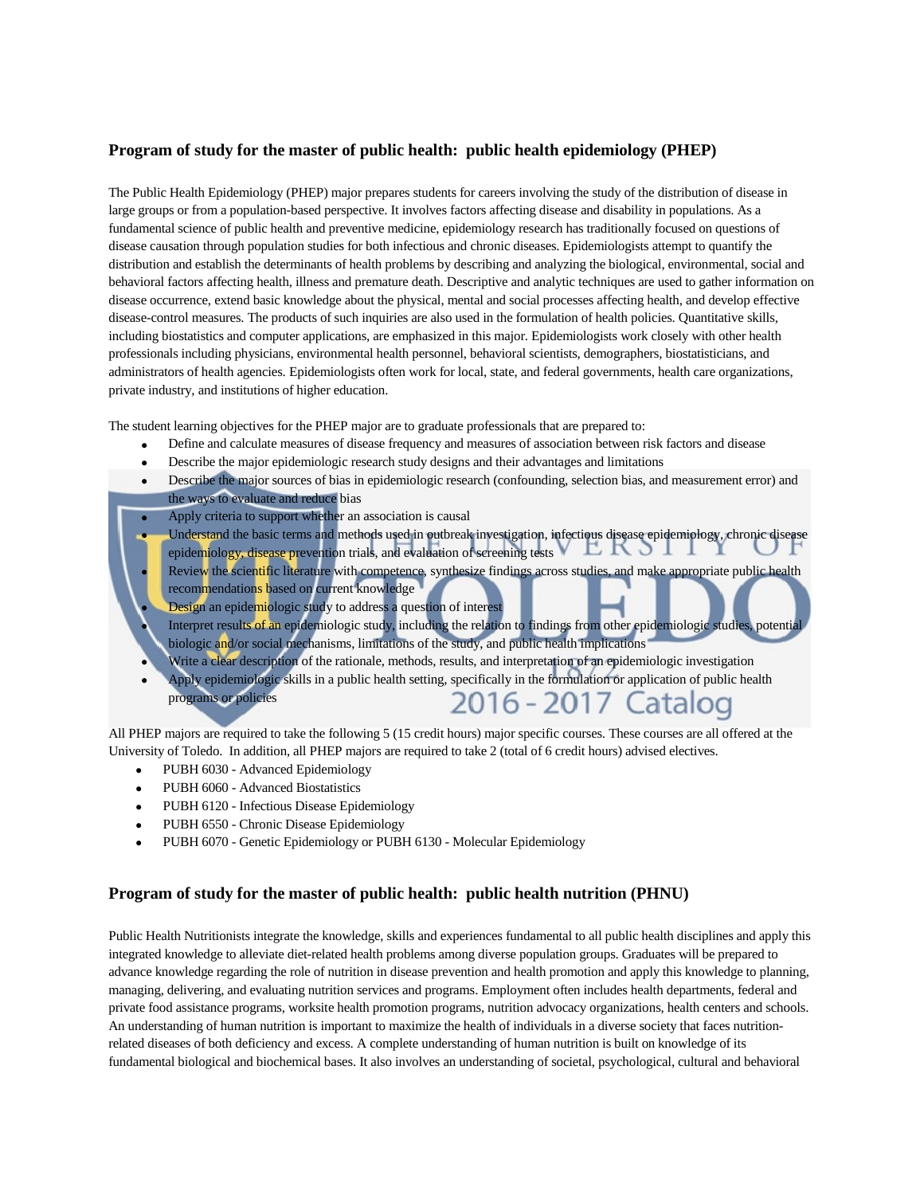### Program of study for the master of public health: public health epidemiology (PHEP)

The Public Health Epidemiology (PHEP) major prepares students for careers involving the study of the distribution of disease in large groups or from a population-based perspective. It involves factors affecting disease and disability in populations. As a fundamental science of public health and preventive medicine, epidemiology research has traditionally focused on questions of disease causation through population studies for both infectious and chronic diseases. Epidemiologists attempt to quantify the distribution and establish the determinants of health problems by describing and analyzing the biological, environmental, social and behavioral factors affecting health, illness and premature death. Descriptive and analytic techniques are used to gather information on disease occurrence, extend basic knowledge about the physical, mental and social processes affecting health, and develop effective disease-control measures. The products of such inquiries are also used in the formulation of health policies. Quantitative skills, including biostatistics and computer applications, are emphasized in this major. Epidemiologists work closely with other health professionals including physicians, environmental health personnel, behavioral scientists, demographers, biostatisticians, and administrators of health agencies. Epidemiologists often work for local, state, and federal governments, health care organizations, private industry, and institutions of higher education.

The student learning objectives for the PHEP major are to graduate professionals that are prepared to:

- Define and calculate measures of disease frequency and measures of association between risk factors and disease
- Describe the major epidemiologic research study designs and their advantages and limitations
- Describe the major sources of bias in epidemiologic research (confounding, selection bias, and measurement error) and the ways to evaluate and reduce bias
- Apply criteria to support whether an association is causal
- Understand the basic terms and methods used in outbreak investigation, infectious disease epidemiology, chronic disease epidemiology, disease prevention trials, and evaluation of screening tests
- Review the scientific literature with competence, synthesize findings across studies, and make appropriate public health recommendations based on current knowledge
- Design an epidemiologic study to address a question of interest
- Interpret results of an epidemiologic study, including the relation to findings from other epidemiologic studies, potential biologic and/or social mechanisms, limitations of the study, and public health implications
- Write a clear description of the rationale, methods, results, and interpretation of an epidemiologic investigation
- Apply epidemiologic skills in a public health setting, specifically in the formulation or application of public health programs or policies

All PHEP majors are required to take the following 5 (15 credit hours) major specific courses. These courses are all offered at the University of Toledo. In addition, all PHEP majors are required to take 2 (total of 6 credit hours) advised electives.

- PUBH 6030 - Advanced Epidemiology
- PUBH 6060 - Advanced Biostatistics
- PUBH 6120 - Infectious Disease Epidemiology
- PUBH 6550 - Chronic Disease Epidemiology
- PUBH 6070 - Genetic Epidemiology or PUBH 6130 - Molecular Epidemiology

### Program of study for the master of public health: public health nutrition (PHNU)

Public Health Nutritionists integrate the knowledge, skills and experiences fundamental to all public health disciplines and apply this integrated knowledge to alleviate diet-related health problems among diverse population groups. Graduates will be prepared to advance knowledge regarding the role of nutrition in disease prevention and health promotion and apply this knowledge to planning, managing, delivering, and evaluating nutrition services and programs. Employment often includes health departments, federal and private food assistance programs, worksite health promotion programs, nutrition advocacy organizations, health centers and schools. An understanding of human nutrition is important to maximize the health of individuals in a diverse society that faces nutrition-related diseases of both deficiency and excess. A complete understanding of human nutrition is built on knowledge of its fundamental biological and biochemical bases. It also involves an understanding of societal, psychological, cultural and behavioral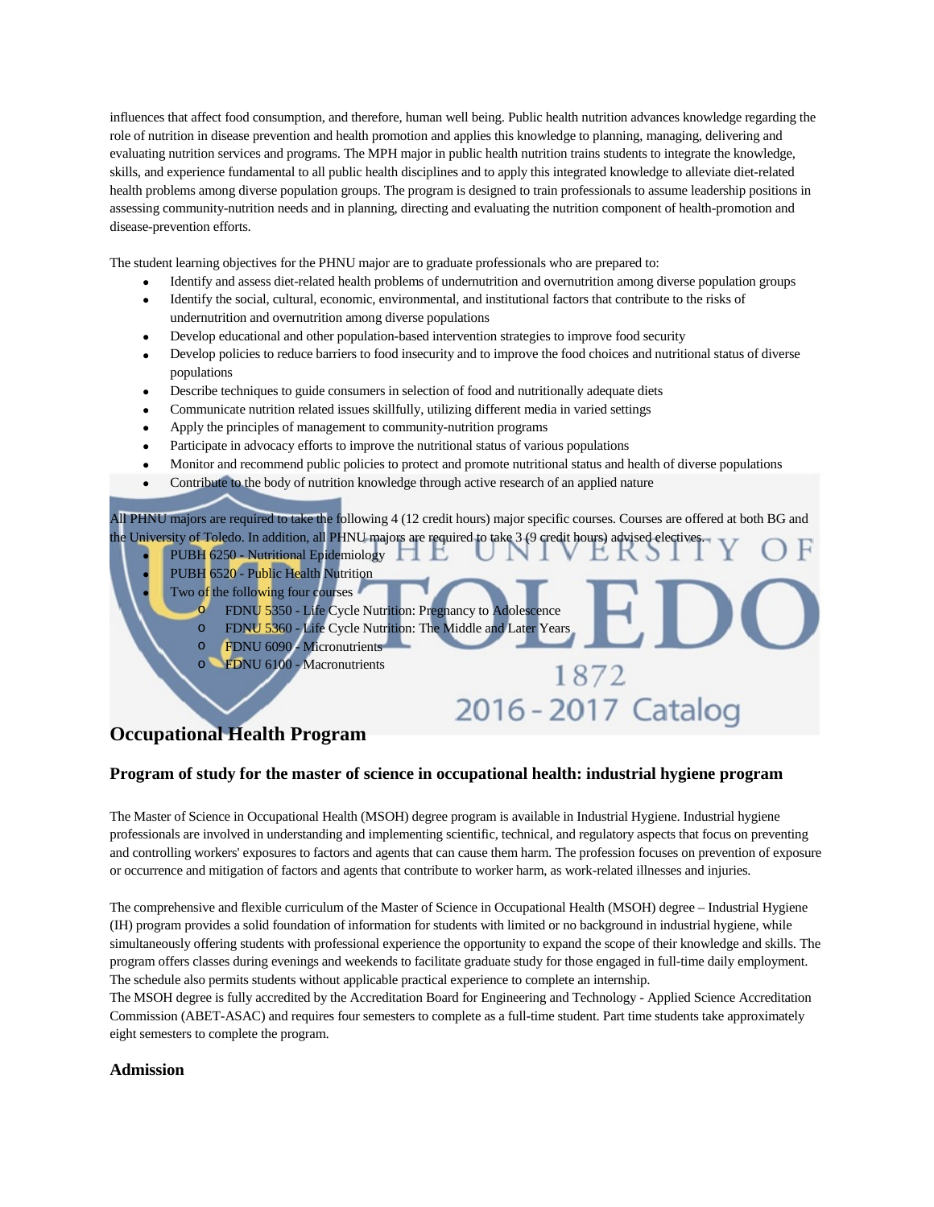influences that affect food consumption, and therefore, human well being. Public health nutrition advances knowledge regarding the role of nutrition in disease prevention and health promotion and applies this knowledge to planning, managing, delivering and evaluating nutrition services and programs. The MPH major in public health nutrition trains students to integrate the knowledge, skills, and experience fundamental to all public health disciplines and to apply this integrated knowledge to alleviate diet-related health problems among diverse population groups. The program is designed to train professionals to assume leadership positions in assessing community-nutrition needs and in planning, directing and evaluating the nutrition component of health-promotion and disease-prevention efforts.

The student learning objectives for the PHNU major are to graduate professionals who are prepared to:

- Identify and assess diet-related health problems of undernutrition and overnutrition among diverse population groups
- Identify the social, cultural, economic, environmental, and institutional factors that contribute to the risks of undernutrition and overnutrition among diverse populations
- Develop educational and other population-based intervention strategies to improve food security
- Develop policies to reduce barriers to food insecurity and to improve the food choices and nutritional status of diverse populations
- Describe techniques to guide consumers in selection of food and nutritionally adequate diets
- Communicate nutrition related issues skillfully, utilizing different media in varied settings
- Apply the principles of management to community-nutrition programs
- Participate in advocacy efforts to improve the nutritional status of various populations
- Monitor and recommend public policies to protect and promote nutritional status and health of diverse populations
- Contribute to the body of nutrition knowledge through active research of an applied nature

All PHNU majors are required to take the following 4 (12 credit hours) major specific courses. Courses are offered at both BG and the University of Toledo. In addition, all PHNU majors are required to take 3 (9 credit hours) advised electives.

- PUBH 6250 - Nutritional Epidemiology
- PUBH 6520 - Public Health Nutrition
- Two of the following four courses
  - FDNU 5350 - Life Cycle Nutrition: Pregnancy to Adolescence
  - FDNU 5360 - Life Cycle Nutrition: The Middle and Later Years
  - FDNU 6090 - Micronutrients
  - FDNU 6100 - Macronutrients

## Occupational Health Program

### Program of study for the master of science in occupational health: industrial hygiene program

The Master of Science in Occupational Health (MSOH) degree program is available in Industrial Hygiene. Industrial hygiene professionals are involved in understanding and implementing scientific, technical, and regulatory aspects that focus on preventing and controlling workers' exposures to factors and agents that can cause them harm. The profession focuses on prevention of exposure or occurrence and mitigation of factors and agents that contribute to worker harm, as work-related illnesses and injuries.

The comprehensive and flexible curriculum of the Master of Science in Occupational Health (MSOH) degree – Industrial Hygiene (IH) program provides a solid foundation of information for students with limited or no background in industrial hygiene, while simultaneously offering students with professional experience the opportunity to expand the scope of their knowledge and skills. The program offers classes during evenings and weekends to facilitate graduate study for those engaged in full-time daily employment. The schedule also permits students without applicable practical experience to complete an internship.
The MSOH degree is fully accredited by the Accreditation Board for Engineering and Technology - Applied Science Accreditation Commission (ABET-ASAC) and requires four semesters to complete as a full-time student. Part time students take approximately eight semesters to complete the program.

### Admission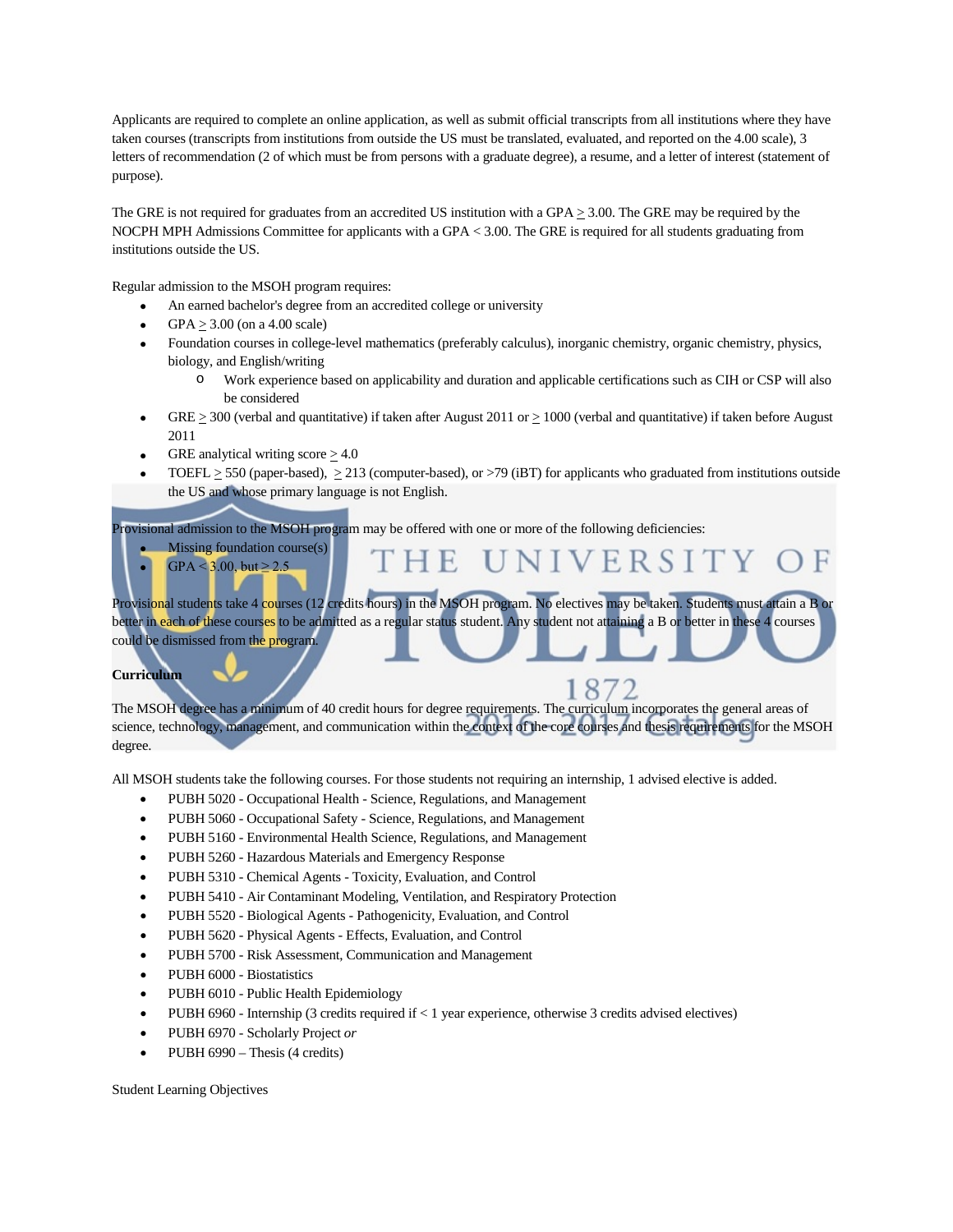Applicants are required to complete an online application, as well as submit official transcripts from all institutions where they have taken courses (transcripts from institutions from outside the US must be translated, evaluated, and reported on the 4.00 scale), 3 letters of recommendation (2 of which must be from persons with a graduate degree), a resume, and a letter of interest (statement of purpose).

The GRE is not required for graduates from an accredited US institution with a GPA ≥ 3.00. The GRE may be required by the NOCPH MPH Admissions Committee for applicants with a GPA < 3.00. The GRE is required for all students graduating from institutions outside the US.

Regular admission to the MSOH program requires:

- An earned bachelor's degree from an accredited college or university
- GPA ≥ 3.00 (on a 4.00 scale)
- Foundation courses in college-level mathematics (preferably calculus), inorganic chemistry, organic chemistry, physics, biology, and English/writing
  - Work experience based on applicability and duration and applicable certifications such as CIH or CSP will also be considered
- GRE ≥ 300 (verbal and quantitative) if taken after August 2011 or ≥ 1000 (verbal and quantitative) if taken before August 2011
- GRE analytical writing score ≥ 4.0
- TOEFL ≥ 550 (paper-based), ≥ 213 (computer-based), or >79 (iBT) for applicants who graduated from institutions outside the US and whose primary language is not English.

Provisional admission to the MSOH program may be offered with one or more of the following deficiencies:

- Missing foundation course(s)
- GPA < 3.00, but ≥ 2.5

Provisional students take 4 courses (12 credits hours) in the MSOH program. No electives may be taken. Students must attain a B or better in each of these courses to be admitted as a regular status student. Any student not attaining a B or better in these 4 courses could be dismissed from the program.

**Curriculum**

The MSOH degree has a minimum of 40 credit hours for degree requirements. The curriculum incorporates the general areas of science, technology, management, and communication within the context of the core courses and thesis requirements for the MSOH degree.

All MSOH students take the following courses. For those students not requiring an internship, 1 advised elective is added.

- PUBH 5020 - Occupational Health - Science, Regulations, and Management
- PUBH 5060 - Occupational Safety - Science, Regulations, and Management
- PUBH 5160 - Environmental Health Science, Regulations, and Management
- PUBH 5260 - Hazardous Materials and Emergency Response
- PUBH 5310 - Chemical Agents - Toxicity, Evaluation, and Control
- PUBH 5410 - Air Contaminant Modeling, Ventilation, and Respiratory Protection
- PUBH 5520 - Biological Agents - Pathogenicity, Evaluation, and Control
- PUBH 5620 - Physical Agents - Effects, Evaluation, and Control
- PUBH 5700 - Risk Assessment, Communication and Management
- PUBH 6000 - Biostatistics
- PUBH 6010 - Public Health Epidemiology
- PUBH 6960 - Internship (3 credits required if < 1 year experience, otherwise 3 credits advised electives)
- PUBH 6970 - Scholarly Project *or*
- PUBH 6990 – Thesis (4 credits)

Student Learning Objectives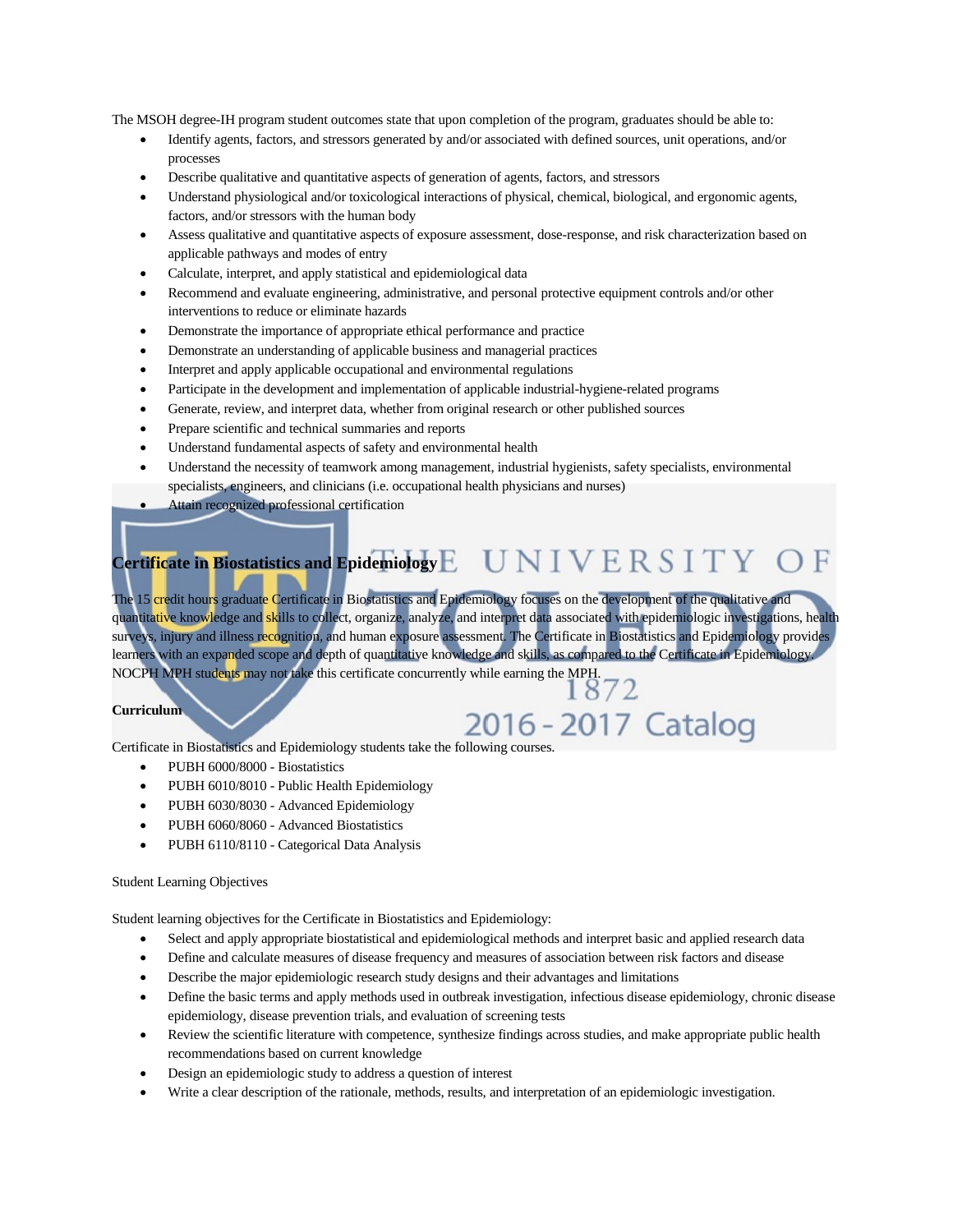The MSOH degree-IH program student outcomes state that upon completion of the program, graduates should be able to:

- Identify agents, factors, and stressors generated by and/or associated with defined sources, unit operations, and/or processes
- Describe qualitative and quantitative aspects of generation of agents, factors, and stressors
- Understand physiological and/or toxicological interactions of physical, chemical, biological, and ergonomic agents, factors, and/or stressors with the human body
- Assess qualitative and quantitative aspects of exposure assessment, dose-response, and risk characterization based on applicable pathways and modes of entry
- Calculate, interpret, and apply statistical and epidemiological data
- Recommend and evaluate engineering, administrative, and personal protective equipment controls and/or other interventions to reduce or eliminate hazards
- Demonstrate the importance of appropriate ethical performance and practice
- Demonstrate an understanding of applicable business and managerial practices
- Interpret and apply applicable occupational and environmental regulations
- Participate in the development and implementation of applicable industrial-hygiene-related programs
- Generate, review, and interpret data, whether from original research or other published sources
- Prepare scientific and technical summaries and reports
- Understand fundamental aspects of safety and environmental health
- Understand the necessity of teamwork among management, industrial hygienists, safety specialists, environmental specialists, engineers, and clinicians (i.e. occupational health physicians and nurses)
- Attain recognized professional certification

## Certificate in Biostatistics and Epidemiology

The 15 credit hours graduate Certificate in Biostatistics and Epidemiology focuses on the development of the qualitative and quantitative knowledge and skills to collect, organize, analyze, and interpret data associated with epidemiologic investigations, health surveys, injury and illness recognition, and human exposure assessment. The Certificate in Biostatistics and Epidemiology provides learners with an expanded scope and depth of quantitative knowledge and skills, as compared to the Certificate in Epidemiology. NOCPH MPH students may not take this certificate concurrently while earning the MPH.

**Curriculum**

Certificate in Biostatistics and Epidemiology students take the following courses.

- PUBH 6000/8000 - Biostatistics
- PUBH 6010/8010 - Public Health Epidemiology
- PUBH 6030/8030 - Advanced Epidemiology
- PUBH 6060/8060 - Advanced Biostatistics
- PUBH 6110/8110 - Categorical Data Analysis

Student Learning Objectives

Student learning objectives for the Certificate in Biostatistics and Epidemiology:

- Select and apply appropriate biostatistical and epidemiological methods and interpret basic and applied research data
- Define and calculate measures of disease frequency and measures of association between risk factors and disease
- Describe the major epidemiologic research study designs and their advantages and limitations
- Define the basic terms and apply methods used in outbreak investigation, infectious disease epidemiology, chronic disease epidemiology, disease prevention trials, and evaluation of screening tests
- Review the scientific literature with competence, synthesize findings across studies, and make appropriate public health recommendations based on current knowledge
- Design an epidemiologic study to address a question of interest
- Write a clear description of the rationale, methods, results, and interpretation of an epidemiologic investigation.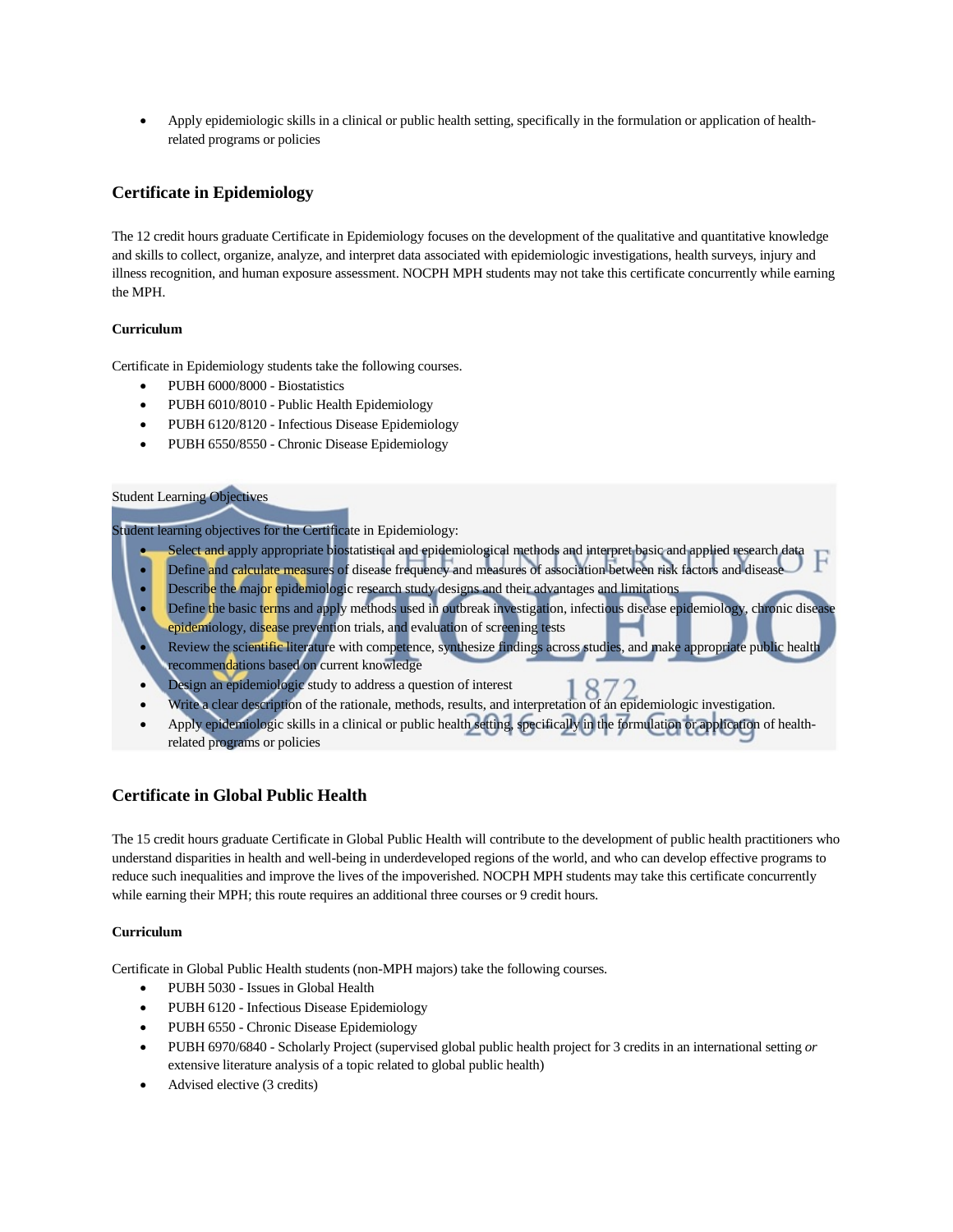- Apply epidemiologic skills in a clinical or public health setting, specifically in the formulation or application of health-related programs or policies

## Certificate in Epidemiology

The 12 credit hours graduate Certificate in Epidemiology focuses on the development of the qualitative and quantitative knowledge and skills to collect, organize, analyze, and interpret data associated with epidemiologic investigations, health surveys, injury and illness recognition, and human exposure assessment. NOCPH MPH students may not take this certificate concurrently while earning the MPH.

#### Curriculum

Certificate in Epidemiology students take the following courses.

- PUBH 6000/8000 - Biostatistics
- PUBH 6010/8010 - Public Health Epidemiology
- PUBH 6120/8120 - Infectious Disease Epidemiology
- PUBH 6550/8550 - Chronic Disease Epidemiology

Student Learning Objectives

Student learning objectives for the Certificate in Epidemiology:

- Select and apply appropriate biostatistical and epidemiological methods and interpret basic and applied research data
- Define and calculate measures of disease frequency and measures of association between risk factors and disease
- Describe the major epidemiologic research study designs and their advantages and limitations
- Define the basic terms and apply methods used in outbreak investigation, infectious disease epidemiology, chronic disease epidemiology, disease prevention trials, and evaluation of screening tests
- Review the scientific literature with competence, synthesize findings across studies, and make appropriate public health recommendations based on current knowledge
- Design an epidemiologic study to address a question of interest
- Write a clear description of the rationale, methods, results, and interpretation of an epidemiologic investigation.
- Apply epidemiologic skills in a clinical or public health setting, specifically in the formulation or application of health-related programs or policies

## Certificate in Global Public Health

The 15 credit hours graduate Certificate in Global Public Health will contribute to the development of public health practitioners who understand disparities in health and well-being in underdeveloped regions of the world, and who can develop effective programs to reduce such inequalities and improve the lives of the impoverished. NOCPH MPH students may take this certificate concurrently while earning their MPH; this route requires an additional three courses or 9 credit hours.

#### Curriculum

Certificate in Global Public Health students (non-MPH majors) take the following courses.

- PUBH 5030 - Issues in Global Health
- PUBH 6120 - Infectious Disease Epidemiology
- PUBH 6550 - Chronic Disease Epidemiology
- PUBH 6970/6840 - Scholarly Project (supervised global public health project for 3 credits in an international setting *or* extensive literature analysis of a topic related to global public health)
- Advised elective (3 credits)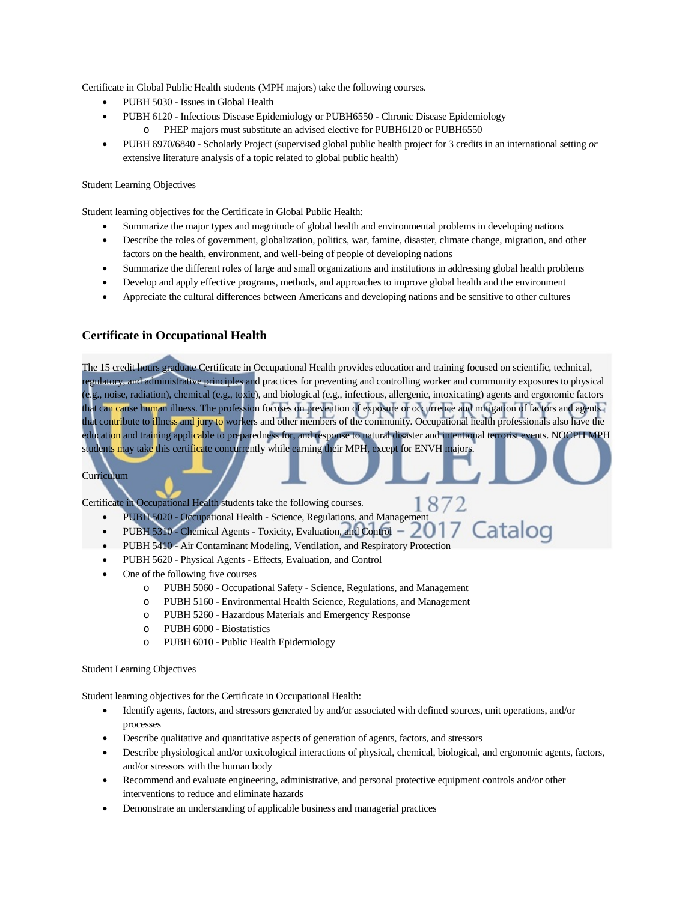Certificate in Global Public Health students (MPH majors) take the following courses.

- PUBH 5030 - Issues in Global Health
- PUBH 6120 - Infectious Disease Epidemiology or PUBH6550 - Chronic Disease Epidemiology
    - PHEP majors must substitute an advised elective for PUBH6120 or PUBH6550
- PUBH 6970/6840 - Scholarly Project (supervised global public health project for 3 credits in an international setting *or* extensive literature analysis of a topic related to global public health)

Student Learning Objectives

Student learning objectives for the Certificate in Global Public Health:

- Summarize the major types and magnitude of global health and environmental problems in developing nations
- Describe the roles of government, globalization, politics, war, famine, disaster, climate change, migration, and other factors on the health, environment, and well-being of people of developing nations
- Summarize the different roles of large and small organizations and institutions in addressing global health problems
- Develop and apply effective programs, methods, and approaches to improve global health and the environment
- Appreciate the cultural differences between Americans and developing nations and be sensitive to other cultures

## Certificate in Occupational Health

The 15 credit hours graduate Certificate in Occupational Health provides education and training focused on scientific, technical, regulatory, and administrative principles and practices for preventing and controlling worker and community exposures to physical (e.g., noise, radiation), chemical (e.g., toxic), and biological (e.g., infectious, allergenic, intoxicating) agents and ergonomic factors that can cause human illness. The profession focuses on prevention of exposure or occurrence and mitigation of factors and agents that contribute to illness and jury to workers and other members of the community. Occupational health professionals also have the education and training applicable to preparedness for, and response to natural disaster and intentional terrorist events. NOCPH MPH students may take this certificate concurrently while earning their MPH, except for ENVH majors.

Curriculum

Certificate in Occupational Health students take the following courses.

- PUBH 5020 - Occupational Health - Science, Regulations, and Management
- PUBH 5310 - Chemical Agents - Toxicity, Evaluation, and Control
- PUBH 5410 - Air Contaminant Modeling, Ventilation, and Respiratory Protection
- PUBH 5620 - Physical Agents - Effects, Evaluation, and Control
- One of the following five courses
    - PUBH 5060 - Occupational Safety - Science, Regulations, and Management
    - PUBH 5160 - Environmental Health Science, Regulations, and Management
    - PUBH 5260 - Hazardous Materials and Emergency Response
    - PUBH 6000 - Biostatistics
    - PUBH 6010 - Public Health Epidemiology

Student Learning Objectives

Student learning objectives for the Certificate in Occupational Health:

- Identify agents, factors, and stressors generated by and/or associated with defined sources, unit operations, and/or processes
- Describe qualitative and quantitative aspects of generation of agents, factors, and stressors
- Describe physiological and/or toxicological interactions of physical, chemical, biological, and ergonomic agents, factors, and/or stressors with the human body
- Recommend and evaluate engineering, administrative, and personal protective equipment controls and/or other interventions to reduce and eliminate hazards
- Demonstrate an understanding of applicable business and managerial practices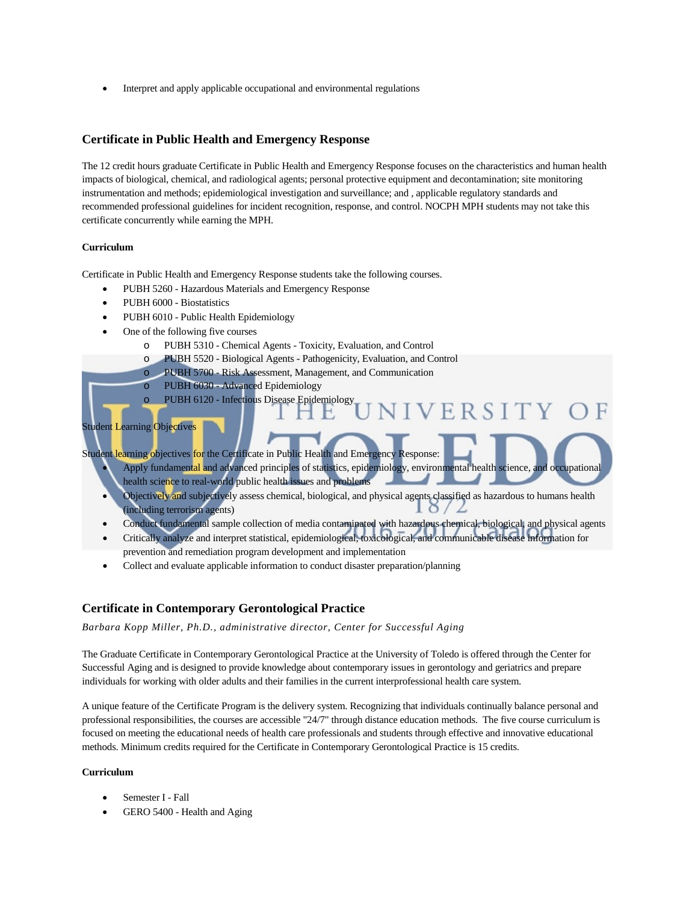- Interpret and apply applicable occupational and environmental regulations

## Certificate in Public Health and Emergency Response

The 12 credit hours graduate Certificate in Public Health and Emergency Response focuses on the characteristics and human health impacts of biological, chemical, and radiological agents; personal protective equipment and decontamination; site monitoring instrumentation and methods; epidemiological investigation and surveillance; and , applicable regulatory standards and recommended professional guidelines for incident recognition, response, and control. NOCPH MPH students may not take this certificate concurrently while earning the MPH.

#### Curriculum

Certificate in Public Health and Emergency Response students take the following courses.

- PUBH 5260 - Hazardous Materials and Emergency Response
- PUBH 6000 - Biostatistics
- PUBH 6010 - Public Health Epidemiology
- One of the following five courses
  - PUBH 5310 - Chemical Agents - Toxicity, Evaluation, and Control
  - PUBH 5520 - Biological Agents - Pathogenicity, Evaluation, and Control
  - PUBH 5700 - Risk Assessment, Management, and Communication
  - PUBH 6030 - Advanced Epidemiology
  - PUBH 6120 - Infectious Disease Epidemiology

Student Learning Objectives

Student learning objectives for the Certificate in Public Health and Emergency Response:

- Apply fundamental and advanced principles of statistics, epidemiology, environmental health science, and occupational health science to real-world public health issues and problems
- Objectively and subjectively assess chemical, biological, and physical agents classified as hazardous to humans health (including terrorism agents)
- Conduct fundamental sample collection of media contaminated with hazardous chemical, biological, and physical agents
- Critically analyze and interpret statistical, epidemiological, toxicological, and communicable disease information for prevention and remediation program development and implementation
- Collect and evaluate applicable information to conduct disaster preparation/planning

## Certificate in Contemporary Gerontological Practice

*Barbara Kopp Miller, Ph.D., administrative director, Center for Successful Aging*

The Graduate Certificate in Contemporary Gerontological Practice at the University of Toledo is offered through the Center for Successful Aging and is designed to provide knowledge about contemporary issues in gerontology and geriatrics and prepare individuals for working with older adults and their families in the current interprofessional health care system.

A unique feature of the Certificate Program is the delivery system. Recognizing that individuals continually balance personal and professional responsibilities, the courses are accessible "24/7" through distance education methods. The five course curriculum is focused on meeting the educational needs of health care professionals and students through effective and innovative educational methods. Minimum credits required for the Certificate in Contemporary Gerontological Practice is 15 credits.

#### Curriculum

- Semester I - Fall
- GERO 5400 - Health and Aging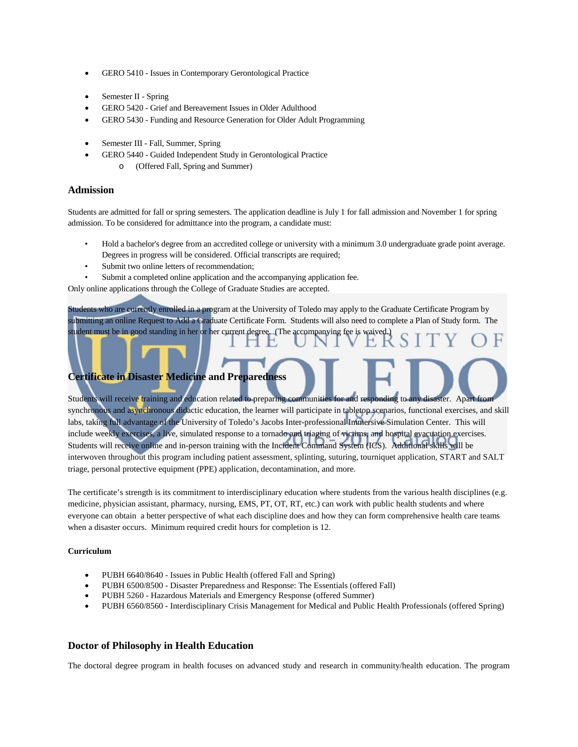- GERO 5410 - Issues in Contemporary Gerontological Practice

- Semester II - Spring
- GERO 5420 - Grief and Bereavement Issues in Older Adulthood
- GERO 5430 - Funding and Resource Generation for Older Adult Programming

- Semester III - Fall, Summer, Spring
- GERO 5440 - Guided Independent Study in Gerontological Practice
    - (Offered Fall, Spring and Summer)

### Admission

Students are admitted for fall or spring semesters. The application deadline is July 1 for fall admission and November 1 for spring admission. To be considered for admittance into the program, a candidate must:

- Hold a bachelor's degree from an accredited college or university with a minimum 3.0 undergraduate grade point average. Degrees in progress will be considered. Official transcripts are required;
- Submit two online letters of recommendation;
- Submit a completed online application and the accompanying application fee.

Only online applications through the College of Graduate Studies are accepted.

Students who are currently enrolled in a program at the University of Toledo may apply to the Graduate Certificate Program by submitting an online Request to Add a Graduate Certificate Form. Students will also need to complete a Plan of Study form. The student must be in good standing in her or her current degree. (The accompanying fee is waived.)

## Certificate in Disaster Medicine and Preparedness

Students will receive training and education related to preparing communities for and responding to any disaster. Apart from synchronous and asynchronous didactic education, the learner will participate in tabletop scenarios, functional exercises, and skill labs, taking full advantage of the University of Toledo's Jacobs Inter-professional Immersive Simulation Center. This will include weekly exercises, a live, simulated response to a tornado and triaging of victims, and hospital evacuation exercises. Students will receive online and in-person training with the Incident Command System (ICS). Additional skills will be interwoven throughout this program including patient assessment, splinting, suturing, tourniquet application, START and SALT triage, personal protective equipment (PPE) application, decontamination, and more.

The certificate's strength is its commitment to interdisciplinary education where students from the various health disciplines (e.g. medicine, physician assistant, pharmacy, nursing, EMS, PT, OT, RT, etc.) can work with public health students and where everyone can obtain a better perspective of what each discipline does and how they can form comprehensive health care teams when a disaster occurs. Minimum required credit hours for completion is 12.

#### Curriculum

- PUBH 6640/8640 - Issues in Public Health (offered Fall and Spring)
- PUBH 6500/8500 - Disaster Preparedness and Response: The Essentials (offered Fall)
- PUBH 5260 - Hazardous Materials and Emergency Response (offered Summer)
- PUBH 6560/8560 - Interdisciplinary Crisis Management for Medical and Public Health Professionals (offered Spring)

## Doctor of Philosophy in Health Education

The doctoral degree program in health focuses on advanced study and research in community/health education. The program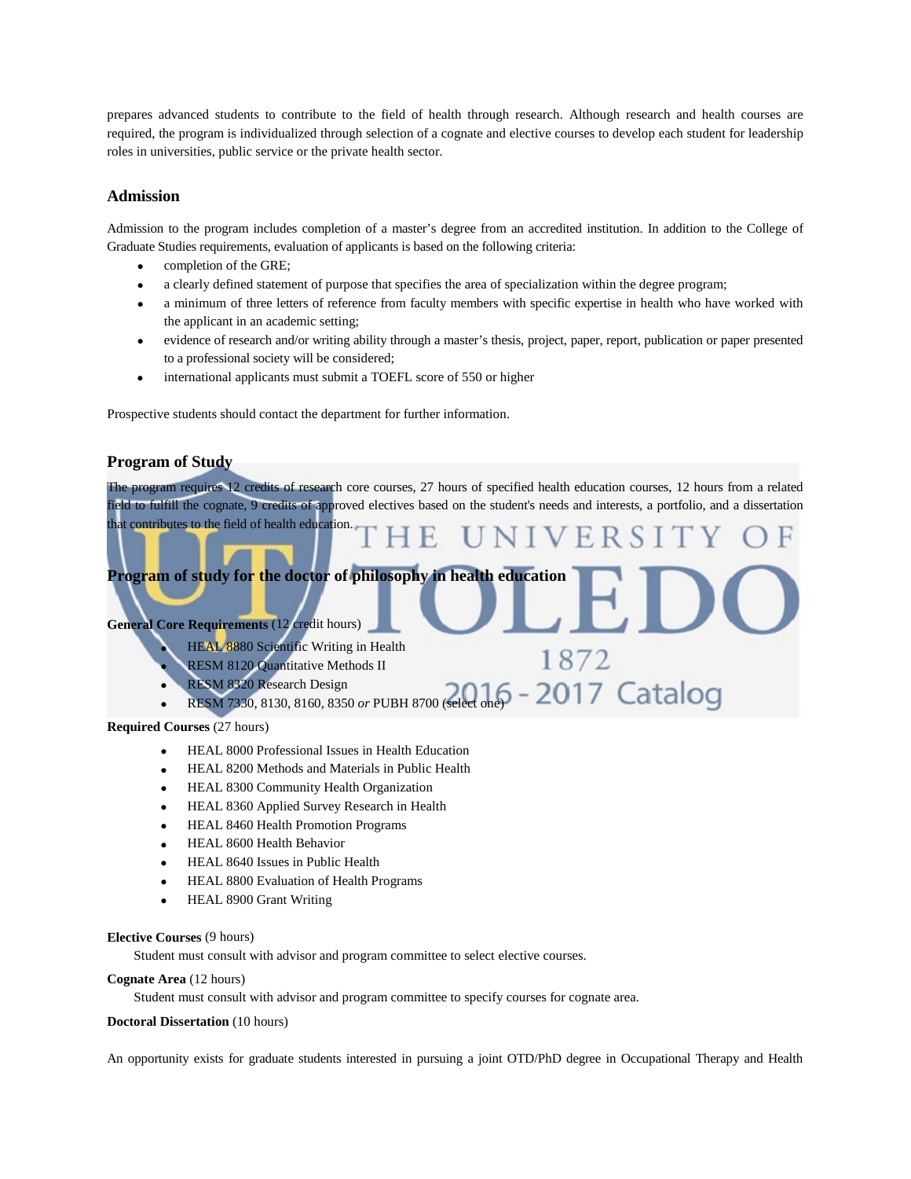prepares advanced students to contribute to the field of health through research. Although research and health courses are required, the program is individualized through selection of a cognate and elective courses to develop each student for leadership roles in universities, public service or the private health sector.

### Admission

Admission to the program includes completion of a master's degree from an accredited institution. In addition to the College of Graduate Studies requirements, evaluation of applicants is based on the following criteria:

- completion of the GRE;
- a clearly defined statement of purpose that specifies the area of specialization within the degree program;
- a minimum of three letters of reference from faculty members with specific expertise in health who have worked with the applicant in an academic setting;
- evidence of research and/or writing ability through a master's thesis, project, paper, report, publication or paper presented to a professional society will be considered;
- international applicants must submit a TOEFL score of 550 or higher

Prospective students should contact the department for further information.

### Program of Study

The program requires 12 credits of research core courses, 27 hours of specified health education courses, 12 hours from a related field to fulfill the cognate, 9 credits of approved electives based on the student's needs and interests, a portfolio, and a dissertation that contributes to the field of health education.

### Program of study for the doctor of philosophy in health education

**General Core Requirements** (12 credit hours)

- HEAL 8880 Scientific Writing in Health
- RESM 8120 Quantitative Methods II
- RESM 8320 Research Design
- RESM 7330, 8130, 8160, 8350 *or* PUBH 8700 (select one)

**Required Courses** (27 hours)

- HEAL 8000 Professional Issues in Health Education
- HEAL 8200 Methods and Materials in Public Health
- HEAL 8300 Community Health Organization
- HEAL 8360 Applied Survey Research in Health
- HEAL 8460 Health Promotion Programs
- HEAL 8600 Health Behavior
- HEAL 8640 Issues in Public Health
- HEAL 8800 Evaluation of Health Programs
- HEAL 8900 Grant Writing

**Elective Courses** (9 hours)

Student must consult with advisor and program committee to select elective courses.

**Cognate Area** (12 hours)

Student must consult with advisor and program committee to specify courses for cognate area.

**Doctoral Dissertation** (10 hours)

An opportunity exists for graduate students interested in pursuing a joint OTD/PhD degree in Occupational Therapy and Health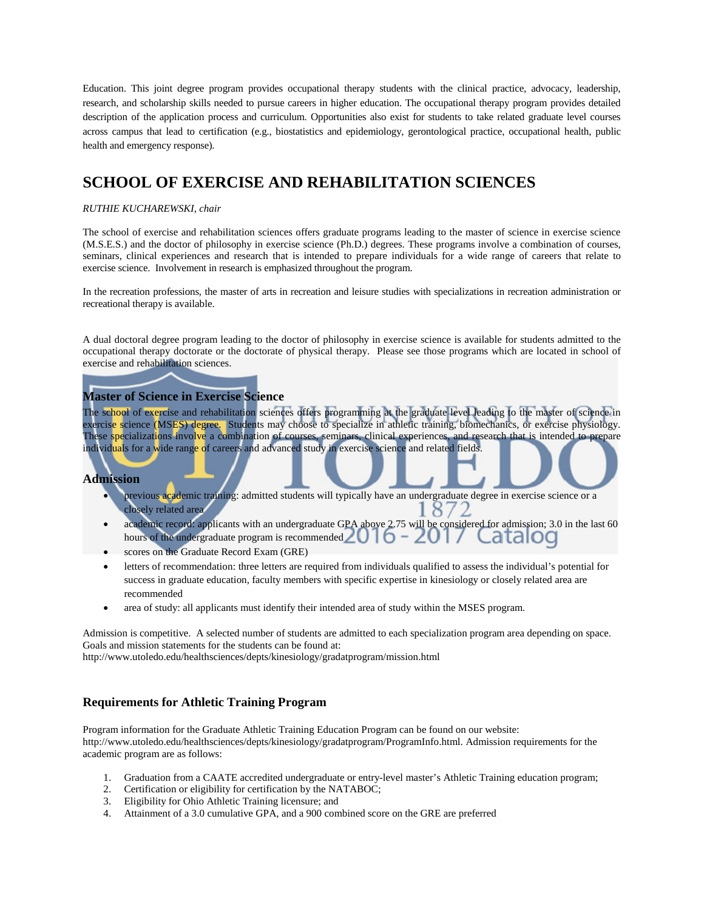Education. This joint degree program provides occupational therapy students with the clinical practice, advocacy, leadership, research, and scholarship skills needed to pursue careers in higher education. The occupational therapy program provides detailed description of the application process and curriculum. Opportunities also exist for students to take related graduate level courses across campus that lead to certification (e.g., biostatistics and epidemiology, gerontological practice, occupational health, public health and emergency response).

# SCHOOL OF EXERCISE AND REHABILITATION SCIENCES

*RUTHIE KUCHAREWSKI, chair*

The school of exercise and rehabilitation sciences offers graduate programs leading to the master of science in exercise science (M.S.E.S.) and the doctor of philosophy in exercise science (Ph.D.) degrees. These programs involve a combination of courses, seminars, clinical experiences and research that is intended to prepare individuals for a wide range of careers that relate to exercise science. Involvement in research is emphasized throughout the program.

In the recreation professions, the master of arts in recreation and leisure studies with specializations in recreation administration or recreational therapy is available.

A dual doctoral degree program leading to the doctor of philosophy in exercise science is available for students admitted to the occupational therapy doctorate or the doctorate of physical therapy. Please see those programs which are located in school of exercise and rehabilitation sciences.

## Master of Science in Exercise Science

The school of exercise and rehabilitation sciences offers programming at the graduate level leading to the master of science in exercise science (MSES) degree. Students may choose to specialize in athletic training, biomechanics, or exercise physiology. These specializations involve a combination of courses, seminars, clinical experiences, and research that is intended to prepare individuals for a wide range of careers and advanced study in exercise science and related fields.

## Admission

- previous academic training: admitted students will typically have an undergraduate degree in exercise science or a closely related area
- academic record: applicants with an undergraduate GPA above 2.75 will be considered for admission; 3.0 in the last 60 hours of the undergraduate program is recommended
- scores on the Graduate Record Exam (GRE)
- letters of recommendation: three letters are required from individuals qualified to assess the individual's potential for success in graduate education, faculty members with specific expertise in kinesiology or closely related area are recommended
- area of study: all applicants must identify their intended area of study within the MSES program.

Admission is competitive. A selected number of students are admitted to each specialization program area depending on space. Goals and mission statements for the students can be found at:
http://www.utoledo.edu/healthsciences/depts/kinesiology/gradatprogram/mission.html

## Requirements for Athletic Training Program

Program information for the Graduate Athletic Training Education Program can be found on our website:
http://www.utoledo.edu/healthsciences/depts/kinesiology/gradatprogram/ProgramInfo.html. Admission requirements for the academic program are as follows:

1. Graduation from a CAATE accredited undergraduate or entry-level master's Athletic Training education program;
2. Certification or eligibility for certification by the NATABOC;
3. Eligibility for Ohio Athletic Training licensure; and
4. Attainment of a 3.0 cumulative GPA, and a 900 combined score on the GRE are preferred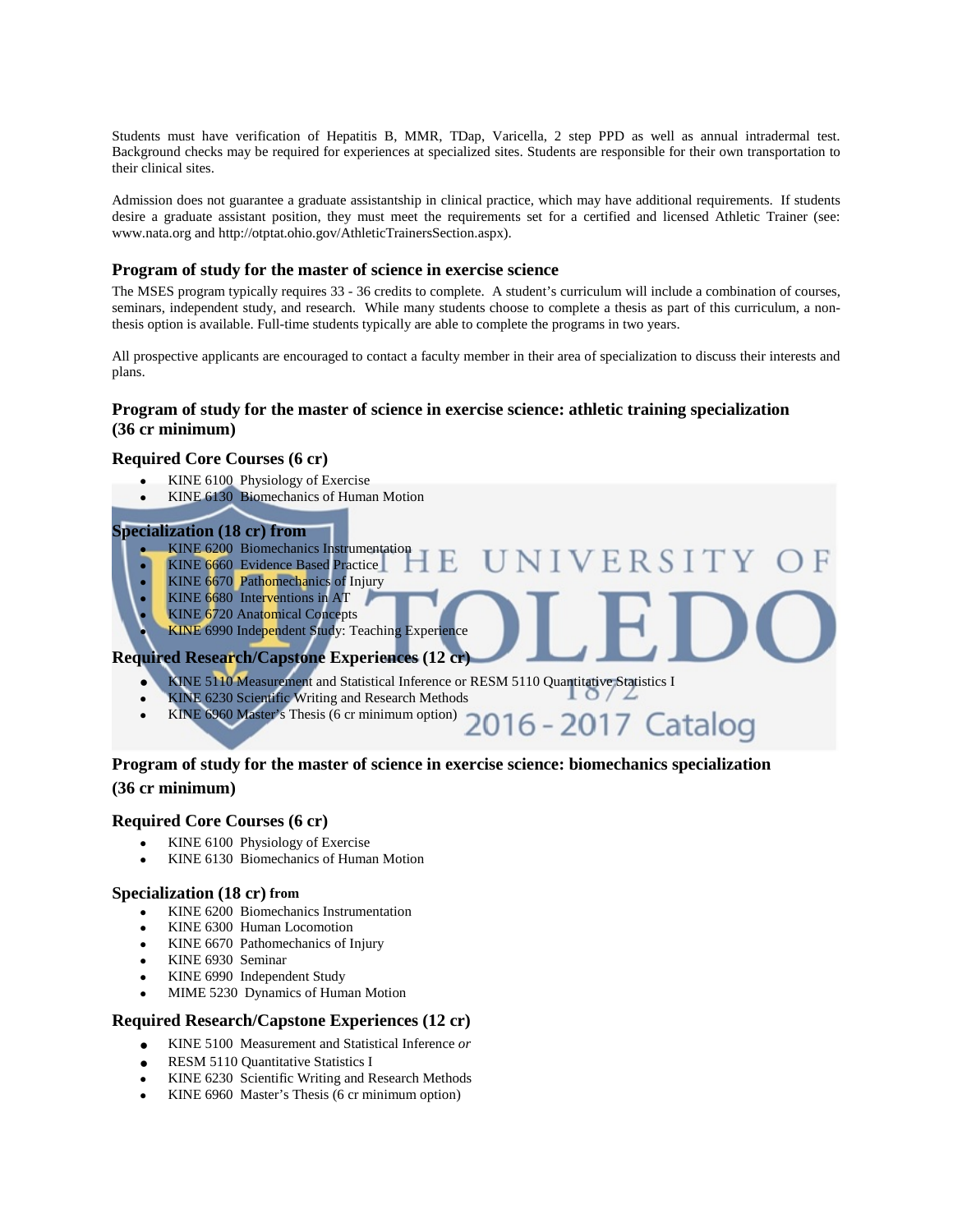Students must have verification of Hepatitis B, MMR, TDap, Varicella, 2 step PPD as well as annual intradermal test. Background checks may be required for experiences at specialized sites. Students are responsible for their own transportation to their clinical sites.

Admission does not guarantee a graduate assistantship in clinical practice, which may have additional requirements. If students desire a graduate assistant position, they must meet the requirements set for a certified and licensed Athletic Trainer (see: www.nata.org and http://otptat.ohio.gov/AthleticTrainersSection.aspx).

### Program of study for the master of science in exercise science

The MSES program typically requires 33 - 36 credits to complete. A student's curriculum will include a combination of courses, seminars, independent study, and research. While many students choose to complete a thesis as part of this curriculum, a non-thesis option is available. Full-time students typically are able to complete the programs in two years.

All prospective applicants are encouraged to contact a faculty member in their area of specialization to discuss their interests and plans.

### Program of study for the master of science in exercise science: athletic training specialization (36 cr minimum)

#### Required Core Courses (6 cr)

- KINE 6100 Physiology of Exercise
- KINE 6130 Biomechanics of Human Motion

#### Specialization (18 cr) from

- KINE 6200 Biomechanics Instrumentation
- KINE 6660 Evidence Based Practice
- KINE 6670 Pathomechanics of Injury
- KINE 6680 Interventions in AT
- KINE 6720 Anatomical Concepts
- KINE 6990 Independent Study: Teaching Experience

#### Required Research/Capstone Experiences (12 cr)

- KINE 5110 Measurement and Statistical Inference or RESM 5110 Quantitative Statistics I
- KINE 6230 Scientific Writing and Research Methods
- KINE 6960 Master's Thesis (6 cr minimum option)

### Program of study for the master of science in exercise science: biomechanics specialization (36 cr minimum)

#### Required Core Courses (6 cr)

- KINE 6100 Physiology of Exercise
- KINE 6130 Biomechanics of Human Motion

#### Specialization (18 cr) from

- KINE 6200 Biomechanics Instrumentation
- KINE 6300 Human Locomotion
- KINE 6670 Pathomechanics of Injury
- KINE 6930 Seminar
- KINE 6990 Independent Study
- MIME 5230 Dynamics of Human Motion

#### Required Research/Capstone Experiences (12 cr)

- KINE 5100 Measurement and Statistical Inference *or*
- RESM 5110 Quantitative Statistics I
- KINE 6230 Scientific Writing and Research Methods
- KINE 6960 Master's Thesis (6 cr minimum option)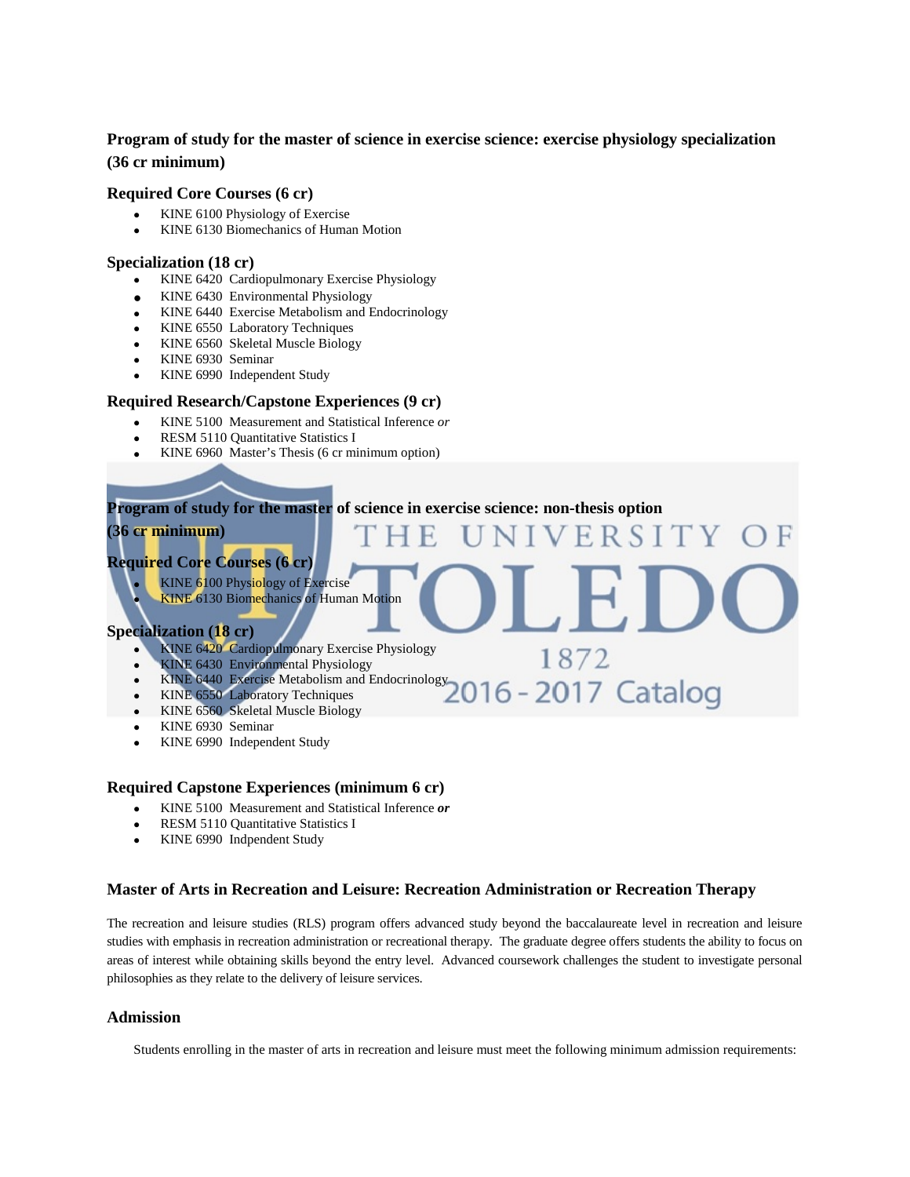### Program of study for the master of science in exercise science: exercise physiology specialization (36 cr minimum)

#### Required Core Courses (6 cr)

- KINE 6100 Physiology of Exercise
- KINE 6130 Biomechanics of Human Motion

#### Specialization (18 cr)

- KINE 6420 Cardiopulmonary Exercise Physiology
- KINE 6430 Environmental Physiology
- KINE 6440 Exercise Metabolism and Endocrinology
- KINE 6550 Laboratory Techniques
- KINE 6560 Skeletal Muscle Biology
- KINE 6930 Seminar
- KINE 6990 Independent Study

#### Required Research/Capstone Experiences (9 cr)

- KINE 5100 Measurement and Statistical Inference *or*
- RESM 5110 Quantitative Statistics I
- KINE 6960 Master's Thesis (6 cr minimum option)

### Program of study for the master of science in exercise science: non-thesis option (36 cr minimum)

#### Required Core Courses (6 cr)

- KINE 6100 Physiology of Exercise
- KINE 6130 Biomechanics of Human Motion

#### Specialization (18 cr)

- KINE 6420 Cardiopulmonary Exercise Physiology
- KINE 6430 Environmental Physiology
- KINE 6440 Exercise Metabolism and Endocrinology
- KINE 6550 Laboratory Techniques
- KINE 6560 Skeletal Muscle Biology
- KINE 6930 Seminar
- KINE 6990 Independent Study

#### Required Capstone Experiences (minimum 6 cr)

- KINE 5100 Measurement and Statistical Inference ***or***
- RESM 5110 Quantitative Statistics I
- KINE 6990 Indpendent Study

### Master of Arts in Recreation and Leisure: Recreation Administration or Recreation Therapy

The recreation and leisure studies (RLS) program offers advanced study beyond the baccalaureate level in recreation and leisure studies with emphasis in recreation administration or recreational therapy. The graduate degree offers students the ability to focus on areas of interest while obtaining skills beyond the entry level. Advanced coursework challenges the student to investigate personal philosophies as they relate to the delivery of leisure services.

### Admission

Students enrolling in the master of arts in recreation and leisure must meet the following minimum admission requirements: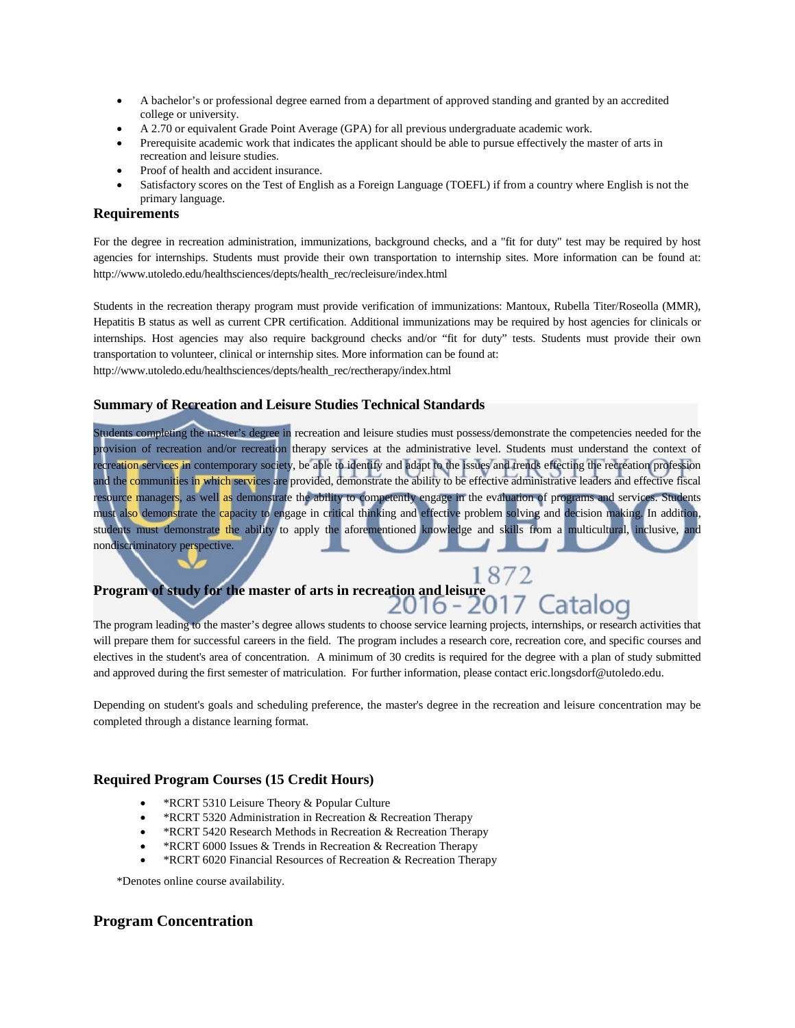- A bachelor's or professional degree earned from a department of approved standing and granted by an accredited college or university.
- A 2.70 or equivalent Grade Point Average (GPA) for all previous undergraduate academic work.
- Prerequisite academic work that indicates the applicant should be able to pursue effectively the master of arts in recreation and leisure studies.
- Proof of health and accident insurance.
- Satisfactory scores on the Test of English as a Foreign Language (TOEFL) if from a country where English is not the primary language.

## Requirements

For the degree in recreation administration, immunizations, background checks, and a "fit for duty" test may be required by host agencies for internships. Students must provide their own transportation to internship sites. More information can be found at: http://www.utoledo.edu/healthsciences/depts/health_rec/recleisure/index.html

Students in the recreation therapy program must provide verification of immunizations: Mantoux, Rubella Titer/Roseolla (MMR), Hepatitis B status as well as current CPR certification. Additional immunizations may be required by host agencies for clinicals or internships. Host agencies may also require background checks and/or "fit for duty" tests. Students must provide their own transportation to volunteer, clinical or internship sites. More information can be found at:
http://www.utoledo.edu/healthsciences/depts/health_rec/rectherapy/index.html

### Summary of Recreation and Leisure Studies Technical Standards

Students completing the master's degree in recreation and leisure studies must possess/demonstrate the competencies needed for the provision of recreation and/or recreation therapy services at the administrative level. Students must understand the context of recreation services in contemporary society, be able to identify and adapt to the issues and trends effecting the recreation profession and the communities in which services are provided, demonstrate the ability to be effective administrative leaders and effective fiscal resource managers, as well as demonstrate the ability to competently engage in the evaluation of programs and services. Students must also demonstrate the capacity to engage in critical thinking and effective problem solving and decision making. In addition, students must demonstrate the ability to apply the aforementioned knowledge and skills from a multicultural, inclusive, and nondiscriminatory perspective.

### Program of study for the master of arts in recreation and leisure

The program leading to the master's degree allows students to choose service learning projects, internships, or research activities that will prepare them for successful careers in the field. The program includes a research core, recreation core, and specific courses and electives in the student's area of concentration. A minimum of 30 credits is required for the degree with a plan of study submitted and approved during the first semester of matriculation. For further information, please contact eric.longsdorf@utoledo.edu.

Depending on student's goals and scheduling preference, the master's degree in the recreation and leisure concentration may be completed through a distance learning format.

### Required Program Courses (15 Credit Hours)

- *RCRT 5310 Leisure Theory & Popular Culture
- *RCRT 5320 Administration in Recreation & Recreation Therapy
- *RCRT 5420 Research Methods in Recreation & Recreation Therapy
- *RCRT 6000 Issues & Trends in Recreation & Recreation Therapy
- *RCRT 6020 Financial Resources of Recreation & Recreation Therapy

*Denotes online course availability.

## Program Concentration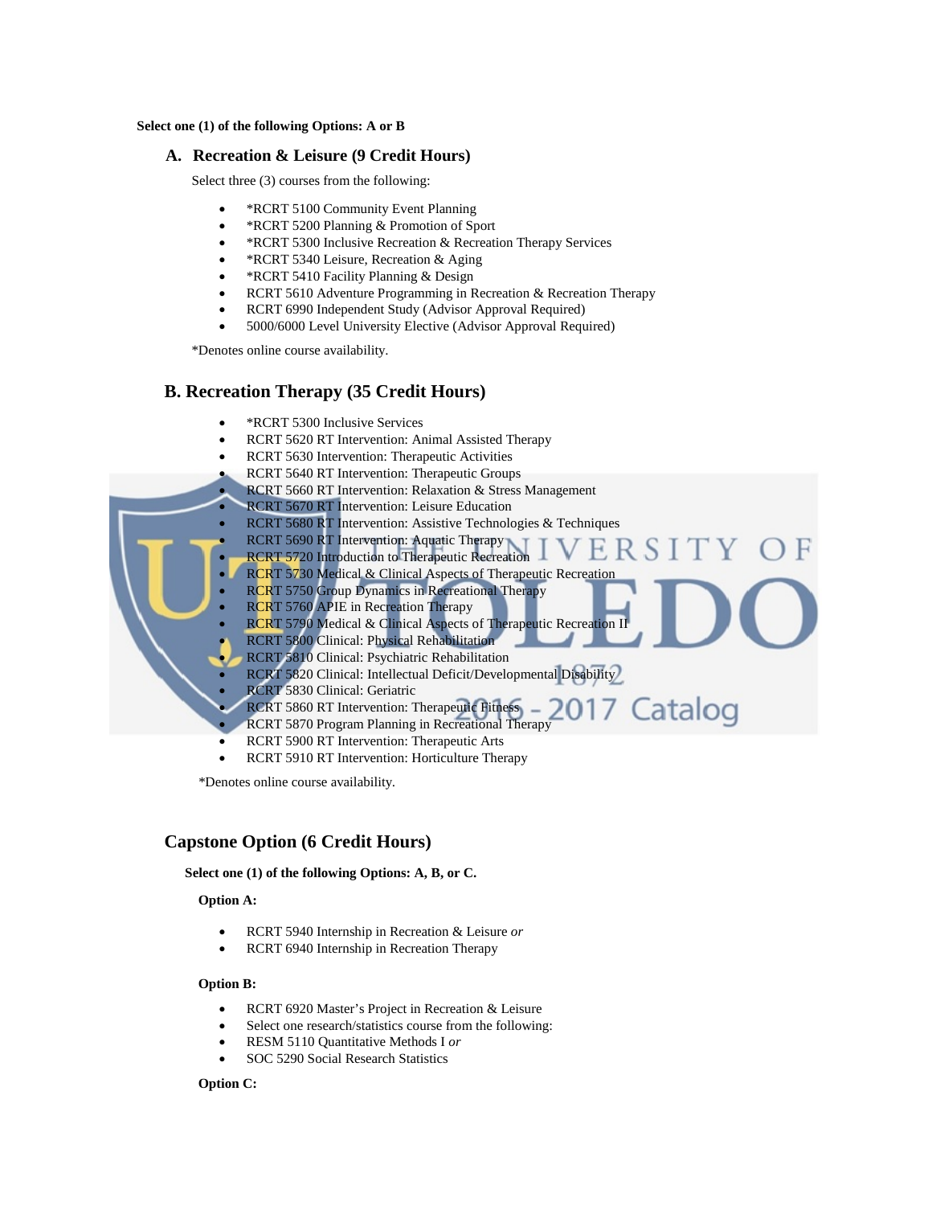**Select one (1) of the following Options: A or B**

## A. Recreation & Leisure (9 Credit Hours)

Select three (3) courses from the following:

- *RCRT 5100 Community Event Planning
- *RCRT 5200 Planning & Promotion of Sport
- *RCRT 5300 Inclusive Recreation & Recreation Therapy Services
- *RCRT 5340 Leisure, Recreation & Aging
- *RCRT 5410 Facility Planning & Design
- RCRT 5610 Adventure Programming in Recreation & Recreation Therapy
- RCRT 6990 Independent Study (Advisor Approval Required)
- 5000/6000 Level University Elective (Advisor Approval Required)

*Denotes online course availability.

## B. Recreation Therapy (35 Credit Hours)

- *RCRT 5300 Inclusive Services
- RCRT 5620 RT Intervention: Animal Assisted Therapy
- RCRT 5630 Intervention: Therapeutic Activities
- RCRT 5640 RT Intervention: Therapeutic Groups
- RCRT 5660 RT Intervention: Relaxation & Stress Management
- RCRT 5670 RT Intervention: Leisure Education
- RCRT 5680 RT Intervention: Assistive Technologies & Techniques
- RCRT 5690 RT Intervention: Aquatic Therapy
- RCRT 5720 Introduction to Therapeutic Recreation
- RCRT 5730 Medical & Clinical Aspects of Therapeutic Recreation
- RCRT 5750 Group Dynamics in Recreational Therapy
- RCRT 5760 APIE in Recreation Therapy
- RCRT 5790 Medical & Clinical Aspects of Therapeutic Recreation II
- RCRT 5800 Clinical: Physical Rehabilitation
- RCRT 5810 Clinical: Psychiatric Rehabilitation
- RCRT 5820 Clinical: Intellectual Deficit/Developmental Disability
- RCRT 5830 Clinical: Geriatric
- RCRT 5860 RT Intervention: Therapeutic Fitness
- RCRT 5870 Program Planning in Recreational Therapy
- RCRT 5900 RT Intervention: Therapeutic Arts
- RCRT 5910 RT Intervention: Horticulture Therapy

*Denotes online course availability.

## Capstone Option (6 Credit Hours)

**Select one (1) of the following Options: A, B, or C.**

**Option A:**

- RCRT 5940 Internship in Recreation & Leisure *or*
- RCRT 6940 Internship in Recreation Therapy

**Option B:**

- RCRT 6920 Master's Project in Recreation & Leisure
- Select one research/statistics course from the following:
- RESM 5110 Quantitative Methods I *or*
- SOC 5290 Social Research Statistics

**Option C:**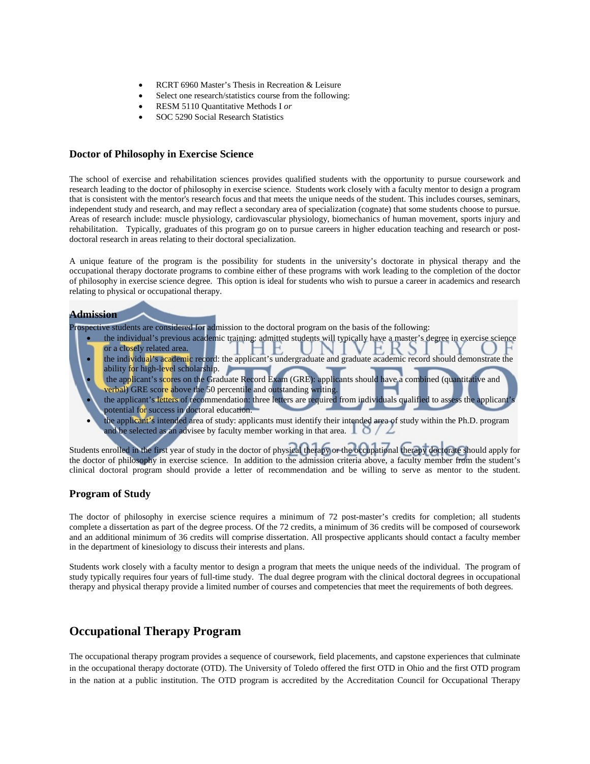- RCRT 6960 Master's Thesis in Recreation & Leisure
- Select one research/statistics course from the following:
- RESM 5110 Quantitative Methods I *or*
- SOC 5290 Social Research Statistics

### Doctor of Philosophy in Exercise Science

The school of exercise and rehabilitation sciences provides qualified students with the opportunity to pursue coursework and research leading to the doctor of philosophy in exercise science. Students work closely with a faculty mentor to design a program that is consistent with the mentor's research focus and that meets the unique needs of the student. This includes courses, seminars, independent study and research, and may reflect a secondary area of specialization (cognate) that some students choose to pursue. Areas of research include: muscle physiology, cardiovascular physiology, biomechanics of human movement, sports injury and rehabilitation. Typically, graduates of this program go on to pursue careers in higher education teaching and research or post-doctoral research in areas relating to their doctoral specialization.

A unique feature of the program is the possibility for students in the university's doctorate in physical therapy and the occupational therapy doctorate programs to combine either of these programs with work leading to the completion of the doctor of philosophy in exercise science degree. This option is ideal for students who wish to pursue a career in academics and research relating to physical or occupational therapy.

#### Admission

Prospective students are considered for admission to the doctoral program on the basis of the following:

- the individual's previous academic training: admitted students will typically have a master's degree in exercise science or a closely related area.
- the individual's academic record: the applicant's undergraduate and graduate academic record should demonstrate the ability for high-level scholarship.
- the applicant's scores on the Graduate Record Exam (GRE): applicants should have a combined (quantitative and verbal) GRE score above the 50 percentile and outstanding writing.
- the applicant's letters of recommendation: three letters are required from individuals qualified to assess the applicant's potential for success in doctoral education.
- the applicant's intended area of study: applicants must identify their intended area of study within the Ph.D. program and be selected as an advisee by faculty member working in that area.

Students enrolled in the first year of study in the doctor of physical therapy or the occupational therapy doctorate should apply for the doctor of philosophy in exercise science. In addition to the admission criteria above, a faculty member from the student's clinical doctoral program should provide a letter of recommendation and be willing to serve as mentor to the student.

### Program of Study

The doctor of philosophy in exercise science requires a minimum of 72 post-master's credits for completion; all students complete a dissertation as part of the degree process. Of the 72 credits, a minimum of 36 credits will be composed of coursework and an additional minimum of 36 credits will comprise dissertation. All prospective applicants should contact a faculty member in the department of kinesiology to discuss their interests and plans.

Students work closely with a faculty mentor to design a program that meets the unique needs of the individual. The program of study typically requires four years of full-time study. The dual degree program with the clinical doctoral degrees in occupational therapy and physical therapy provide a limited number of courses and competencies that meet the requirements of both degrees.

## Occupational Therapy Program

The occupational therapy program provides a sequence of coursework, field placements, and capstone experiences that culminate in the occupational therapy doctorate (OTD). The University of Toledo offered the first OTD in Ohio and the first OTD program in the nation at a public institution. The OTD program is accredited by the Accreditation Council for Occupational Therapy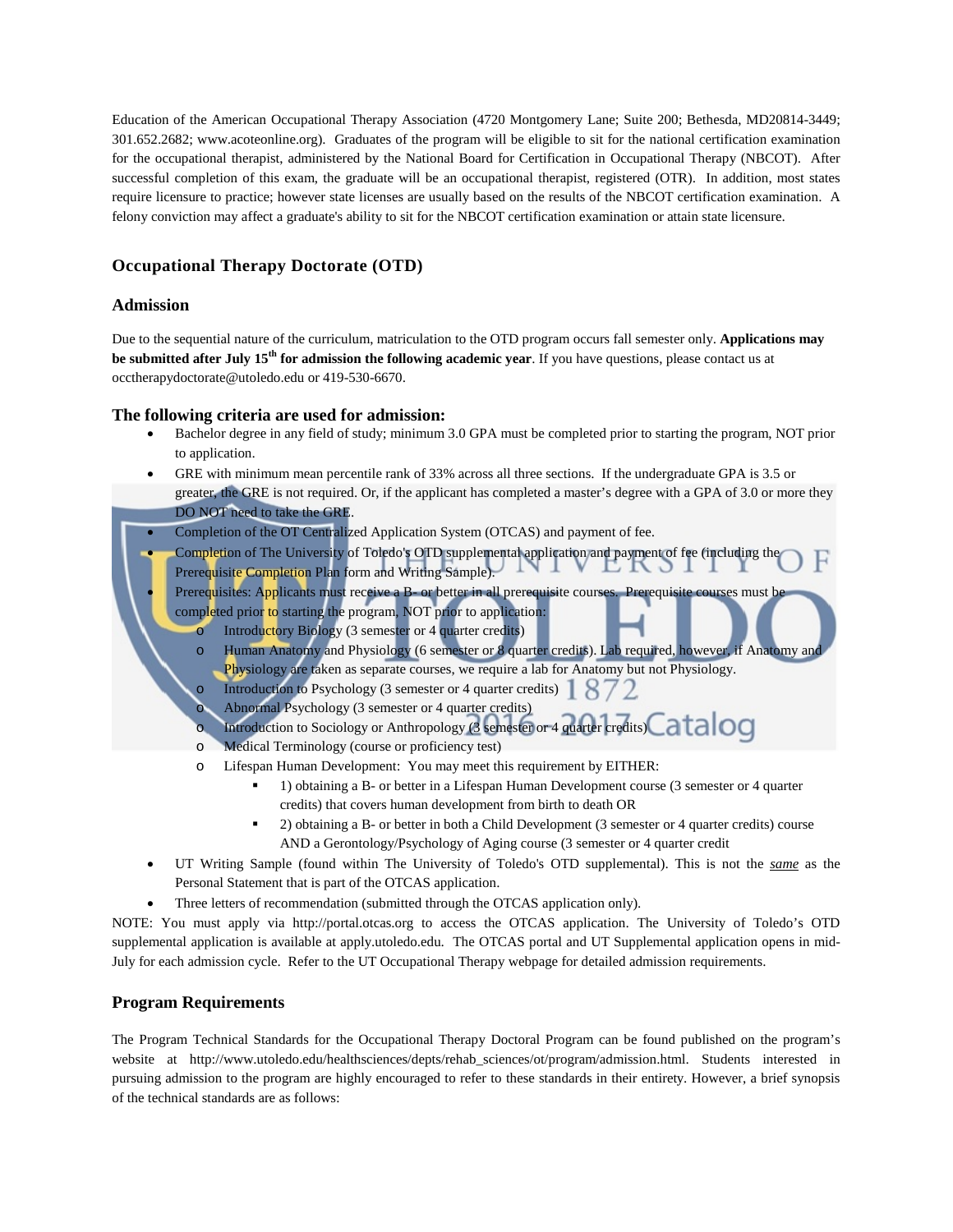Education of the American Occupational Therapy Association (4720 Montgomery Lane; Suite 200; Bethesda, MD20814-3449; 301.652.2682; www.acoteonline.org). Graduates of the program will be eligible to sit for the national certification examination for the occupational therapist, administered by the National Board for Certification in Occupational Therapy (NBCOT). After successful completion of this exam, the graduate will be an occupational therapist, registered (OTR). In addition, most states require licensure to practice; however state licenses are usually based on the results of the NBCOT certification examination. A felony conviction may affect a graduate's ability to sit for the NBCOT certification examination or attain state licensure.

## Occupational Therapy Doctorate (OTD)

### Admission

Due to the sequential nature of the curriculum, matriculation to the OTD program occurs fall semester only. **Applications may be submitted after July 15th for admission the following academic year**. If you have questions, please contact us at occtherapydoctorate@utoledo.edu or 419-530-6670.

### The following criteria are used for admission:

- Bachelor degree in any field of study; minimum 3.0 GPA must be completed prior to starting the program, NOT prior to application.
- GRE with minimum mean percentile rank of 33% across all three sections. If the undergraduate GPA is 3.5 or greater, the GRE is not required. Or, if the applicant has completed a master's degree with a GPA of 3.0 or more they DO NOT need to take the GRE.
- Completion of the OT Centralized Application System (OTCAS) and payment of fee.
- Completion of The University of Toledo's OTD supplemental application and payment of fee (including the Prerequisite Completion Plan form and Writing Sample).
- Prerequisites: Applicants must receive a B- or better in all prerequisite courses. Prerequisite courses must be completed prior to starting the program, NOT prior to application:
  - Introductory Biology (3 semester or 4 quarter credits)
  - Human Anatomy and Physiology (6 semester or 8 quarter credits). Lab required, however, if Anatomy and Physiology are taken as separate courses, we require a lab for Anatomy but not Physiology.
  - Introduction to Psychology (3 semester or 4 quarter credits)
  - Abnormal Psychology (3 semester or 4 quarter credits)
  - Introduction to Sociology or Anthropology (3 semester or 4 quarter credits)
  - Medical Terminology (course or proficiency test)
  - Lifespan Human Development: You may meet this requirement by EITHER:
    - 1) obtaining a B- or better in a Lifespan Human Development course (3 semester or 4 quarter credits) that covers human development from birth to death OR
    - 2) obtaining a B- or better in both a Child Development (3 semester or 4 quarter credits) course AND a Gerontology/Psychology of Aging course (3 semester or 4 quarter credit
- UT Writing Sample (found within The University of Toledo's OTD supplemental). This is not the ***same*** as the Personal Statement that is part of the OTCAS application.
- Three letters of recommendation (submitted through the OTCAS application only).

NOTE: You must apply via http://portal.otcas.org to access the OTCAS application. The University of Toledo's OTD supplemental application is available at apply.utoledo.edu. The OTCAS portal and UT Supplemental application opens in mid-July for each admission cycle. Refer to the UT Occupational Therapy webpage for detailed admission requirements.

### Program Requirements

The Program Technical Standards for the Occupational Therapy Doctoral Program can be found published on the program's website at http://www.utoledo.edu/healthsciences/depts/rehab_sciences/ot/program/admission.html. Students interested in pursuing admission to the program are highly encouraged to refer to these standards in their entirety. However, a brief synopsis of the technical standards are as follows: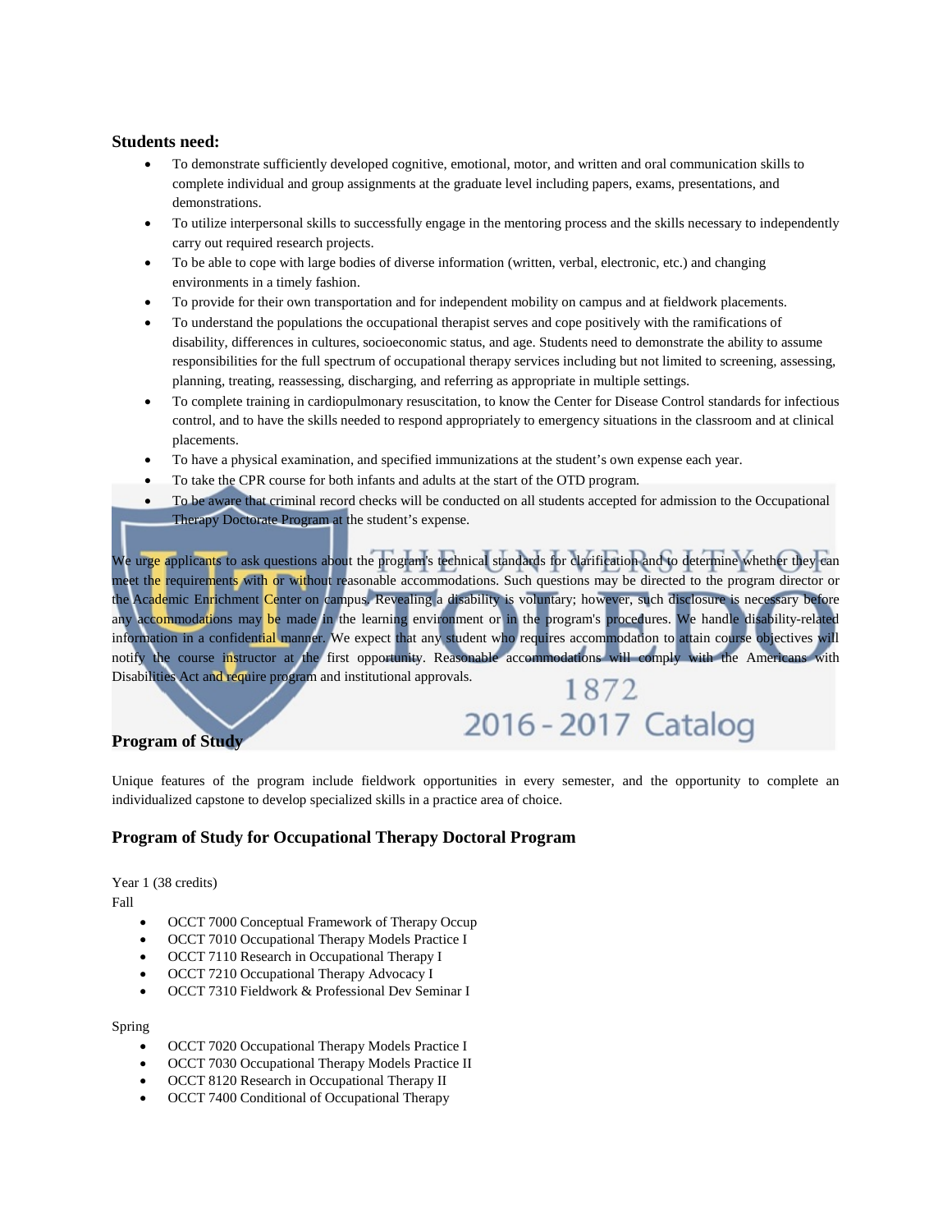### Students need:

- To demonstrate sufficiently developed cognitive, emotional, motor, and written and oral communication skills to complete individual and group assignments at the graduate level including papers, exams, presentations, and demonstrations.
- To utilize interpersonal skills to successfully engage in the mentoring process and the skills necessary to independently carry out required research projects.
- To be able to cope with large bodies of diverse information (written, verbal, electronic, etc.) and changing environments in a timely fashion.
- To provide for their own transportation and for independent mobility on campus and at fieldwork placements.
- To understand the populations the occupational therapist serves and cope positively with the ramifications of disability, differences in cultures, socioeconomic status, and age. Students need to demonstrate the ability to assume responsibilities for the full spectrum of occupational therapy services including but not limited to screening, assessing, planning, treating, reassessing, discharging, and referring as appropriate in multiple settings.
- To complete training in cardiopulmonary resuscitation, to know the Center for Disease Control standards for infectious control, and to have the skills needed to respond appropriately to emergency situations in the classroom and at clinical placements.
- To have a physical examination, and specified immunizations at the student's own expense each year.
- To take the CPR course for both infants and adults at the start of the OTD program.
- To be aware that criminal record checks will be conducted on all students accepted for admission to the Occupational Therapy Doctorate Program at the student's expense.

We urge applicants to ask questions about the program's technical standards for clarification and to determine whether they can meet the requirements with or without reasonable accommodations. Such questions may be directed to the program director or the Academic Enrichment Center on campus. Revealing a disability is voluntary; however, such disclosure is necessary before any accommodations may be made in the learning environment or in the program's procedures. We handle disability-related information in a confidential manner. We expect that any student who requires accommodation to attain course objectives will notify the course instructor at the first opportunity. Reasonable accommodations will comply with the Americans with Disabilities Act and require program and institutional approvals.

### Program of Study

Unique features of the program include fieldwork opportunities in every semester, and the opportunity to complete an individualized capstone to develop specialized skills in a practice area of choice.

### Program of Study for Occupational Therapy Doctoral Program

Year 1 (38 credits)
Fall

- OCCT 7000 Conceptual Framework of Therapy Occup
- OCCT 7010 Occupational Therapy Models Practice I
- OCCT 7110 Research in Occupational Therapy I
- OCCT 7210 Occupational Therapy Advocacy I
- OCCT 7310 Fieldwork & Professional Dev Seminar I

Spring

- OCCT 7020 Occupational Therapy Models Practice I
- OCCT 7030 Occupational Therapy Models Practice II
- OCCT 8120 Research in Occupational Therapy II
- OCCT 7400 Conditional of Occupational Therapy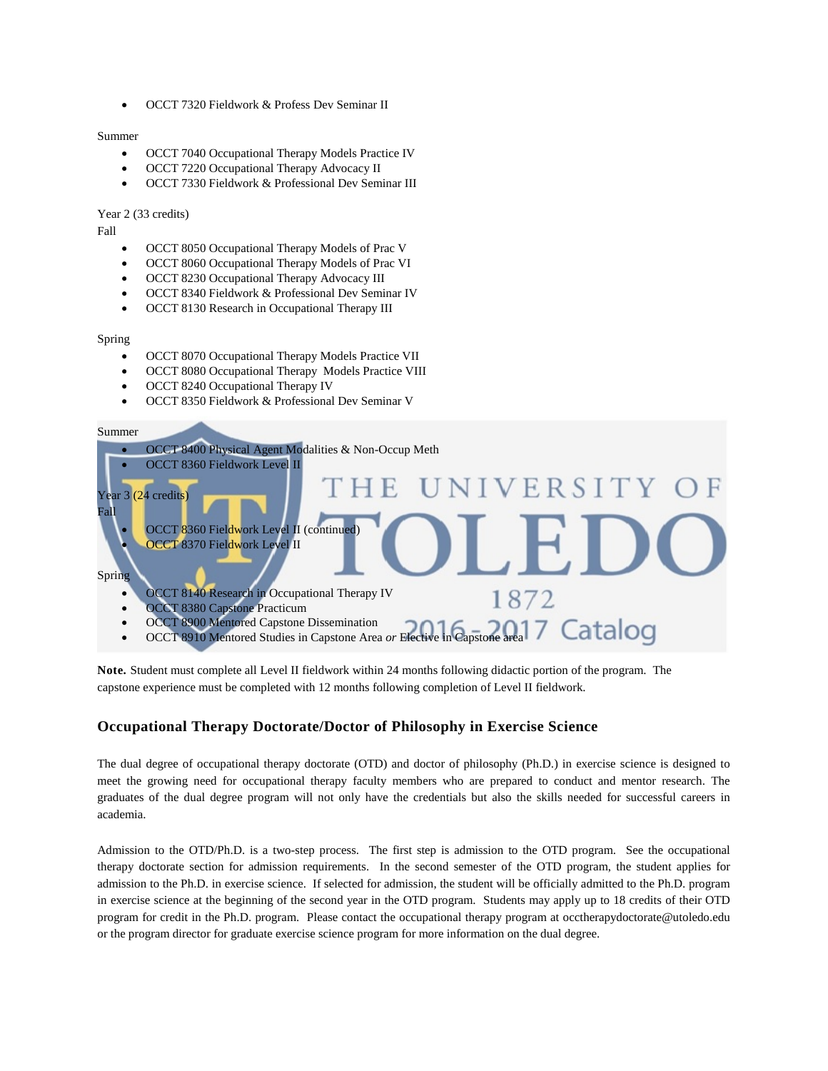- OCCT 7320 Fieldwork & Profess Dev Seminar II

Summer

- OCCT 7040 Occupational Therapy Models Practice IV
- OCCT 7220 Occupational Therapy Advocacy II
- OCCT 7330 Fieldwork & Professional Dev Seminar III

Year 2 (33 credits)

Fall

- OCCT 8050 Occupational Therapy Models of Prac V
- OCCT 8060 Occupational Therapy Models of Prac VI
- OCCT 8230 Occupational Therapy Advocacy III
- OCCT 8340 Fieldwork & Professional Dev Seminar IV
- OCCT 8130 Research in Occupational Therapy III

Spring

- OCCT 8070 Occupational Therapy Models Practice VII
- OCCT 8080 Occupational Therapy Models Practice VIII
- OCCT 8240 Occupational Therapy IV
- OCCT 8350 Fieldwork & Professional Dev Seminar V

Summer

- OCCT 8400 Physical Agent Modalities & Non-Occup Meth
- OCCT 8360 Fieldwork Level II

Year 3 (24 credits)

Fall

- OCCT 8360 Fieldwork Level II (continued)
- OCCT 8370 Fieldwork Level II

Spring

- OCCT 8140 Research in Occupational Therapy IV
- OCCT 8380 Capstone Practicum
- OCCT 8900 Mentored Capstone Dissemination
- OCCT 8910 Mentored Studies in Capstone Area *or* Elective in Capstone area

**Note.** Student must complete all Level II fieldwork within 24 months following didactic portion of the program. The capstone experience must be completed with 12 months following completion of Level II fieldwork.

### Occupational Therapy Doctorate/Doctor of Philosophy in Exercise Science

The dual degree of occupational therapy doctorate (OTD) and doctor of philosophy (Ph.D.) in exercise science is designed to meet the growing need for occupational therapy faculty members who are prepared to conduct and mentor research. The graduates of the dual degree program will not only have the credentials but also the skills needed for successful careers in academia.

Admission to the OTD/Ph.D. is a two-step process. The first step is admission to the OTD program. See the occupational therapy doctorate section for admission requirements. In the second semester of the OTD program, the student applies for admission to the Ph.D. in exercise science. If selected for admission, the student will be officially admitted to the Ph.D. program in exercise science at the beginning of the second year in the OTD program. Students may apply up to 18 credits of their OTD program for credit in the Ph.D. program. Please contact the occupational therapy program at occtherapydoctorate@utoledo.edu or the program director for graduate exercise science program for more information on the dual degree.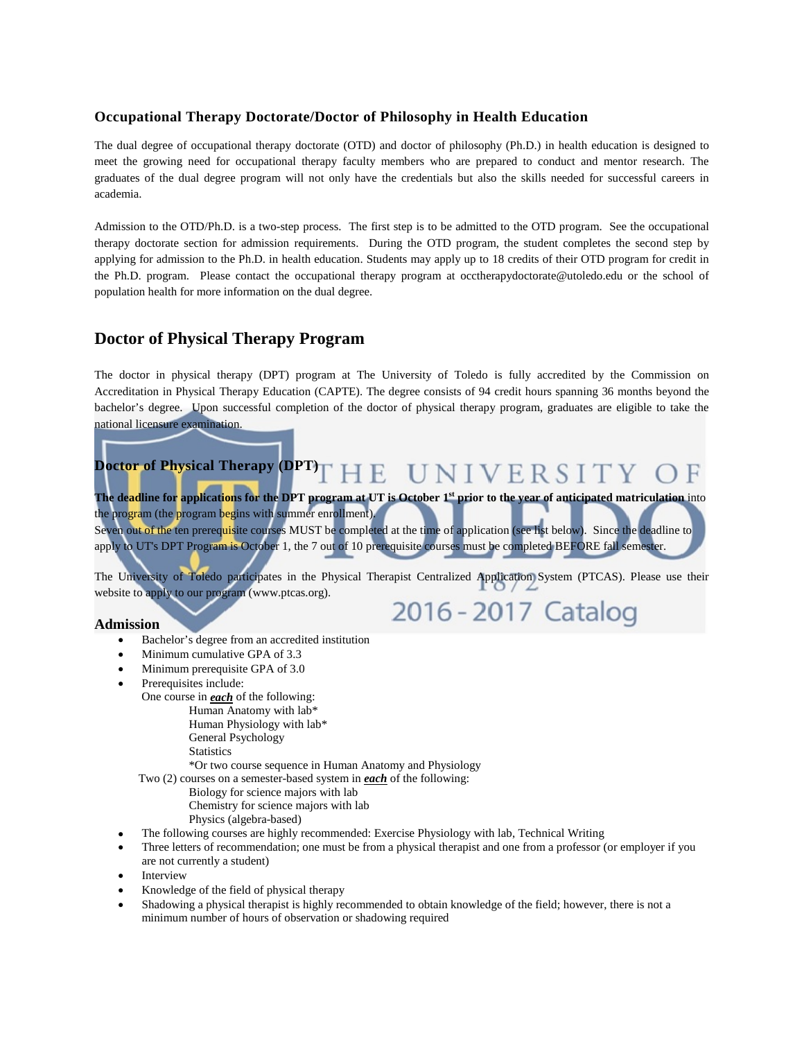### Occupational Therapy Doctorate/Doctor of Philosophy in Health Education

The dual degree of occupational therapy doctorate (OTD) and doctor of philosophy (Ph.D.) in health education is designed to meet the growing need for occupational therapy faculty members who are prepared to conduct and mentor research. The graduates of the dual degree program will not only have the credentials but also the skills needed for successful careers in academia.

Admission to the OTD/Ph.D. is a two-step process. The first step is to be admitted to the OTD program. See the occupational therapy doctorate section for admission requirements. During the OTD program, the student completes the second step by applying for admission to the Ph.D. in health education. Students may apply up to 18 credits of their OTD program for credit in the Ph.D. program. Please contact the occupational therapy program at occtherapydoctorate@utoledo.edu or the school of population health for more information on the dual degree.

## Doctor of Physical Therapy Program

The doctor in physical therapy (DPT) program at The University of Toledo is fully accredited by the Commission on Accreditation in Physical Therapy Education (CAPTE). The degree consists of 94 credit hours spanning 36 months beyond the bachelor's degree. Upon successful completion of the doctor of physical therapy program, graduates are eligible to take the national licensure examination.

### Doctor of Physical Therapy (DPT)

**The deadline for applications for the DPT program at UT is October 1st prior to the year of anticipated matriculation** into the program (the program begins with summer enrollment).
Seven out of the ten prerequisite courses MUST be completed at the time of application (see list below). Since the deadline to apply to UT's DPT Program is October 1, the 7 out of 10 prerequisite courses must be completed BEFORE fall semester.

The University of Toledo participates in the Physical Therapist Centralized Application System (PTCAS). Please use their website to apply to our program (www.ptcas.org).

### Admission

- Bachelor's degree from an accredited institution
- Minimum cumulative GPA of 3.3
- Minimum prerequisite GPA of 3.0
- Prerequisites include:
  One course in ***each*** of the following:
  - Human Anatomy with lab*
  - Human Physiology with lab*
  - General Psychology
  - Statistics
  - *Or two course sequence in Human Anatomy and Physiology

  Two (2) courses on a semester-based system in ***each*** of the following:
  - Biology for science majors with lab
  - Chemistry for science majors with lab
  - Physics (algebra-based)
- The following courses are highly recommended: Exercise Physiology with lab, Technical Writing
- Three letters of recommendation; one must be from a physical therapist and one from a professor (or employer if you are not currently a student)
- Interview
- Knowledge of the field of physical therapy
- Shadowing a physical therapist is highly recommended to obtain knowledge of the field; however, there is not a minimum number of hours of observation or shadowing required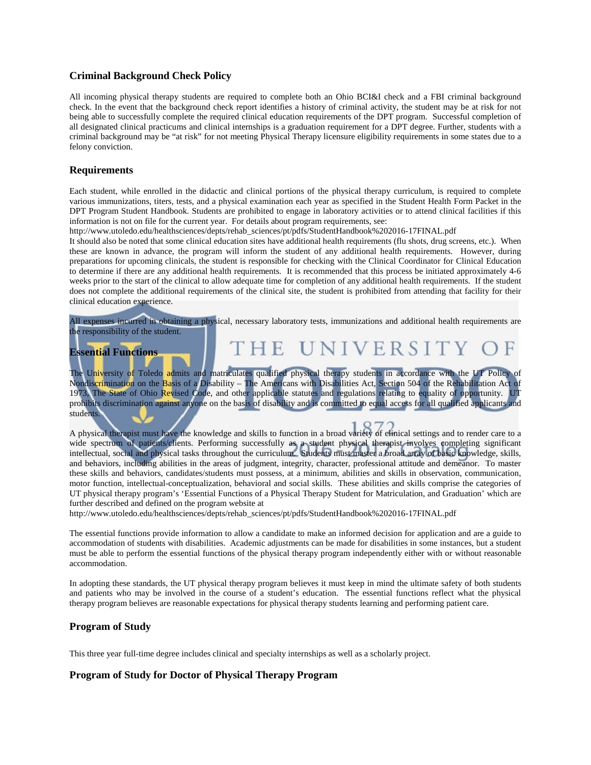## Criminal Background Check Policy

All incoming physical therapy students are required to complete both an Ohio BCI&I check and a FBI criminal background check. In the event that the background check report identifies a history of criminal activity, the student may be at risk for not being able to successfully complete the required clinical education requirements of the DPT program. Successful completion of all designated clinical practicums and clinical internships is a graduation requirement for a DPT degree. Further, students with a criminal background may be "at risk" for not meeting Physical Therapy licensure eligibility requirements in some states due to a felony conviction.

## Requirements

Each student, while enrolled in the didactic and clinical portions of the physical therapy curriculum, is required to complete various immunizations, titers, tests, and a physical examination each year as specified in the Student Health Form Packet in the DPT Program Student Handbook. Students are prohibited to engage in laboratory activities or to attend clinical facilities if this information is not on file for the current year. For details about program requirements, see:
http://www.utoledo.edu/healthsciences/depts/rehab_sciences/pt/pdfs/StudentHandbook%202016-17FINAL.pdf
It should also be noted that some clinical education sites have additional health requirements (flu shots, drug screens, etc.). When these are known in advance, the program will inform the student of any additional health requirements. However, during preparations for upcoming clinicals, the student is responsible for checking with the Clinical Coordinator for Clinical Education to determine if there are any additional health requirements. It is recommended that this process be initiated approximately 4-6 weeks prior to the start of the clinical to allow adequate time for completion of any additional health requirements. If the student does not complete the additional requirements of the clinical site, the student is prohibited from attending that facility for their clinical education experience.

All expenses incurred in obtaining a physical, necessary laboratory tests, immunizations and additional health requirements are the responsibility of the student.

## Essential Functions

The University of Toledo admits and matriculates qualified physical therapy students in accordance with the UT Policy of Nondiscrimination on the Basis of a Disability – The Americans with Disabilities Act, Section 504 of the Rehabilitation Act of 1973, The State of Ohio Revised Code, and other applicable statutes and regulations relating to equality of opportunity. UT prohibits discrimination against anyone on the basis of disability and is committed to equal access for all qualified applicants and students.

A physical therapist must have the knowledge and skills to function in a broad variety of clinical settings and to render care to a wide spectrum of patients/clients. Performing successfully as a student physical therapist involves completing significant intellectual, social and physical tasks throughout the curriculum. Students must master a broad array of basic knowledge, skills, and behaviors, including abilities in the areas of judgment, integrity, character, professional attitude and demeanor. To master these skills and behaviors, candidates/students must possess, at a minimum, abilities and skills in observation, communication, motor function, intellectual-conceptualization, behavioral and social skills. These abilities and skills comprise the categories of UT physical therapy program's 'Essential Functions of a Physical Therapy Student for Matriculation, and Graduation' which are further described and defined on the program website at
http://www.utoledo.edu/healthsciences/depts/rehab_sciences/pt/pdfs/StudentHandbook%202016-17FINAL.pdf

The essential functions provide information to allow a candidate to make an informed decision for application and are a guide to accommodation of students with disabilities. Academic adjustments can be made for disabilities in some instances, but a student must be able to perform the essential functions of the physical therapy program independently either with or without reasonable accommodation.

In adopting these standards, the UT physical therapy program believes it must keep in mind the ultimate safety of both students and patients who may be involved in the course of a student's education. The essential functions reflect what the physical therapy program believes are reasonable expectations for physical therapy students learning and performing patient care.

## Program of Study

This three year full-time degree includes clinical and specialty internships as well as a scholarly project.

## Program of Study for Doctor of Physical Therapy Program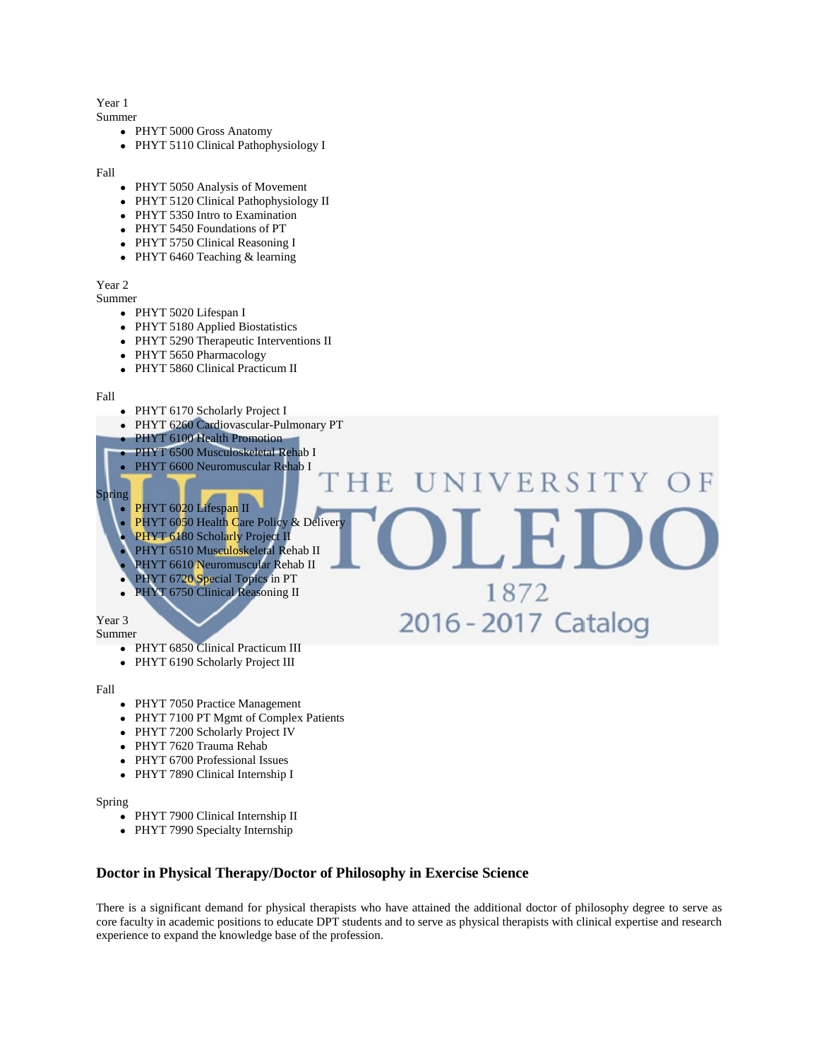Year 1

Summer

- PHYT 5000 Gross Anatomy
- PHYT 5110 Clinical Pathophysiology I

Fall

- PHYT 5050 Analysis of Movement
- PHYT 5120 Clinical Pathophysiology II
- PHYT 5350 Intro to Examination
- PHYT 5450 Foundations of PT
- PHYT 5750 Clinical Reasoning I
- PHYT 6460 Teaching & learning

Year 2

Summer

- PHYT 5020 Lifespan I
- PHYT 5180 Applied Biostatistics
- PHYT 5290 Therapeutic Interventions II
- PHYT 5650 Pharmacology
- PHYT 5860 Clinical Practicum II

Fall

- PHYT 6170 Scholarly Project I
- PHYT 6260 Cardiovascular-Pulmonary PT
- PHYT 6100 Health Promotion
- PHYT 6500 Musculoskeletal Rehab I
- PHYT 6600 Neuromuscular Rehab I

Spring

- PHYT 6020 Lifespan II
- PHYT 6050 Health Care Policy & Delivery
- PHYT 6180 Scholarly Project II
- PHYT 6510 Musculoskeletal Rehab II
- PHYT 6610 Neuromuscular Rehab II
- PHYT 6720 Special Topics in PT
- PHYT 6750 Clinical Reasoning II

Year 3

Summer

- PHYT 6850 Clinical Practicum III
- PHYT 6190 Scholarly Project III

Fall

- PHYT 7050 Practice Management
- PHYT 7100 PT Mgmt of Complex Patients
- PHYT 7200 Scholarly Project IV
- PHYT 7620 Trauma Rehab
- PHYT 6700 Professional Issues
- PHYT 7890 Clinical Internship I

Spring

- PHYT 7900 Clinical Internship II
- PHYT 7990 Specialty Internship

### Doctor in Physical Therapy/Doctor of Philosophy in Exercise Science

There is a significant demand for physical therapists who have attained the additional doctor of philosophy degree to serve as core faculty in academic positions to educate DPT students and to serve as physical therapists with clinical expertise and research experience to expand the knowledge base of the profession.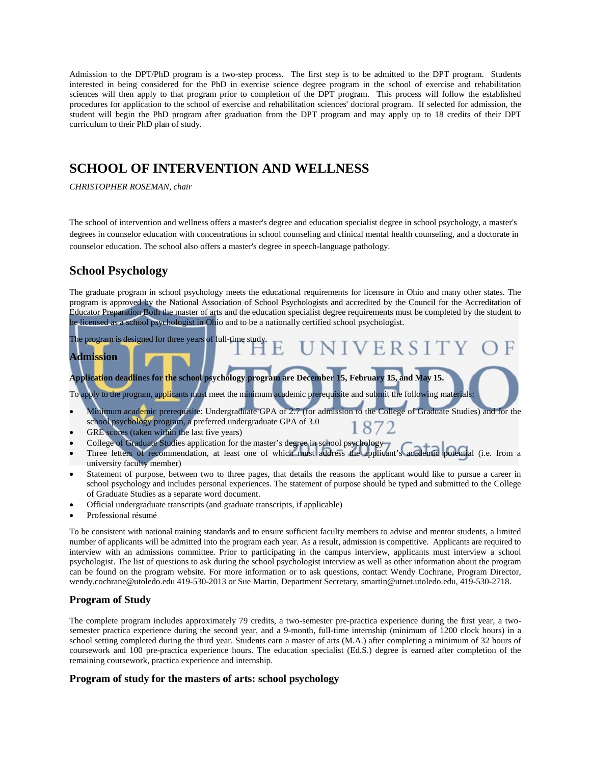Admission to the DPT/PhD program is a two-step process. The first step is to be admitted to the DPT program. Students interested in being considered for the PhD in exercise science degree program in the school of exercise and rehabilitation sciences will then apply to that program prior to completion of the DPT program. This process will follow the established procedures for application to the school of exercise and rehabilitation sciences' doctoral program. If selected for admission, the student will begin the PhD program after graduation from the DPT program and may apply up to 18 credits of their DPT curriculum to their PhD plan of study.

# SCHOOL OF INTERVENTION AND WELLNESS

*CHRISTOPHER ROSEMAN, chair*

The school of intervention and wellness offers a master's degree and education specialist degree in school psychology, a master's degrees in counselor education with concentrations in school counseling and clinical mental health counseling, and a doctorate in counselor education. The school also offers a master's degree in speech-language pathology.

## School Psychology

The graduate program in school psychology meets the educational requirements for licensure in Ohio and many other states. The program is approved by the National Association of School Psychologists and accredited by the Council for the Accreditation of Educator Preparation Both the master of arts and the education specialist degree requirements must be completed by the student to be licensed as a school psychologist in Ohio and to be a nationally certified school psychologist.

The program is designed for three years of full-time study.

### Admission

**Application deadlines for the school psychology program are December 15, February 15, and May 15.**

To apply to the program, applicants must meet the minimum academic prerequisite and submit the following materials:

- Minimum academic prerequisite: Undergraduate GPA of 2.7 (for admission to the College of Graduate Studies) and for the school psychology program, a preferred undergraduate GPA of 3.0
- GRE scores (taken within the last five years)
- College of Graduate Studies application for the master's degree in school psychology
- Three letters of recommendation, at least one of which must address the applicant's academic potential (i.e. from a university faculty member)
- Statement of purpose, between two to three pages, that details the reasons the applicant would like to pursue a career in school psychology and includes personal experiences. The statement of purpose should be typed and submitted to the College of Graduate Studies as a separate word document.
- Official undergraduate transcripts (and graduate transcripts, if applicable)
- Professional résumé

To be consistent with national training standards and to ensure sufficient faculty members to advise and mentor students, a limited number of applicants will be admitted into the program each year. As a result, admission is competitive. Applicants are required to interview with an admissions committee. Prior to participating in the campus interview, applicants must interview a school psychologist. The list of questions to ask during the school psychologist interview as well as other information about the program can be found on the program website. For more information or to ask questions, contact Wendy Cochrane, Program Director, wendy.cochrane@utoledo.edu 419-530-2013 or Sue Martin, Department Secretary, smartin@utnet.utoledo.edu, 419-530-2718.

### Program of Study

The complete program includes approximately 79 credits, a two-semester pre-practica experience during the first year, a two-semester practica experience during the second year, and a 9-month, full-time internship (minimum of 1200 clock hours) in a school setting completed during the third year. Students earn a master of arts (M.A.) after completing a minimum of 32 hours of coursework and 100 pre-practica experience hours. The education specialist (Ed.S.) degree is earned after completion of the remaining coursework, practica experience and internship.

### Program of study for the masters of arts: school psychology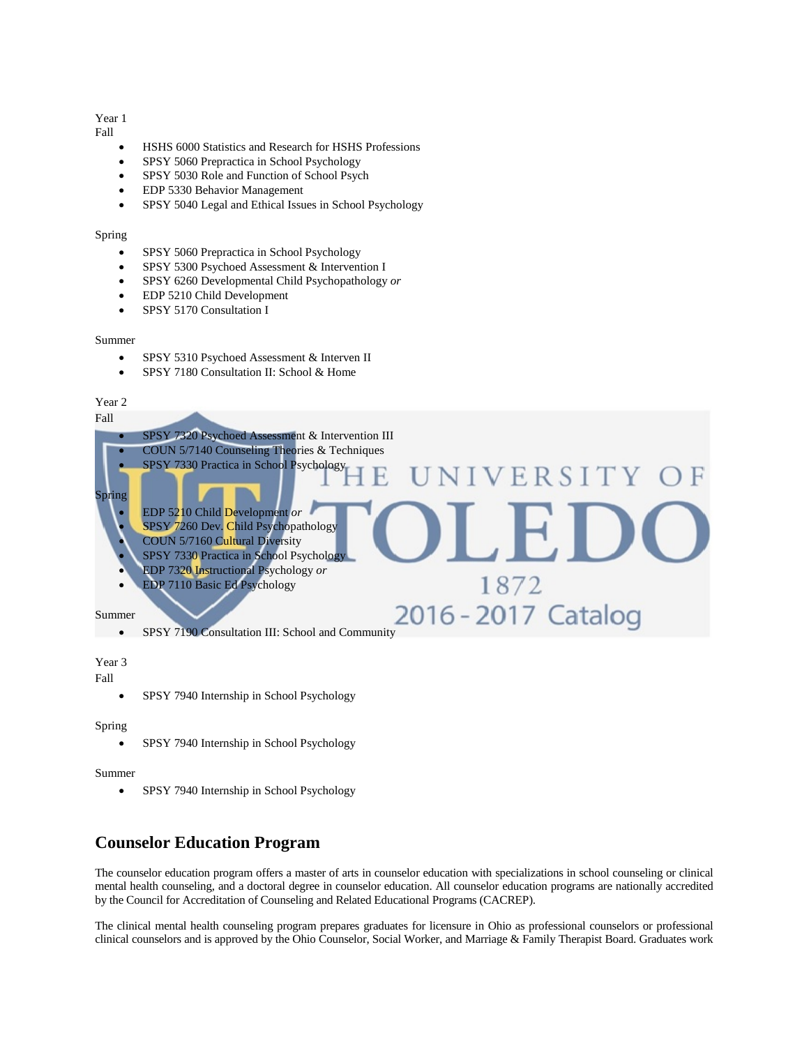Year 1

Fall

- HSHS 6000 Statistics and Research for HSHS Professions
- SPSY 5060 Prepractica in School Psychology
- SPSY 5030 Role and Function of School Psych
- EDP 5330 Behavior Management
- SPSY 5040 Legal and Ethical Issues in School Psychology

Spring

- SPSY 5060 Prepractica in School Psychology
- SPSY 5300 Psychoed Assessment & Intervention I
- SPSY 6260 Developmental Child Psychopathology *or*
- EDP 5210 Child Development
- SPSY 5170 Consultation I

Summer

- SPSY 5310 Psychoed Assessment & Interven II
- SPSY 7180 Consultation II: School & Home

Year 2

Fall

- SPSY 7320 Psychoed Assessment & Intervention III
- COUN 5/7140 Counseling Theories & Techniques
- SPSY 7330 Practica in School Psychology

Spring

- EDP 5210 Child Development *or*
- SPSY 7260 Dev. Child Psychopathology
- COUN 5/7160 Cultural Diversity
- SPSY 7330 Practica in School Psychology
- EDP 7320 Instructional Psychology *or*
- EDP 7110 Basic Ed Psychology

Summer

- SPSY 7190 Consultation III: School and Community

Year 3

Fall

- SPSY 7940 Internship in School Psychology

Spring

- SPSY 7940 Internship in School Psychology

Summer

- SPSY 7940 Internship in School Psychology

## Counselor Education Program

The counselor education program offers a master of arts in counselor education with specializations in school counseling or clinical mental health counseling, and a doctoral degree in counselor education. All counselor education programs are nationally accredited by the Council for Accreditation of Counseling and Related Educational Programs (CACREP).

The clinical mental health counseling program prepares graduates for licensure in Ohio as professional counselors or professional clinical counselors and is approved by the Ohio Counselor, Social Worker, and Marriage & Family Therapist Board. Graduates work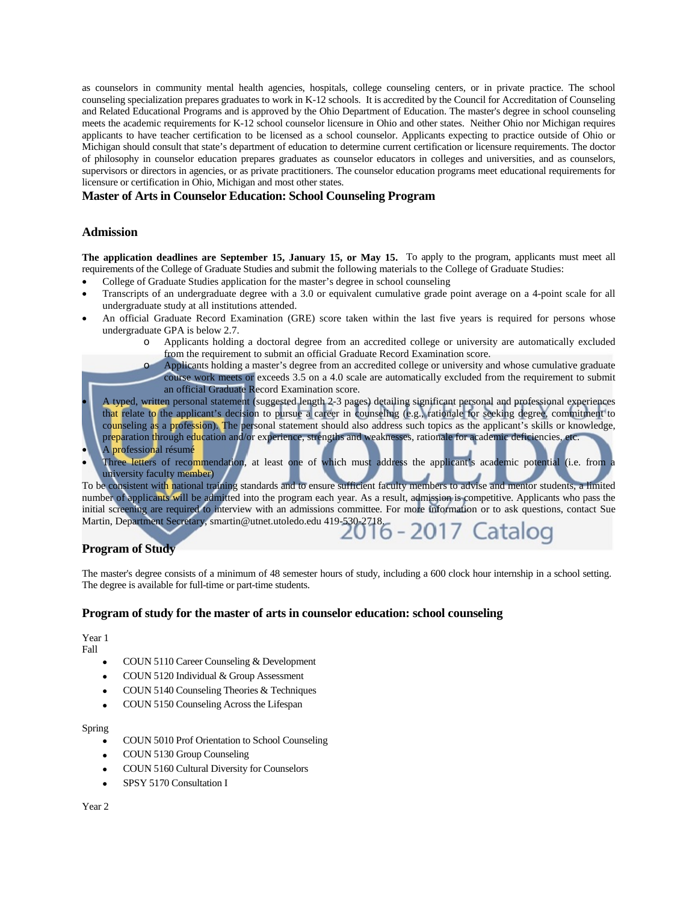as counselors in community mental health agencies, hospitals, college counseling centers, or in private practice. The school counseling specialization prepares graduates to work in K-12 schools. It is accredited by the Council for Accreditation of Counseling and Related Educational Programs and is approved by the Ohio Department of Education. The master's degree in school counseling meets the academic requirements for K-12 school counselor licensure in Ohio and other states. Neither Ohio nor Michigan requires applicants to have teacher certification to be licensed as a school counselor. Applicants expecting to practice outside of Ohio or Michigan should consult that state's department of education to determine current certification or licensure requirements. The doctor of philosophy in counselor education prepares graduates as counselor educators in colleges and universities, and as counselors, supervisors or directors in agencies, or as private practitioners. The counselor education programs meet educational requirements for licensure or certification in Ohio, Michigan and most other states.

## Master of Arts in Counselor Education: School Counseling Program

### Admission

**The application deadlines are September 15, January 15, or May 15.** To apply to the program, applicants must meet all requirements of the College of Graduate Studies and submit the following materials to the College of Graduate Studies:

- College of Graduate Studies application for the master's degree in school counseling
- Transcripts of an undergraduate degree with a 3.0 or equivalent cumulative grade point average on a 4-point scale for all undergraduate study at all institutions attended.
- An official Graduate Record Examination (GRE) score taken within the last five years is required for persons whose undergraduate GPA is below 2.7.
    - Applicants holding a doctoral degree from an accredited college or university are automatically excluded from the requirement to submit an official Graduate Record Examination score.
    - Applicants holding a master's degree from an accredited college or university and whose cumulative graduate course work meets or exceeds 3.5 on a 4.0 scale are automatically excluded from the requirement to submit an official Graduate Record Examination score.
- A typed, written personal statement (suggested length 2-3 pages) detailing significant personal and professional experiences that relate to the applicant's decision to pursue a career in counseling (e.g., rationale for seeking degree, commitment to counseling as a profession). The personal statement should also address such topics as the applicant's skills or knowledge, preparation through education and/or experience, strengths and weaknesses, rationale for academic deficiencies, etc.
- A professional résumé
- Three letters of recommendation, at least one of which must address the applicant's academic potential (i.e. from a university faculty member)

To be consistent with national training standards and to ensure sufficient faculty members to advise and mentor students, a limited number of applicants will be admitted into the program each year. As a result, admission is competitive. Applicants who pass the initial screening are required to interview with an admissions committee. For more information or to ask questions, contact Sue Martin, Department Secretary, smartin@utnet.utoledo.edu 419-530-2718.

### Program of Study

The master's degree consists of a minimum of 48 semester hours of study, including a 600 clock hour internship in a school setting. The degree is available for full-time or part-time students.

### Program of study for the master of arts in counselor education: school counseling

Year 1
Fall

- COUN 5110 Career Counseling & Development
- COUN 5120 Individual & Group Assessment
- COUN 5140 Counseling Theories & Techniques
- COUN 5150 Counseling Across the Lifespan

Spring

- COUN 5010 Prof Orientation to School Counseling
- COUN 5130 Group Counseling
- COUN 5160 Cultural Diversity for Counselors
- SPSY 5170 Consultation I

Year 2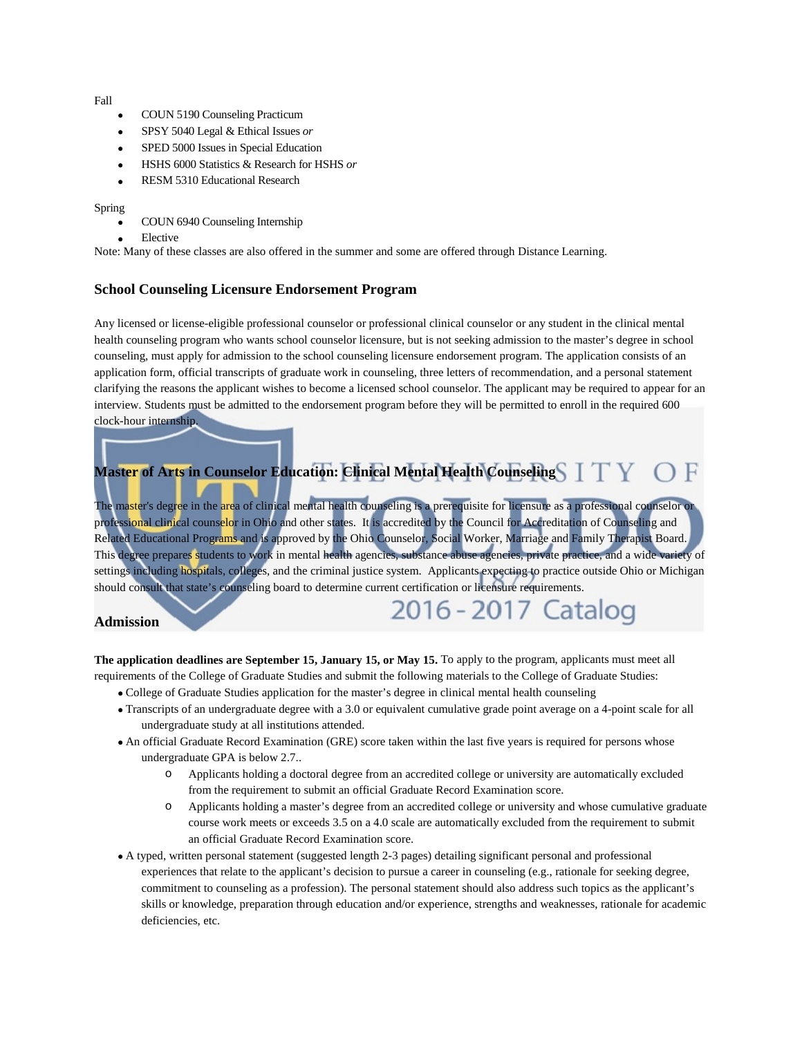Fall

- COUN 5190 Counseling Practicum
- SPSY 5040 Legal & Ethical Issues *or*
- SPED 5000 Issues in Special Education
- HSHS 6000 Statistics & Research for HSHS *or*
- RESM 5310 Educational Research

Spring

- COUN 6940 Counseling Internship
- Elective

Note: Many of these classes are also offered in the summer and some are offered through Distance Learning.

## School Counseling Licensure Endorsement Program

Any licensed or license-eligible professional counselor or professional clinical counselor or any student in the clinical mental health counseling program who wants school counselor licensure, but is not seeking admission to the master's degree in school counseling, must apply for admission to the school counseling licensure endorsement program. The application consists of an application form, official transcripts of graduate work in counseling, three letters of recommendation, and a personal statement clarifying the reasons the applicant wishes to become a licensed school counselor. The applicant may be required to appear for an interview. Students must be admitted to the endorsement program before they will be permitted to enroll in the required 600 clock-hour internship.

## Master of Arts in Counselor Education: Clinical Mental Health Counseling

The master's degree in the area of clinical mental health counseling is a prerequisite for licensure as a professional counselor or professional clinical counselor in Ohio and other states. It is accredited by the Council for Accreditation of Counseling and Related Educational Programs and is approved by the Ohio Counselor, Social Worker, Marriage and Family Therapist Board. This degree prepares students to work in mental health agencies, substance abuse agencies, private practice, and a wide variety of settings including hospitals, colleges, and the criminal justice system. Applicants expecting to practice outside Ohio or Michigan should consult that state's counseling board to determine current certification or licensure requirements.

## Admission

**The application deadlines are September 15, January 15, or May 15.** To apply to the program, applicants must meet all requirements of the College of Graduate Studies and submit the following materials to the College of Graduate Studies:

- College of Graduate Studies application for the master's degree in clinical mental health counseling
- Transcripts of an undergraduate degree with a 3.0 or equivalent cumulative grade point average on a 4-point scale for all undergraduate study at all institutions attended.
- An official Graduate Record Examination (GRE) score taken within the last five years is required for persons whose undergraduate GPA is below 2.7..
  - Applicants holding a doctoral degree from an accredited college or university are automatically excluded from the requirement to submit an official Graduate Record Examination score.
  - Applicants holding a master's degree from an accredited college or university and whose cumulative graduate course work meets or exceeds 3.5 on a 4.0 scale are automatically excluded from the requirement to submit an official Graduate Record Examination score.
- A typed, written personal statement (suggested length 2-3 pages) detailing significant personal and professional experiences that relate to the applicant's decision to pursue a career in counseling (e.g., rationale for seeking degree, commitment to counseling as a profession). The personal statement should also address such topics as the applicant's skills or knowledge, preparation through education and/or experience, strengths and weaknesses, rationale for academic deficiencies, etc.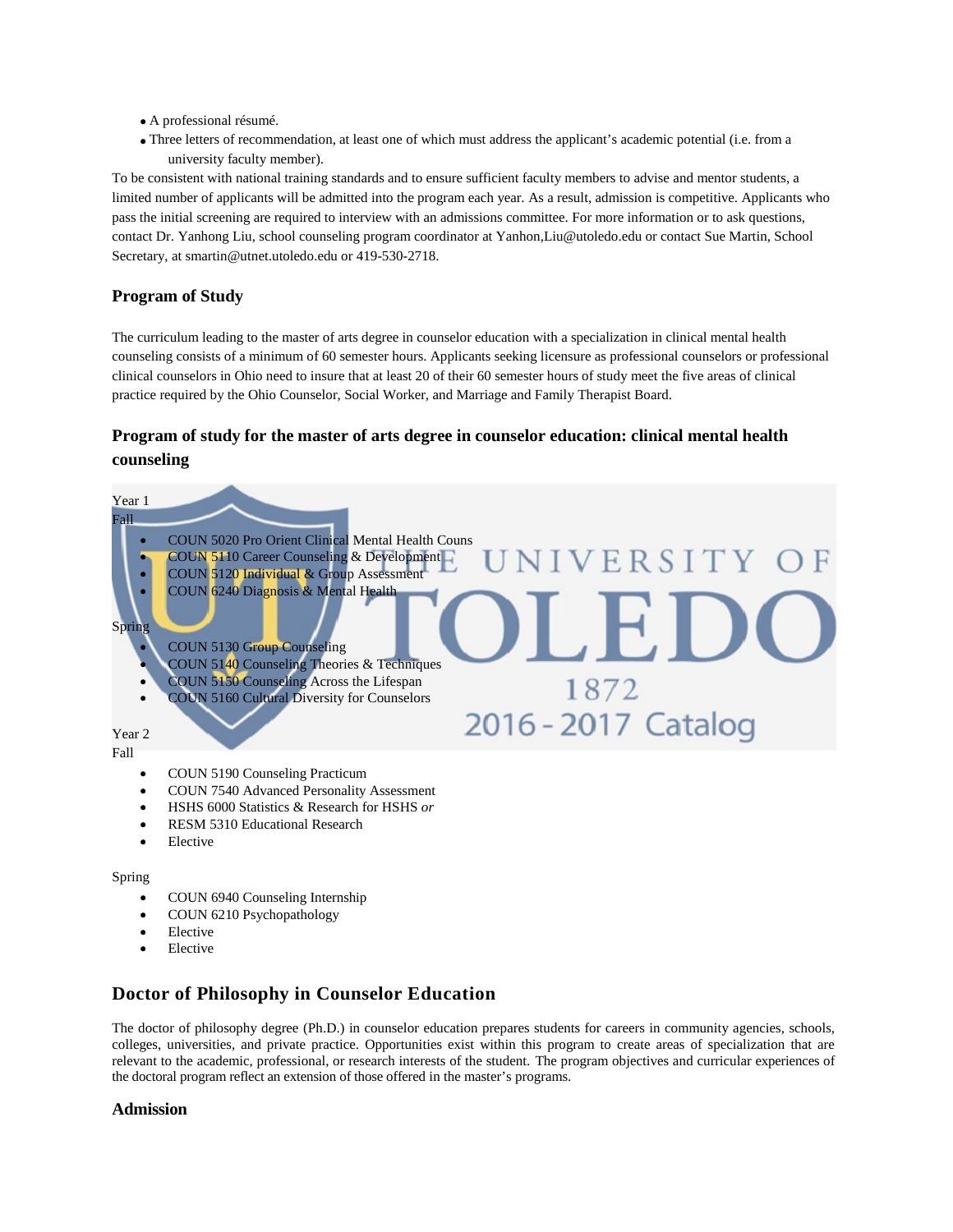- A professional résumé.
- Three letters of recommendation, at least one of which must address the applicant's academic potential (i.e. from a university faculty member).

To be consistent with national training standards and to ensure sufficient faculty members to advise and mentor students, a limited number of applicants will be admitted into the program each year. As a result, admission is competitive. Applicants who pass the initial screening are required to interview with an admissions committee. For more information or to ask questions, contact Dr. Yanhong Liu, school counseling program coordinator at Yanhon,Liu@utoledo.edu or contact Sue Martin, School Secretary, at smartin@utnet.utoledo.edu or 419-530-2718.

### Program of Study

The curriculum leading to the master of arts degree in counselor education with a specialization in clinical mental health counseling consists of a minimum of 60 semester hours. Applicants seeking licensure as professional counselors or professional clinical counselors in Ohio need to insure that at least 20 of their 60 semester hours of study meet the five areas of clinical practice required by the Ohio Counselor, Social Worker, and Marriage and Family Therapist Board.

### Program of study for the master of arts degree in counselor education: clinical mental health counseling

Year 1
Fall

- COUN 5020 Pro Orient Clinical Mental Health Couns
- COUN 5110 Career Counseling & Development
- COUN 5120 Individual & Group Assessment
- COUN 6240 Diagnosis & Mental Health

Spring

- COUN 5130 Group Counseling
- COUN 5140 Counseling Theories & Techniques
- COUN 5150 Counseling Across the Lifespan
- COUN 5160 Cultural Diversity for Counselors

Year 2
Fall

- COUN 5190 Counseling Practicum
- COUN 7540 Advanced Personality Assessment
- HSHS 6000 Statistics & Research for HSHS *or*
- RESM 5310 Educational Research
- Elective

Spring

- COUN 6940 Counseling Internship
- COUN 6210 Psychopathology
- Elective
- Elective

## Doctor of Philosophy in Counselor Education

The doctor of philosophy degree (Ph.D.) in counselor education prepares students for careers in community agencies, schools, colleges, universities, and private practice. Opportunities exist within this program to create areas of specialization that are relevant to the academic, professional, or research interests of the student. The program objectives and curricular experiences of the doctoral program reflect an extension of those offered in the master's programs.

### Admission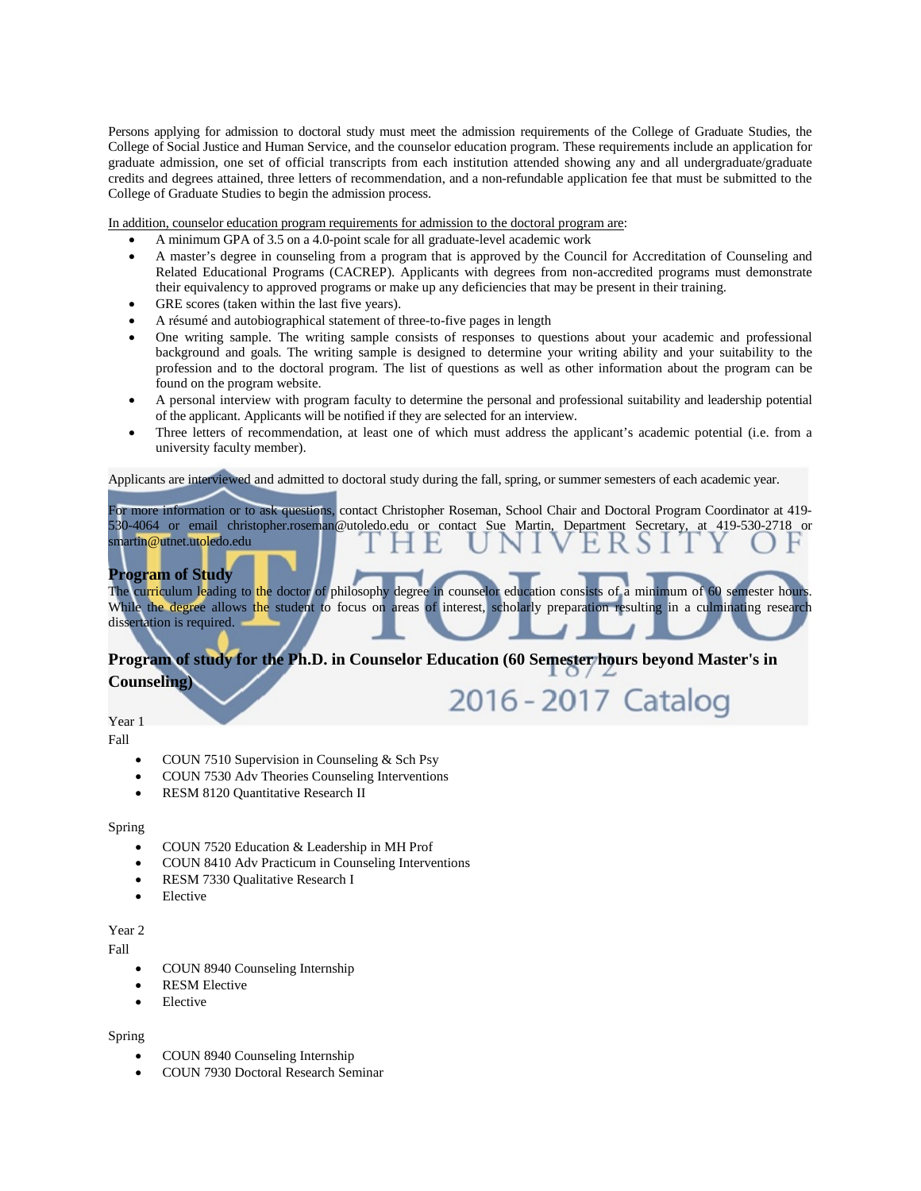Persons applying for admission to doctoral study must meet the admission requirements of the College of Graduate Studies, the College of Social Justice and Human Service, and the counselor education program. These requirements include an application for graduate admission, one set of official transcripts from each institution attended showing any and all undergraduate/graduate credits and degrees attained, three letters of recommendation, and a non-refundable application fee that must be submitted to the College of Graduate Studies to begin the admission process.

In addition, counselor education program requirements for admission to the doctoral program are:

- A minimum GPA of 3.5 on a 4.0-point scale for all graduate-level academic work
- A master's degree in counseling from a program that is approved by the Council for Accreditation of Counseling and Related Educational Programs (CACREP). Applicants with degrees from non-accredited programs must demonstrate their equivalency to approved programs or make up any deficiencies that may be present in their training.
- GRE scores (taken within the last five years).
- A résumé and autobiographical statement of three-to-five pages in length
- One writing sample. The writing sample consists of responses to questions about your academic and professional background and goals. The writing sample is designed to determine your writing ability and your suitability to the profession and to the doctoral program. The list of questions as well as other information about the program can be found on the program website.
- A personal interview with program faculty to determine the personal and professional suitability and leadership potential of the applicant. Applicants will be notified if they are selected for an interview.
- Three letters of recommendation, at least one of which must address the applicant's academic potential (i.e. from a university faculty member).

Applicants are interviewed and admitted to doctoral study during the fall, spring, or summer semesters of each academic year.

For more information or to ask questions, contact Christopher Roseman, School Chair and Doctoral Program Coordinator at 419-530-4064 or email christopher.roseman@utoledo.edu or contact Sue Martin, Department Secretary, at 419-530-2718 or smartin@utnet.utoledo.edu

### Program of Study

The curriculum leading to the doctor of philosophy degree in counselor education consists of a minimum of 60 semester hours. While the degree allows the student to focus on areas of interest, scholarly preparation resulting in a culminating research dissertation is required.

### Program of study for the Ph.D. in Counselor Education (60 Semester hours beyond Master's in Counseling)

Year 1

Fall

- COUN 7510 Supervision in Counseling & Sch Psy
- COUN 7530 Adv Theories Counseling Interventions
- RESM 8120 Quantitative Research II

Spring

- COUN 7520 Education & Leadership in MH Prof
- COUN 8410 Adv Practicum in Counseling Interventions
- RESM 7330 Qualitative Research I
- Elective

Year 2

Fall

- COUN 8940 Counseling Internship
- RESM Elective
- Elective

Spring

- COUN 8940 Counseling Internship
- COUN 7930 Doctoral Research Seminar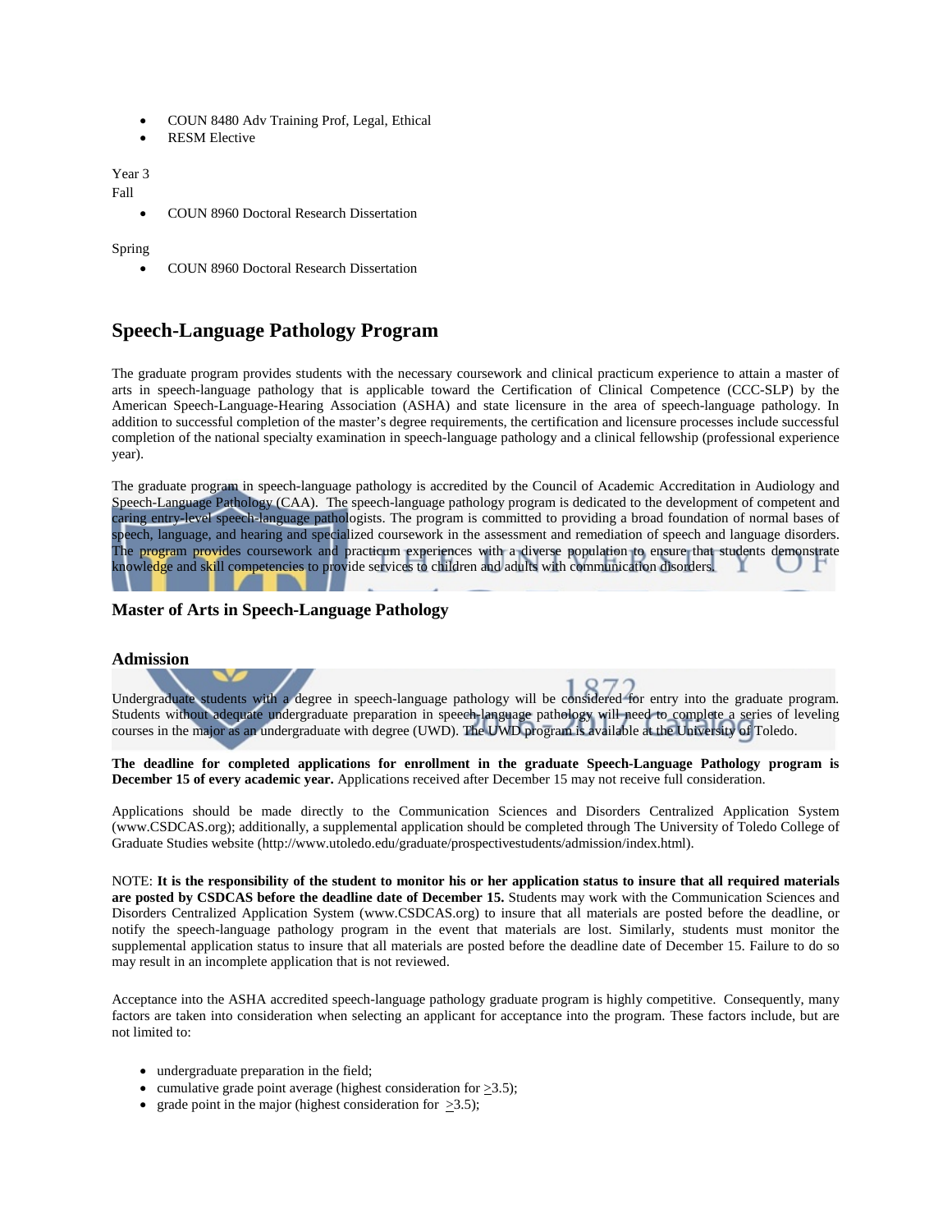- COUN 8480 Adv Training Prof, Legal, Ethical
- RESM Elective

Year 3
Fall

- COUN 8960 Doctoral Research Dissertation

Spring

- COUN 8960 Doctoral Research Dissertation

## Speech-Language Pathology Program

The graduate program provides students with the necessary coursework and clinical practicum experience to attain a master of arts in speech-language pathology that is applicable toward the Certification of Clinical Competence (CCC-SLP) by the American Speech-Language-Hearing Association (ASHA) and state licensure in the area of speech-language pathology. In addition to successful completion of the master's degree requirements, the certification and licensure processes include successful completion of the national specialty examination in speech-language pathology and a clinical fellowship (professional experience year).

The graduate program in speech-language pathology is accredited by the Council of Academic Accreditation in Audiology and Speech-Language Pathology (CAA). The speech-language pathology program is dedicated to the development of competent and caring entry-level speech-language pathologists. The program is committed to providing a broad foundation of normal bases of speech, language, and hearing and specialized coursework in the assessment and remediation of speech and language disorders. The program provides coursework and practicum experiences with a diverse population to ensure that students demonstrate knowledge and skill competencies to provide services to children and adults with communication disorders.

### Master of Arts in Speech-Language Pathology

### Admission

Undergraduate students with a degree in speech-language pathology will be considered for entry into the graduate program. Students without adequate undergraduate preparation in speech-language pathology will need to complete a series of leveling courses in the major as an undergraduate with degree (UWD). The UWD program is available at the University of Toledo.

**The deadline for completed applications for enrollment in the graduate Speech-Language Pathology program is December 15 of every academic year.** Applications received after December 15 may not receive full consideration.

Applications should be made directly to the Communication Sciences and Disorders Centralized Application System (www.CSDCAS.org); additionally, a supplemental application should be completed through The University of Toledo College of Graduate Studies website (http://www.utoledo.edu/graduate/prospectivestudents/admission/index.html).

NOTE: **It is the responsibility of the student to monitor his or her application status to insure that all required materials are posted by CSDCAS before the deadline date of December 15.** Students may work with the Communication Sciences and Disorders Centralized Application System (www.CSDCAS.org) to insure that all materials are posted before the deadline, or notify the speech-language pathology program in the event that materials are lost. Similarly, students must monitor the supplemental application status to insure that all materials are posted before the deadline date of December 15. Failure to do so may result in an incomplete application that is not reviewed.

Acceptance into the ASHA accredited speech-language pathology graduate program is highly competitive. Consequently, many factors are taken into consideration when selecting an applicant for acceptance into the program. These factors include, but are not limited to:

- undergraduate preparation in the field;
- cumulative grade point average (highest consideration for $\geq$3.5);
- grade point in the major (highest consideration for $\geq$3.5);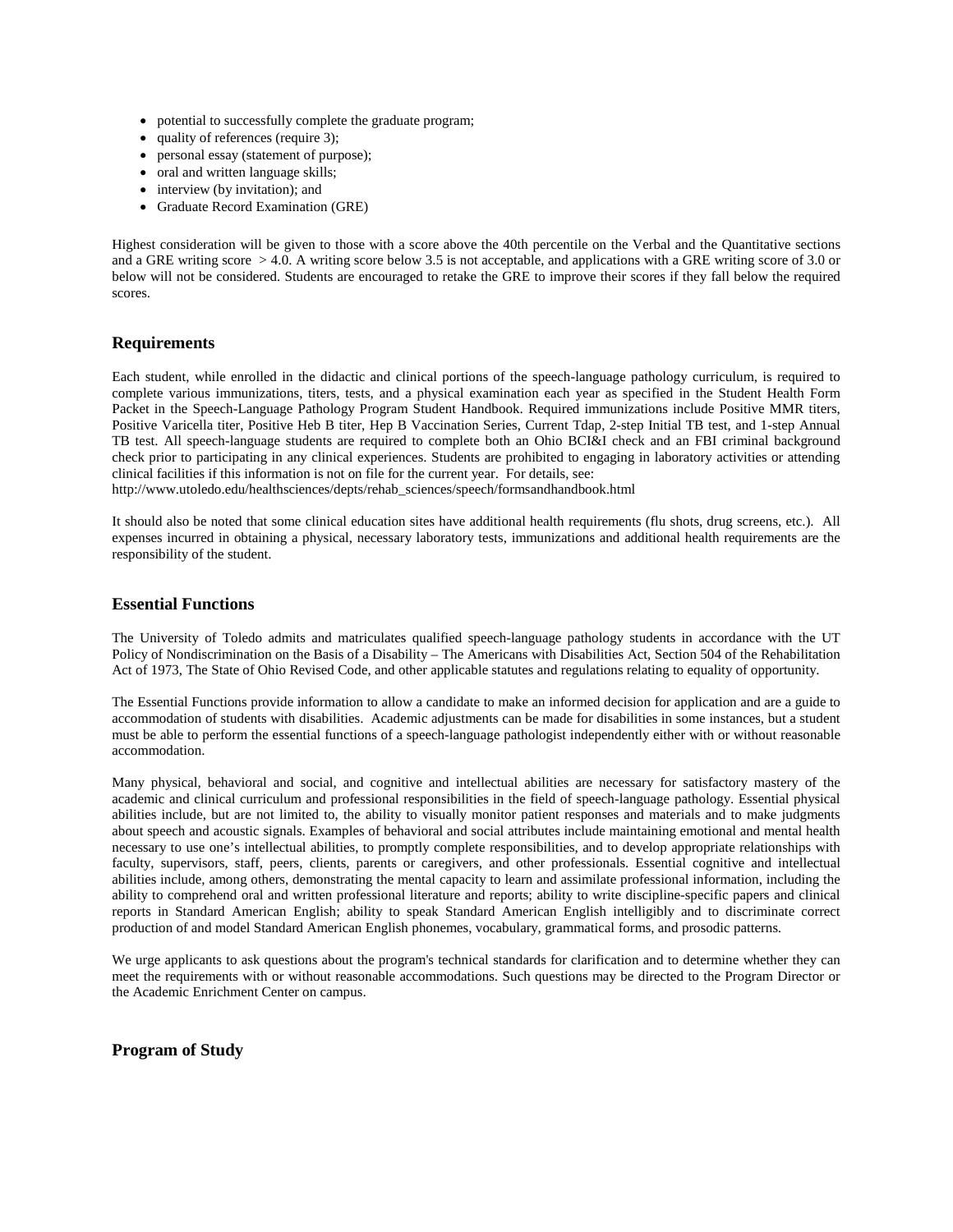- potential to successfully complete the graduate program;
- quality of references (require 3);
- personal essay (statement of purpose);
- oral and written language skills;
- interview (by invitation); and
- Graduate Record Examination (GRE)

Highest consideration will be given to those with a score above the 40th percentile on the Verbal and the Quantitative sections and a GRE writing score $> 4.0$. A writing score below 3.5 is not acceptable, and applications with a GRE writing score of 3.0 or below will not be considered. Students are encouraged to retake the GRE to improve their scores if they fall below the required scores.

## Requirements

Each student, while enrolled in the didactic and clinical portions of the speech-language pathology curriculum, is required to complete various immunizations, titers, tests, and a physical examination each year as specified in the Student Health Form Packet in the Speech-Language Pathology Program Student Handbook. Required immunizations include Positive MMR titers, Positive Varicella titer, Positive Heb B titer, Hep B Vaccination Series, Current Tdap, 2-step Initial TB test, and 1-step Annual TB test. All speech-language students are required to complete both an Ohio BCI&I check and an FBI criminal background check prior to participating in any clinical experiences. Students are prohibited to engaging in laboratory activities or attending clinical facilities if this information is not on file for the current year. For details, see:
http://www.utoledo.edu/healthsciences/depts/rehab_sciences/speech/formsandhandbook.html

It should also be noted that some clinical education sites have additional health requirements (flu shots, drug screens, etc.). All expenses incurred in obtaining a physical, necessary laboratory tests, immunizations and additional health requirements are the responsibility of the student.

## Essential Functions

The University of Toledo admits and matriculates qualified speech-language pathology students in accordance with the UT Policy of Nondiscrimination on the Basis of a Disability – The Americans with Disabilities Act, Section 504 of the Rehabilitation Act of 1973, The State of Ohio Revised Code, and other applicable statutes and regulations relating to equality of opportunity.

The Essential Functions provide information to allow a candidate to make an informed decision for application and are a guide to accommodation of students with disabilities. Academic adjustments can be made for disabilities in some instances, but a student must be able to perform the essential functions of a speech-language pathologist independently either with or without reasonable accommodation.

Many physical, behavioral and social, and cognitive and intellectual abilities are necessary for satisfactory mastery of the academic and clinical curriculum and professional responsibilities in the field of speech-language pathology. Essential physical abilities include, but are not limited to, the ability to visually monitor patient responses and materials and to make judgments about speech and acoustic signals. Examples of behavioral and social attributes include maintaining emotional and mental health necessary to use one's intellectual abilities, to promptly complete responsibilities, and to develop appropriate relationships with faculty, supervisors, staff, peers, clients, parents or caregivers, and other professionals. Essential cognitive and intellectual abilities include, among others, demonstrating the mental capacity to learn and assimilate professional information, including the ability to comprehend oral and written professional literature and reports; ability to write discipline-specific papers and clinical reports in Standard American English; ability to speak Standard American English intelligibly and to discriminate correct production of and model Standard American English phonemes, vocabulary, grammatical forms, and prosodic patterns.

We urge applicants to ask questions about the program's technical standards for clarification and to determine whether they can meet the requirements with or without reasonable accommodations. Such questions may be directed to the Program Director or the Academic Enrichment Center on campus.

## Program of Study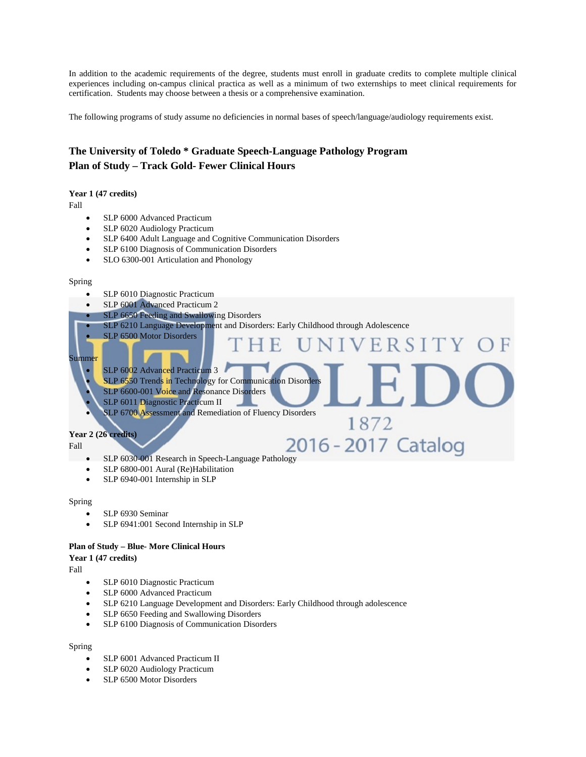In addition to the academic requirements of the degree, students must enroll in graduate credits to complete multiple clinical experiences including on-campus clinical practica as well as a minimum of two externships to meet clinical requirements for certification. Students may choose between a thesis or a comprehensive examination.

The following programs of study assume no deficiencies in normal bases of speech/language/audiology requirements exist.

## The University of Toledo * Graduate Speech-Language Pathology Program
## Plan of Study – Track Gold- Fewer Clinical Hours

**Year 1 (47 credits)**

Fall

- SLP 6000 Advanced Practicum
- SLP 6020 Audiology Practicum
- SLP 6400 Adult Language and Cognitive Communication Disorders
- SLP 6100 Diagnosis of Communication Disorders
- SLO 6300-001 Articulation and Phonology

Spring

- SLP 6010 Diagnostic Practicum
- SLP 6001 Advanced Practicum 2
- SLP 6650 Feeding and Swallowing Disorders
- SLP 6210 Language Development and Disorders: Early Childhood through Adolescence
- SLP 6500 Motor Disorders

Summer

- SLP 6002 Advanced Practicum 3
- SLP 6550 Trends in Technology for Communication Disorders
- SLP 6600-001 Voice and Resonance Disorders
- SLP 6011 Diagnostic Practicum II
- SLP 6700 Assessment and Remediation of Fluency Disorders

**Year 2 (26 credits)**

Fall

- SLP 6030-001 Research in Speech-Language Pathology
- SLP 6800-001 Aural (Re)Habilitation
- SLP 6940-001 Internship in SLP

Spring

- SLP 6930 Seminar
- SLP 6941:001 Second Internship in SLP

**Plan of Study – Blue- More Clinical Hours**

**Year 1 (47 credits)**

Fall

- SLP 6010 Diagnostic Practicum
- SLP 6000 Advanced Practicum
- SLP 6210 Language Development and Disorders: Early Childhood through adolescence
- SLP 6650 Feeding and Swallowing Disorders
- SLP 6100 Diagnosis of Communication Disorders

Spring

- SLP 6001 Advanced Practicum II
- SLP 6020 Audiology Practicum
- SLP 6500 Motor Disorders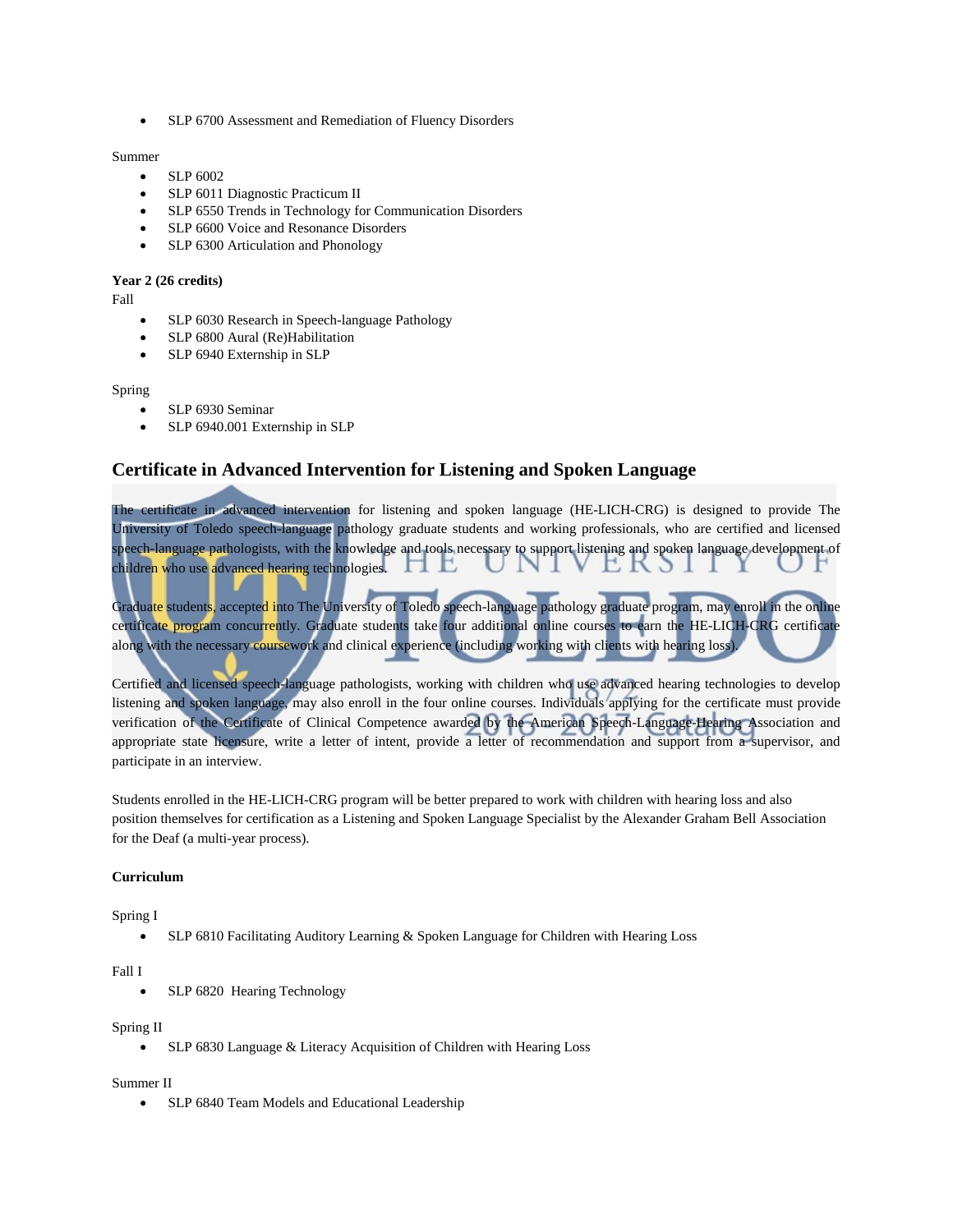- SLP 6700 Assessment and Remediation of Fluency Disorders

Summer

- SLP 6002
- SLP 6011 Diagnostic Practicum II
- SLP 6550 Trends in Technology for Communication Disorders
- SLP 6600 Voice and Resonance Disorders
- SLP 6300 Articulation and Phonology

**Year 2 (26 credits)**

Fall

- SLP 6030 Research in Speech-language Pathology
- SLP 6800 Aural (Re)Habilitation
- SLP 6940 Externship in SLP

Spring

- SLP 6930 Seminar
- SLP 6940.001 Externship in SLP

## Certificate in Advanced Intervention for Listening and Spoken Language

The certificate in advanced intervention for listening and spoken language (HE-LICH-CRG) is designed to provide The University of Toledo speech-language pathology graduate students and working professionals, who are certified and licensed speech-language pathologists, with the knowledge and tools necessary to support listening and spoken language development of children who use advanced hearing technologies.

Graduate students, accepted into The University of Toledo speech-language pathology graduate program, may enroll in the online certificate program concurrently. Graduate students take four additional online courses to earn the HE-LICH-CRG certificate along with the necessary coursework and clinical experience (including working with clients with hearing loss).

Certified and licensed speech-language pathologists, working with children who use advanced hearing technologies to develop listening and spoken language, may also enroll in the four online courses. Individuals applying for the certificate must provide verification of the Certificate of Clinical Competence awarded by the American Speech-Language-Hearing Association and appropriate state licensure, write a letter of intent, provide a letter of recommendation and support from a supervisor, and participate in an interview.

Students enrolled in the HE-LICH-CRG program will be better prepared to work with children with hearing loss and also position themselves for certification as a Listening and Spoken Language Specialist by the Alexander Graham Bell Association for the Deaf (a multi-year process).

**Curriculum**

Spring I

- SLP 6810 Facilitating Auditory Learning & Spoken Language for Children with Hearing Loss

Fall I

- SLP 6820 Hearing Technology

Spring II

- SLP 6830 Language & Literacy Acquisition of Children with Hearing Loss

Summer II

- SLP 6840 Team Models and Educational Leadership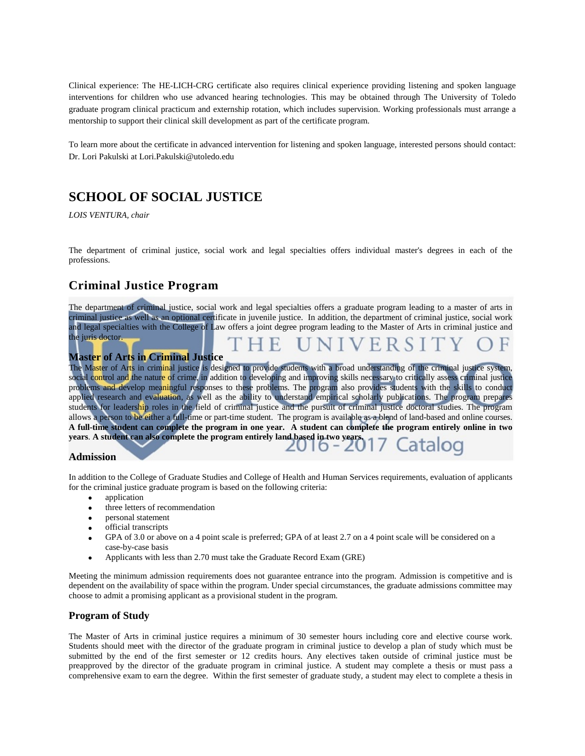Clinical experience: The HE-LICH-CRG certificate also requires clinical experience providing listening and spoken language interventions for children who use advanced hearing technologies. This may be obtained through The University of Toledo graduate program clinical practicum and externship rotation, which includes supervision. Working professionals must arrange a mentorship to support their clinical skill development as part of the certificate program.

To learn more about the certificate in advanced intervention for listening and spoken language, interested persons should contact: Dr. Lori Pakulski at Lori.Pakulski@utoledo.edu

# SCHOOL OF SOCIAL JUSTICE

*LOIS VENTURA, chair*

The department of criminal justice, social work and legal specialties offers individual master's degrees in each of the professions.

## Criminal Justice Program

The department of criminal justice, social work and legal specialties offers a graduate program leading to a master of arts in criminal justice as well as an optional certificate in juvenile justice. In addition, the department of criminal justice, social work and legal specialties with the College of Law offers a joint degree program leading to the Master of Arts in criminal justice and the juris doctor.

### Master of Arts in Criminal Justice

The Master of Arts in criminal justice is designed to provide students with a broad understanding of the criminal justice system, social control and the nature of crime, in addition to developing and improving skills necessary to critically assess criminal justice problems and develop meaningful responses to these problems. The program also provides students with the skills to conduct applied research and evaluation, as well as the ability to understand empirical scholarly publications. The program prepares students for leadership roles in the field of criminal justice and the pursuit of criminal justice doctoral studies. The program allows a person to be either a full-time or part-time student. The program is available as a blend of land-based and online courses. **A full-time student can complete the program in one year. A student can complete the program entirely online in two years**. **A student can also complete the program entirely land based in two years.**

### Admission

In addition to the College of Graduate Studies and College of Health and Human Services requirements, evaluation of applicants for the criminal justice graduate program is based on the following criteria:

- application
- three letters of recommendation
- personal statement
- official transcripts
- GPA of 3.0 or above on a 4 point scale is preferred; GPA of at least 2.7 on a 4 point scale will be considered on a case-by-case basis
- Applicants with less than 2.70 must take the Graduate Record Exam (GRE)

Meeting the minimum admission requirements does not guarantee entrance into the program. Admission is competitive and is dependent on the availability of space within the program. Under special circumstances, the graduate admissions committee may choose to admit a promising applicant as a provisional student in the program.

### Program of Study

The Master of Arts in criminal justice requires a minimum of 30 semester hours including core and elective course work. Students should meet with the director of the graduate program in criminal justice to develop a plan of study which must be submitted by the end of the first semester or 12 credits hours. Any electives taken outside of criminal justice must be preapproved by the director of the graduate program in criminal justice. A student may complete a thesis or must pass a comprehensive exam to earn the degree. Within the first semester of graduate study, a student may elect to complete a thesis in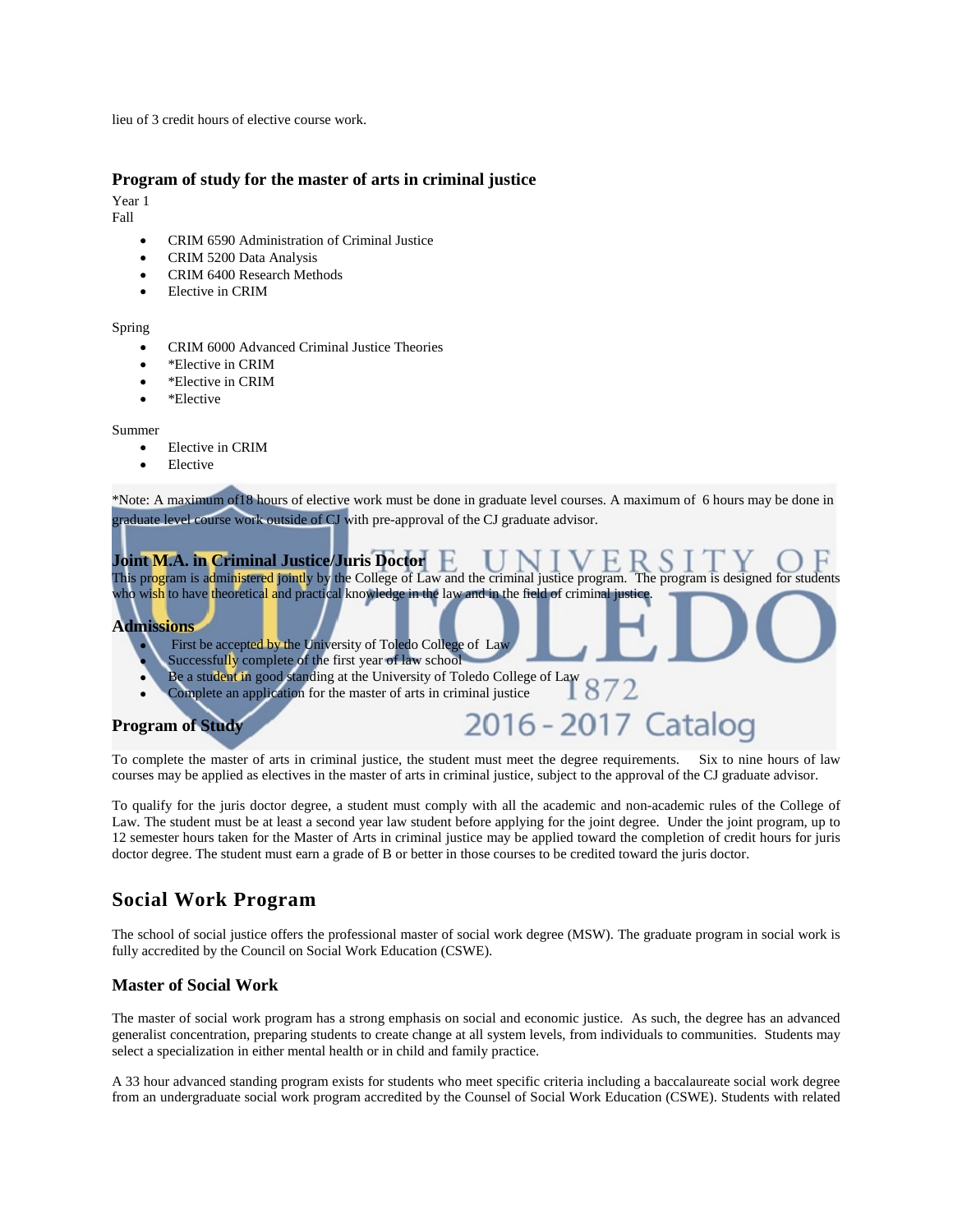lieu of 3 credit hours of elective course work.

### Program of study for the master of arts in criminal justice

Year 1
Fall

- CRIM 6590 Administration of Criminal Justice
- CRIM 5200 Data Analysis
- CRIM 6400 Research Methods
- Elective in CRIM

Spring

- CRIM 6000 Advanced Criminal Justice Theories
- *Elective in CRIM
- *Elective in CRIM
- *Elective

Summer

- Elective in CRIM
- Elective

*Note: A maximum of18 hours of elective work must be done in graduate level courses. A maximum of 6 hours may be done in graduate level course work outside of CJ with pre-approval of the CJ graduate advisor.

### Joint M.A. in Criminal Justice/Juris Doctor

This program is administered jointly by the College of Law and the criminal justice program. The program is designed for students who wish to have theoretical and practical knowledge in the law and in the field of criminal justice.

### Admissions

- First be accepted by the University of Toledo College of Law
- Successfully complete of the first year of law school
- Be a student in good standing at the University of Toledo College of Law
- Complete an application for the master of arts in criminal justice

### Program of Study

To complete the master of arts in criminal justice, the student must meet the degree requirements. Six to nine hours of law courses may be applied as electives in the master of arts in criminal justice, subject to the approval of the CJ graduate advisor.

To qualify for the juris doctor degree, a student must comply with all the academic and non-academic rules of the College of Law. The student must be at least a second year law student before applying for the joint degree. Under the joint program, up to 12 semester hours taken for the Master of Arts in criminal justice may be applied toward the completion of credit hours for juris doctor degree. The student must earn a grade of B or better in those courses to be credited toward the juris doctor.

## Social Work Program

The school of social justice offers the professional master of social work degree (MSW). The graduate program in social work is fully accredited by the Council on Social Work Education (CSWE).

### Master of Social Work

The master of social work program has a strong emphasis on social and economic justice. As such, the degree has an advanced generalist concentration, preparing students to create change at all system levels, from individuals to communities. Students may select a specialization in either mental health or in child and family practice.

A 33 hour advanced standing program exists for students who meet specific criteria including a baccalaureate social work degree from an undergraduate social work program accredited by the Counsel of Social Work Education (CSWE). Students with related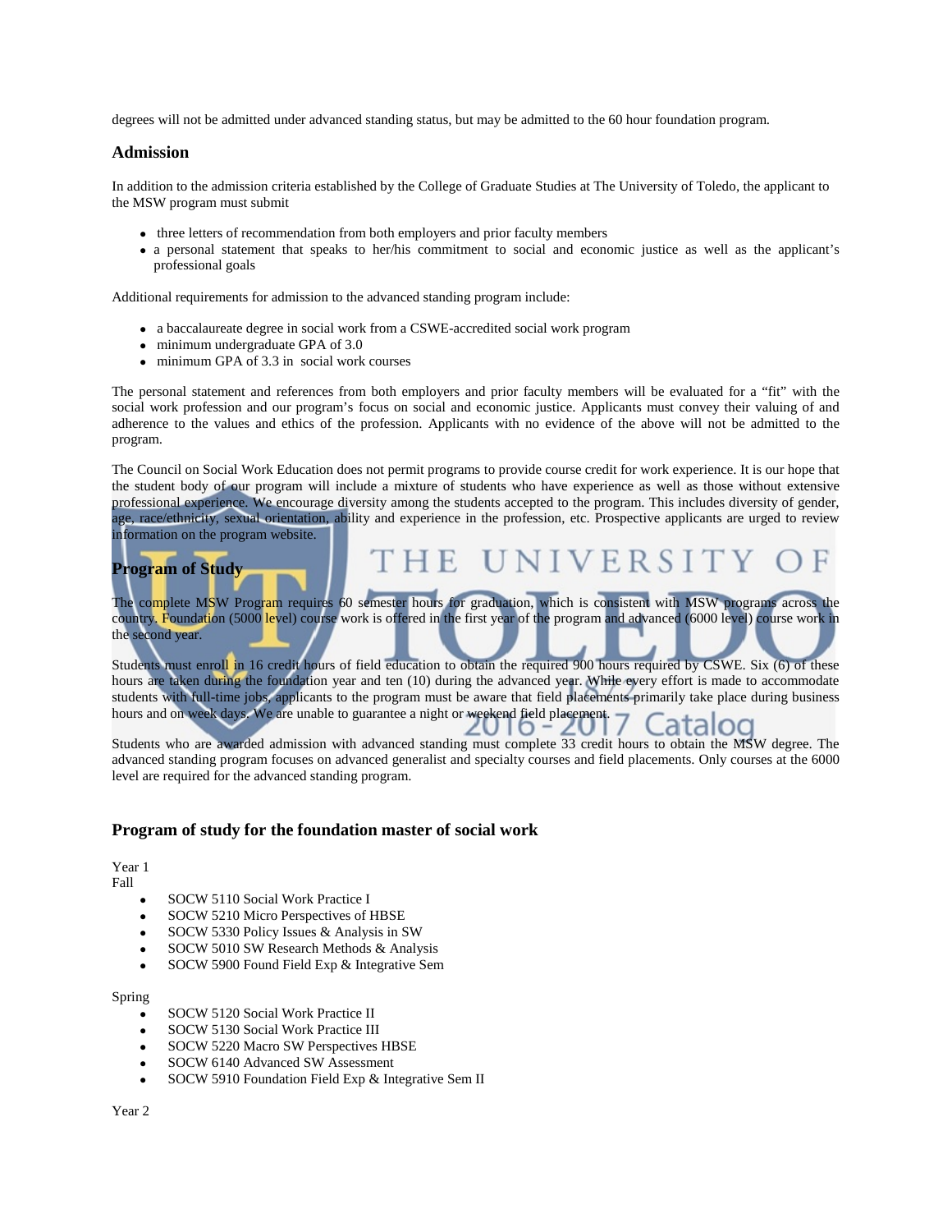degrees will not be admitted under advanced standing status, but may be admitted to the 60 hour foundation program.

### Admission

In addition to the admission criteria established by the College of Graduate Studies at The University of Toledo, the applicant to the MSW program must submit

- three letters of recommendation from both employers and prior faculty members
- a personal statement that speaks to her/his commitment to social and economic justice as well as the applicant's professional goals

Additional requirements for admission to the advanced standing program include:

- a baccalaureate degree in social work from a CSWE-accredited social work program
- minimum undergraduate GPA of 3.0
- minimum GPA of 3.3 in social work courses

The personal statement and references from both employers and prior faculty members will be evaluated for a "fit" with the social work profession and our program's focus on social and economic justice. Applicants must convey their valuing of and adherence to the values and ethics of the profession. Applicants with no evidence of the above will not be admitted to the program.

The Council on Social Work Education does not permit programs to provide course credit for work experience. It is our hope that the student body of our program will include a mixture of students who have experience as well as those without extensive professional experience. We encourage diversity among the students accepted to the program. This includes diversity of gender, age, race/ethnicity, sexual orientation, ability and experience in the profession, etc. Prospective applicants are urged to review information on the program website.

### Program of Study

The complete MSW Program requires 60 semester hours for graduation, which is consistent with MSW programs across the country. Foundation (5000 level) course work is offered in the first year of the program and advanced (6000 level) course work in the second year.

Students must enroll in 16 credit hours of field education to obtain the required 900 hours required by CSWE. Six (6) of these hours are taken during the foundation year and ten (10) during the advanced year. While every effort is made to accommodate students with full-time jobs, applicants to the program must be aware that field placements primarily take place during business hours and on week days. We are unable to guarantee a night or weekend field placement.

Students who are awarded admission with advanced standing must complete 33 credit hours to obtain the MSW degree. The advanced standing program focuses on advanced generalist and specialty courses and field placements. Only courses at the 6000 level are required for the advanced standing program.

### Program of study for the foundation master of social work

Year 1
Fall

- SOCW 5110 Social Work Practice I
- SOCW 5210 Micro Perspectives of HBSE
- SOCW 5330 Policy Issues & Analysis in SW
- SOCW 5010 SW Research Methods & Analysis
- SOCW 5900 Found Field Exp & Integrative Sem

Spring

- SOCW 5120 Social Work Practice II
- SOCW 5130 Social Work Practice III
- SOCW 5220 Macro SW Perspectives HBSE
- SOCW 6140 Advanced SW Assessment
- SOCW 5910 Foundation Field Exp & Integrative Sem II

Year 2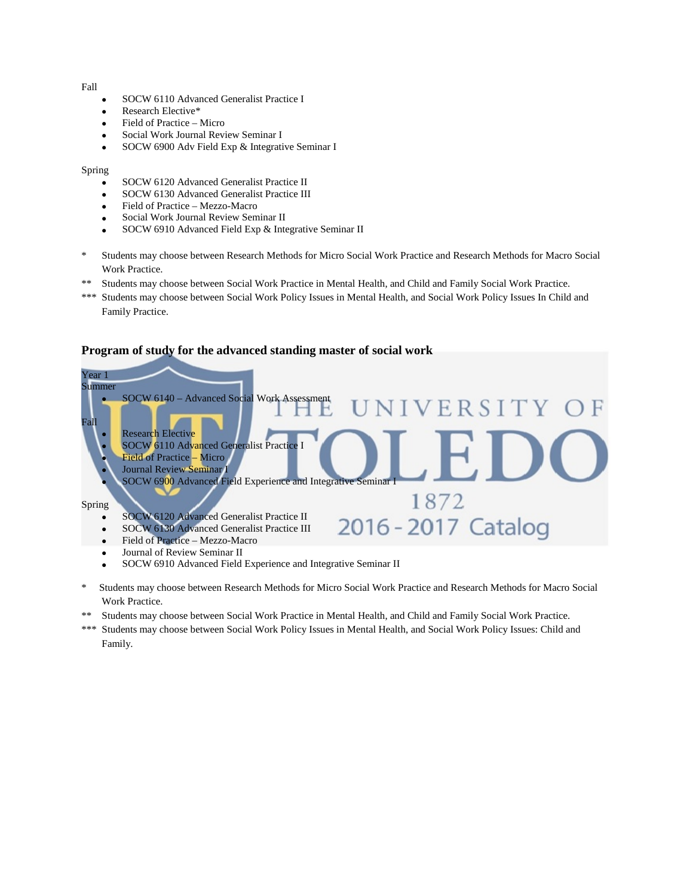Fall

- SOCW 6110 Advanced Generalist Practice I
- Research Elective*
- Field of Practice – Micro
- Social Work Journal Review Seminar I
- SOCW 6900 Adv Field Exp & Integrative Seminar I

Spring

- SOCW 6120 Advanced Generalist Practice II
- SOCW 6130 Advanced Generalist Practice III
- Field of Practice – Mezzo-Macro
- Social Work Journal Review Seminar II
- SOCW 6910 Advanced Field Exp & Integrative Seminar II

\* Students may choose between Research Methods for Micro Social Work Practice and Research Methods for Macro Social Work Practice.

\*\* Students may choose between Social Work Practice in Mental Health, and Child and Family Social Work Practice.

\*\*\* Students may choose between Social Work Policy Issues in Mental Health, and Social Work Policy Issues In Child and Family Practice.

### Program of study for the advanced standing master of social work

Year 1

Summer

- SOCW 6140 – Advanced Social Work Assessment

Fall

- Research Elective
- SOCW 6110 Advanced Generalist Practice I
- Field of Practice – Micro
- Journal Review Seminar I
- SOCW 6900 Advanced Field Experience and Integrative Seminar I

Spring

- SOCW 6120 Advanced Generalist Practice II
- SOCW 6130 Advanced Generalist Practice III
- Field of Practice – Mezzo-Macro
- Journal of Review Seminar II
- SOCW 6910 Advanced Field Experience and Integrative Seminar II

\* Students may choose between Research Methods for Micro Social Work Practice and Research Methods for Macro Social Work Practice.

\*\* Students may choose between Social Work Practice in Mental Health, and Child and Family Social Work Practice.

\*\*\* Students may choose between Social Work Policy Issues in Mental Health, and Social Work Policy Issues: Child and Family.